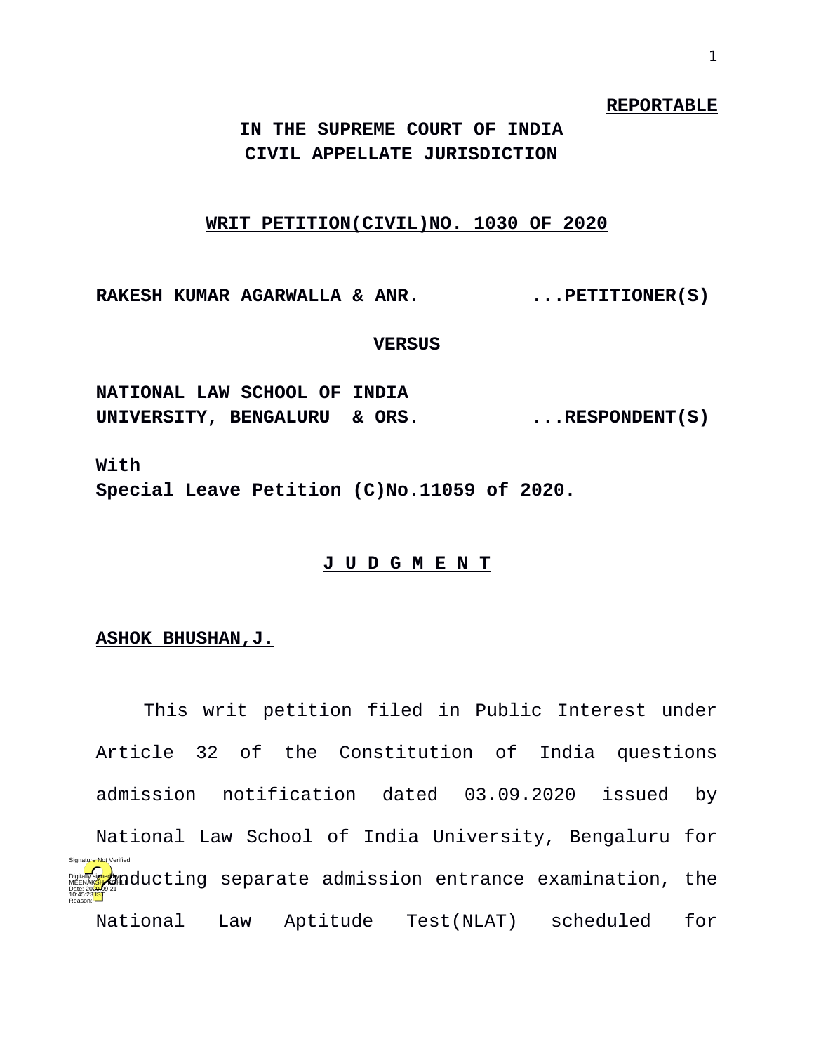**REPORTABLE**

**IN THE SUPREME COURT OF INDIA**
**CIVIL APPELLATE JURISDICTION**

**WRIT PETITION(CIVIL)NO. 1030 OF 2020**

**RAKESH KUMAR AGARWALLA & ANR. ...PETITIONER(S)**

**VERSUS**

**NATIONAL LAW SCHOOL OF INDIA UNIVERSITY, BENGALURU & ORS. ...RESPONDENT(S)**

**With**
**Special Leave Petition (C)No.11059 of 2020.**

**J U D G M E N T**

**ASHOK BHUSHAN,J.**

This writ petition filed in Public Interest under Article 32 of the Constitution of India questions admission notification dated 03.09.2020 issued by National Law School of India University, Bengaluru for conducting separate admission entrance examination, the National Law Aptitude Test(NLAT) scheduled for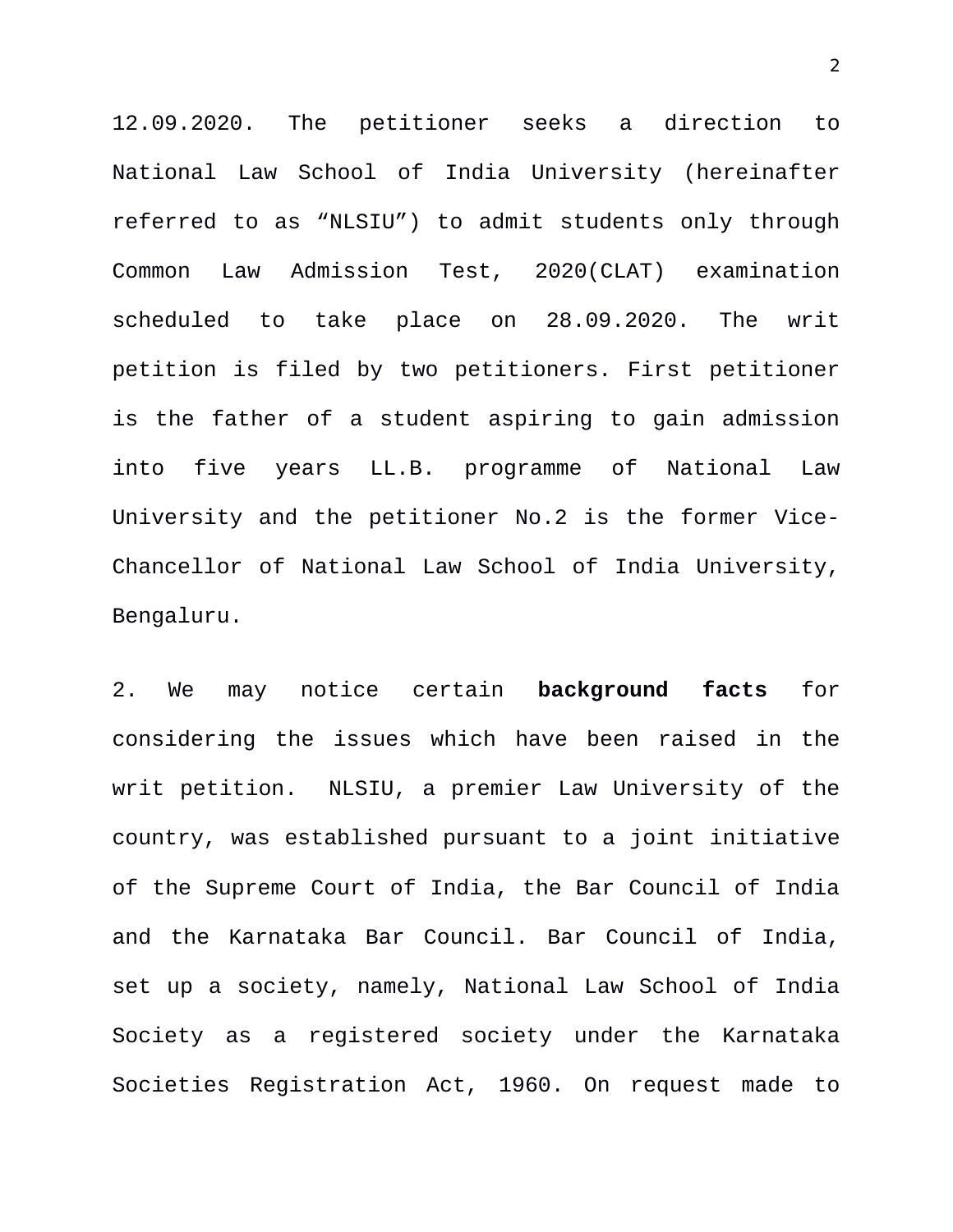12.09.2020. The petitioner seeks a direction to National Law School of India University (hereinafter referred to as “NLSIU”) to admit students only through Common Law Admission Test, 2020(CLAT) examination scheduled to take place on 28.09.2020. The writ petition is filed by two petitioners. First petitioner is the father of a student aspiring to gain admission into five years LL.B. programme of National Law University and the petitioner No.2 is the former Vice-Chancellor of National Law School of India University, Bengaluru.

2. We may notice certain **background facts** for considering the issues which have been raised in the writ petition. NLSIU, a premier Law University of the country, was established pursuant to a joint initiative of the Supreme Court of India, the Bar Council of India and the Karnataka Bar Council. Bar Council of India, set up a society, namely, National Law School of India Society as a registered society under the Karnataka Societies Registration Act, 1960. On request made to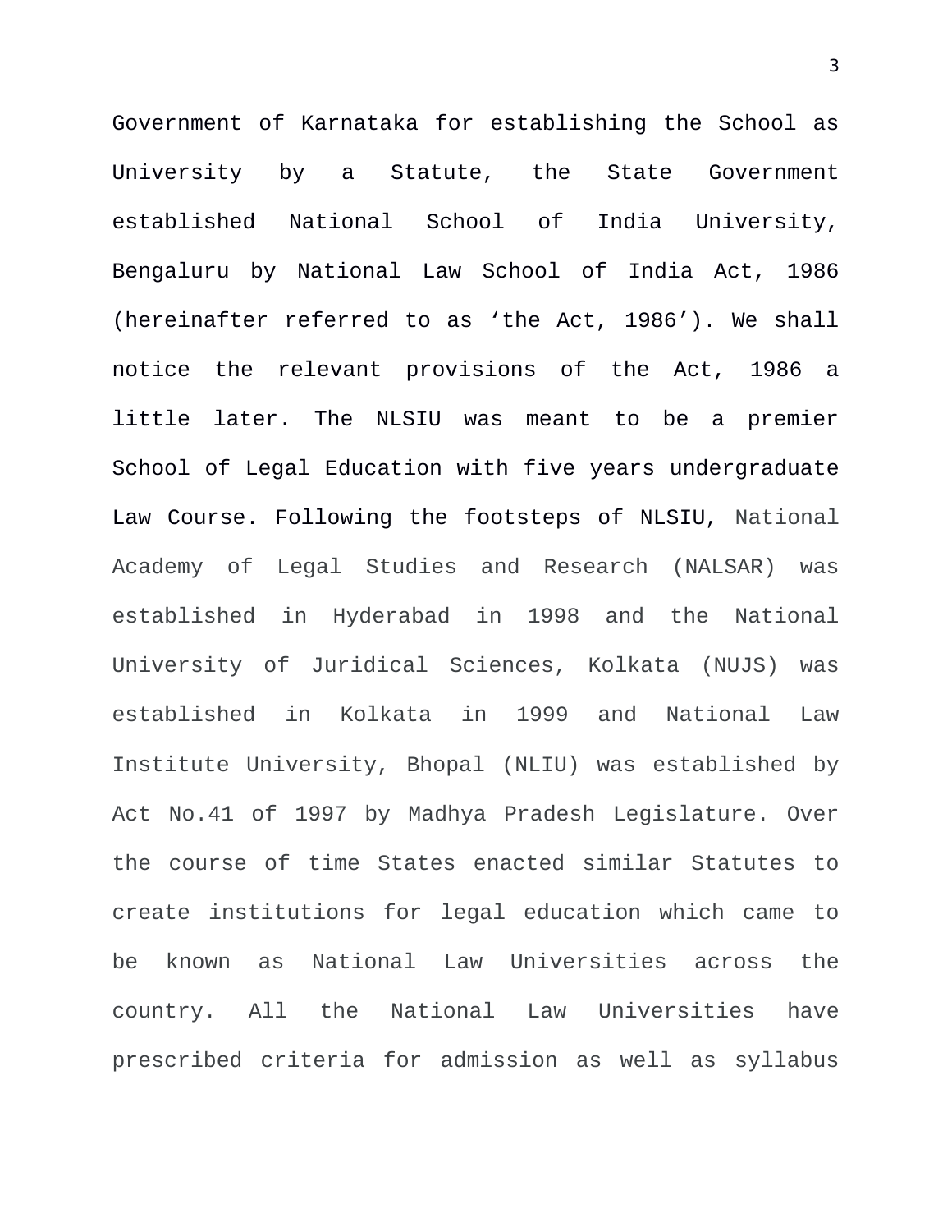Government of Karnataka for establishing the School as University by a Statute, the State Government established National School of India University, Bengaluru by National Law School of India Act, 1986 (hereinafter referred to as 'the Act, 1986'). We shall notice the relevant provisions of the Act, 1986 a little later. The NLSIU was meant to be a premier School of Legal Education with five years undergraduate Law Course. Following the footsteps of NLSIU, National Academy of Legal Studies and Research (NALSAR) was established in Hyderabad in 1998 and the National University of Juridical Sciences, Kolkata (NUJS) was established in Kolkata in 1999 and National Law Institute University, Bhopal (NLIU) was established by Act No.41 of 1997 by Madhya Pradesh Legislature. Over the course of time States enacted similar Statutes to create institutions for legal education which came to be known as National Law Universities across the country. All the National Law Universities have prescribed criteria for admission as well as syllabus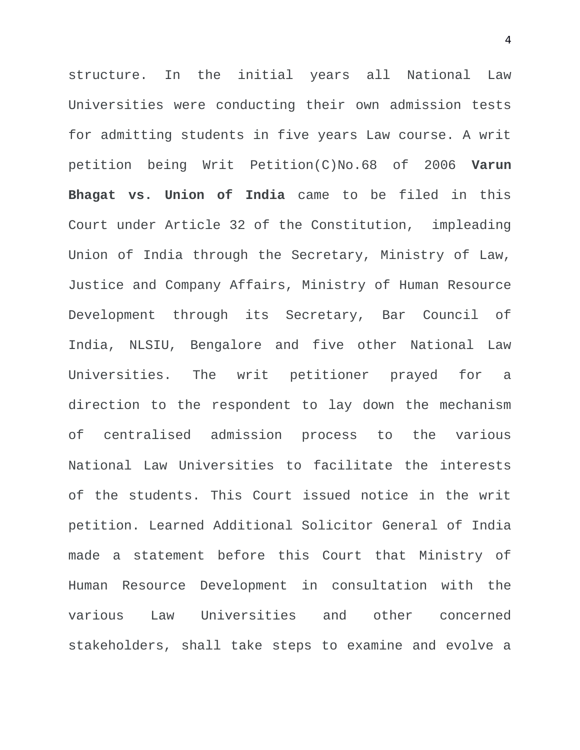structure. In the initial years all National Law Universities were conducting their own admission tests for admitting students in five years Law course. A writ petition being Writ Petition(C)No.68 of 2006 **Varun Bhagat vs. Union of India** came to be filed in this Court under Article 32 of the Constitution, impleading Union of India through the Secretary, Ministry of Law, Justice and Company Affairs, Ministry of Human Resource Development through its Secretary, Bar Council of India, NLSIU, Bengalore and five other National Law Universities. The writ petitioner prayed for a direction to the respondent to lay down the mechanism of centralised admission process to the various National Law Universities to facilitate the interests of the students. This Court issued notice in the writ petition. Learned Additional Solicitor General of India made a statement before this Court that Ministry of Human Resource Development in consultation with the various Law Universities and other concerned stakeholders, shall take steps to examine and evolve a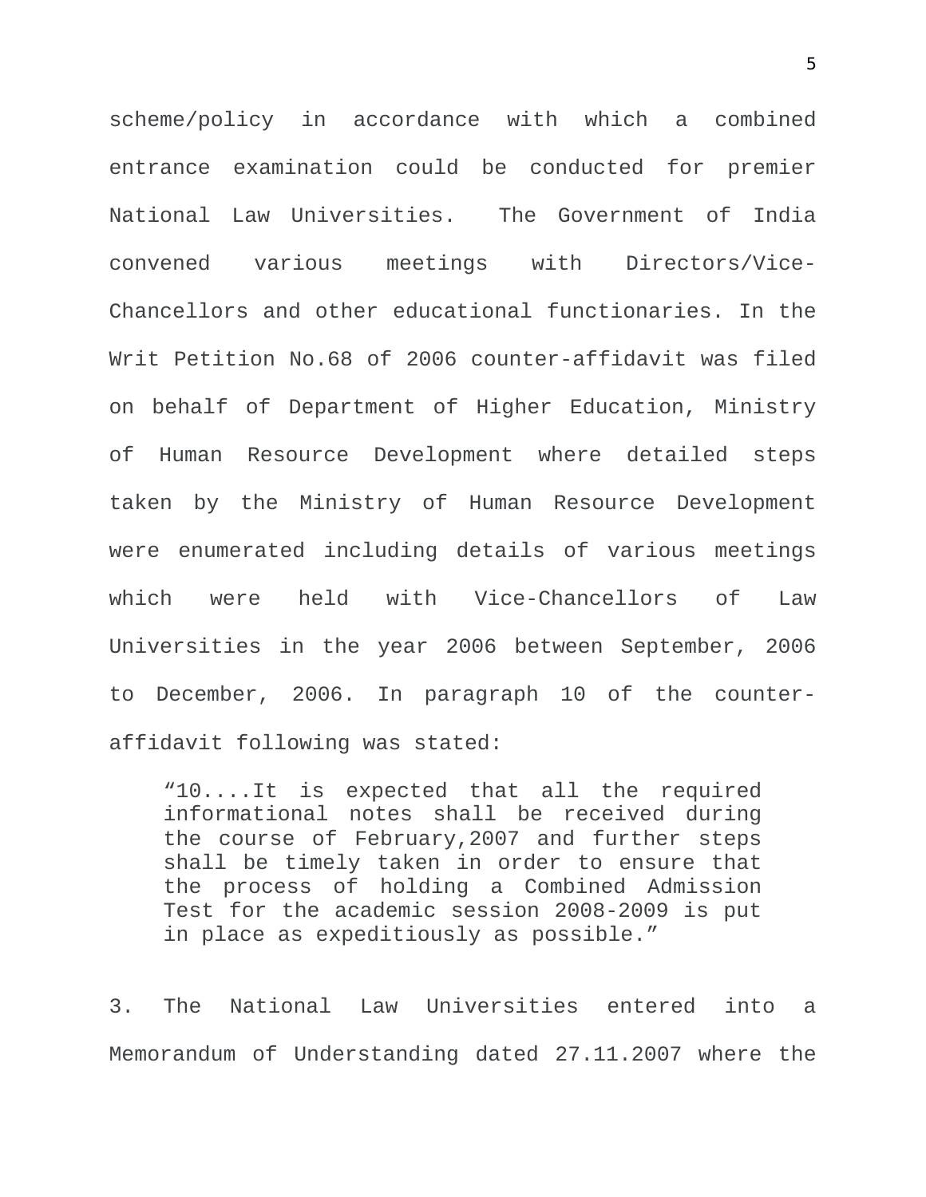scheme/policy in accordance with which a combined entrance examination could be conducted for premier National Law Universities. The Government of India convened various meetings with Directors/Vice-Chancellors and other educational functionaries. In the Writ Petition No.68 of 2006 counter-affidavit was filed on behalf of Department of Higher Education, Ministry of Human Resource Development where detailed steps taken by the Ministry of Human Resource Development were enumerated including details of various meetings which were held with Vice-Chancellors of Law Universities in the year 2006 between September, 2006 to December, 2006. In paragraph 10 of the counter-affidavit following was stated:

> "10....It is expected that all the required informational notes shall be received during the course of February,2007 and further steps shall be timely taken in order to ensure that the process of holding a Combined Admission Test for the academic session 2008-2009 is put in place as expeditiously as possible."

3. The National Law Universities entered into a Memorandum of Understanding dated 27.11.2007 where the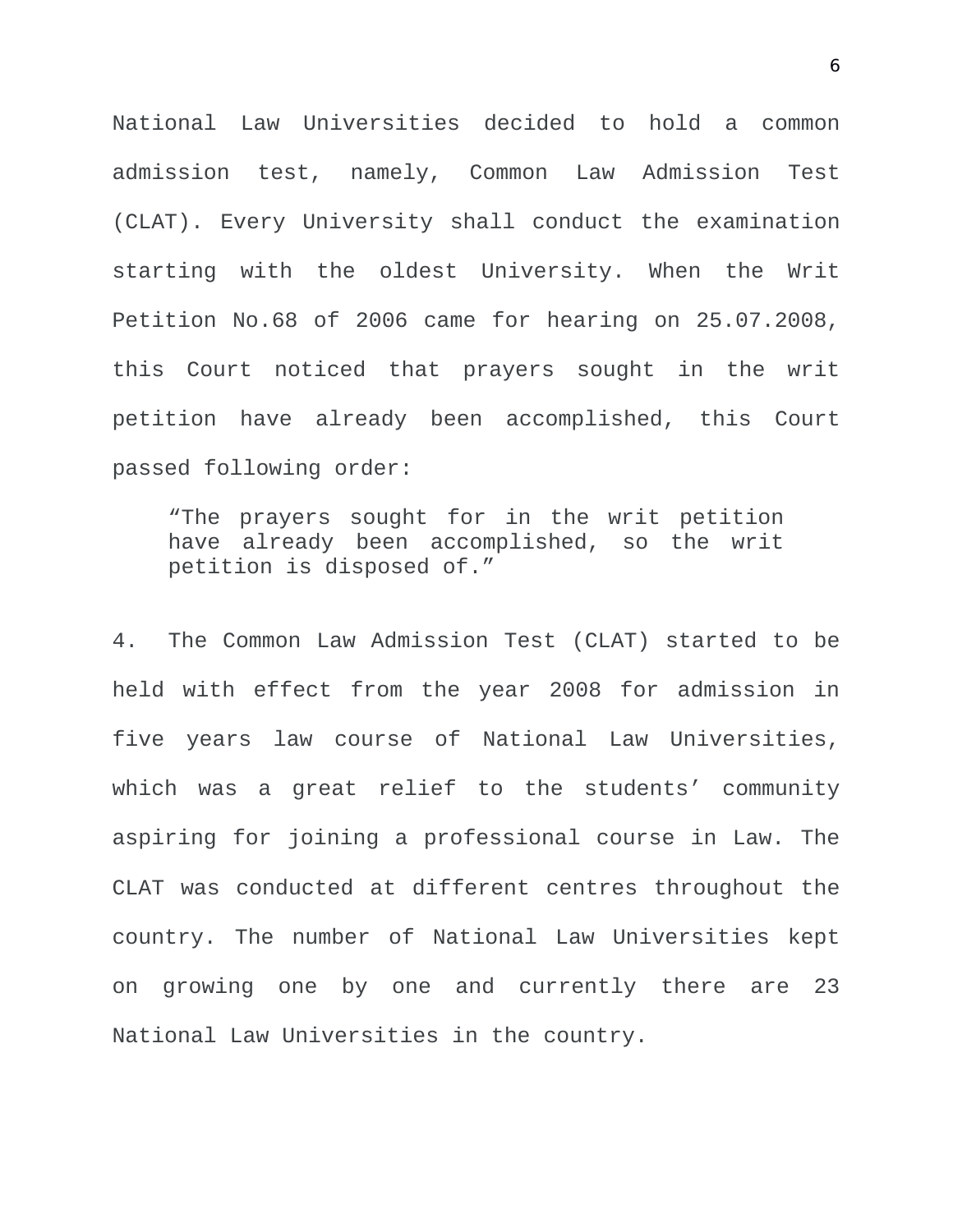National Law Universities decided to hold a common admission test, namely, Common Law Admission Test (CLAT). Every University shall conduct the examination starting with the oldest University. When the Writ Petition No.68 of 2006 came for hearing on 25.07.2008, this Court noticed that prayers sought in the writ petition have already been accomplished, this Court passed following order:

> "The prayers sought for in the writ petition have already been accomplished, so the writ petition is disposed of."

4. The Common Law Admission Test (CLAT) started to be held with effect from the year 2008 for admission in five years law course of National Law Universities, which was a great relief to the students' community aspiring for joining a professional course in Law. The CLAT was conducted at different centres throughout the country. The number of National Law Universities kept on growing one by one and currently there are 23 National Law Universities in the country.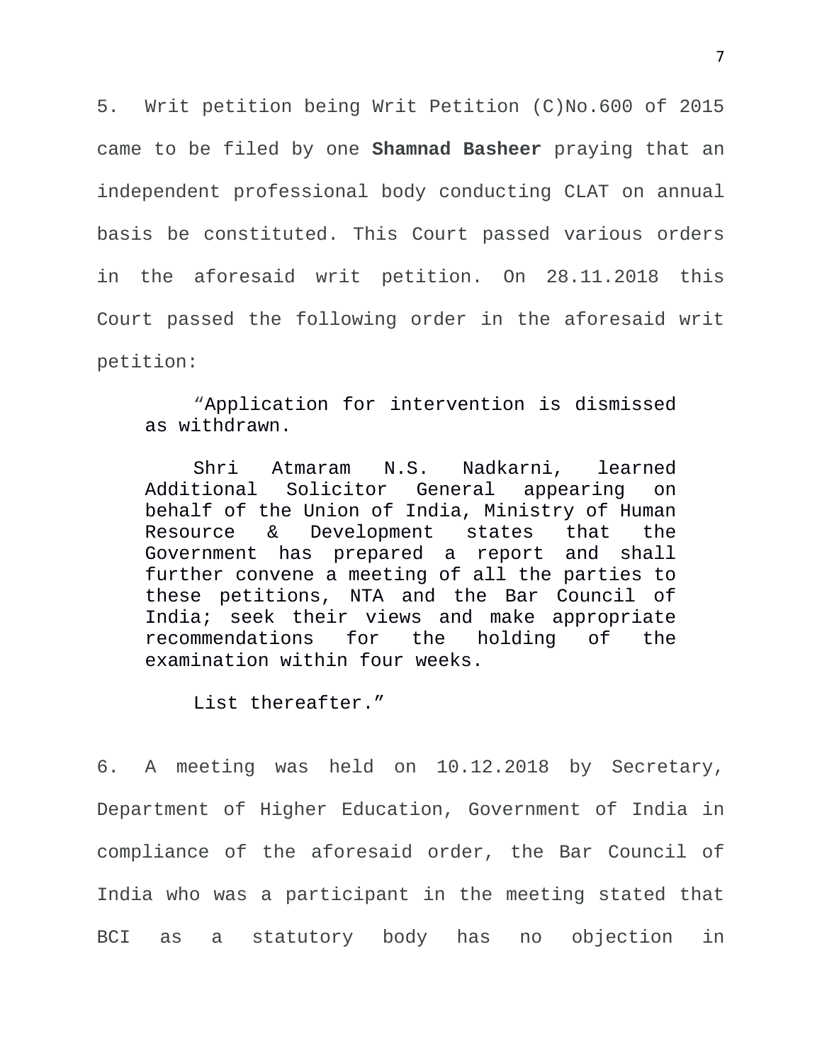5. Writ petition being Writ Petition (C)No.600 of 2015 came to be filed by one **Shamnad Basheer** praying that an independent professional body conducting CLAT on annual basis be constituted. This Court passed various orders in the aforesaid writ petition. On 28.11.2018 this Court passed the following order in the aforesaid writ petition:

> "Application for intervention is dismissed as withdrawn.
>
> Shri Atmaram N.S. Nadkarni, learned Additional Solicitor General appearing on behalf of the Union of India, Ministry of Human Resource & Development states that the Government has prepared a report and shall further convene a meeting of all the parties to these petitions, NTA and the Bar Council of India; seek their views and make appropriate recommendations for the holding of the examination within four weeks.
>
> List thereafter."

6. A meeting was held on 10.12.2018 by Secretary, Department of Higher Education, Government of India in compliance of the aforesaid order, the Bar Council of India who was a participant in the meeting stated that BCI as a statutory body has no objection in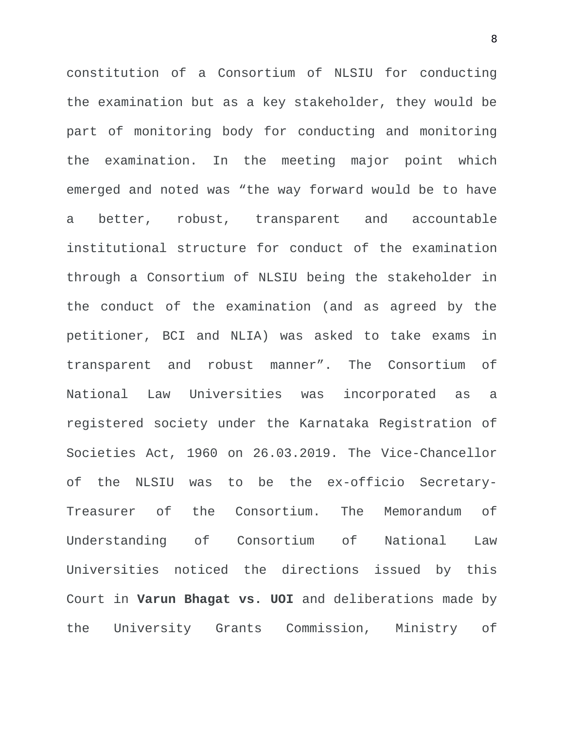constitution of a Consortium of NLSIU for conducting the examination but as a key stakeholder, they would be part of monitoring body for conducting and monitoring the examination. In the meeting major point which emerged and noted was “the way forward would be to have a better, robust, transparent and accountable institutional structure for conduct of the examination through a Consortium of NLSIU being the stakeholder in the conduct of the examination (and as agreed by the petitioner, BCI and NLIA) was asked to take exams in transparent and robust manner”. The Consortium of National Law Universities was incorporated as a registered society under the Karnataka Registration of Societies Act, 1960 on 26.03.2019. The Vice-Chancellor of the NLSIU was to be the ex-officio Secretary-Treasurer of the Consortium. The Memorandum of Understanding of Consortium of National Law Universities noticed the directions issued by this Court in **Varun Bhagat vs. UOI** and deliberations made by the University Grants Commission, Ministry of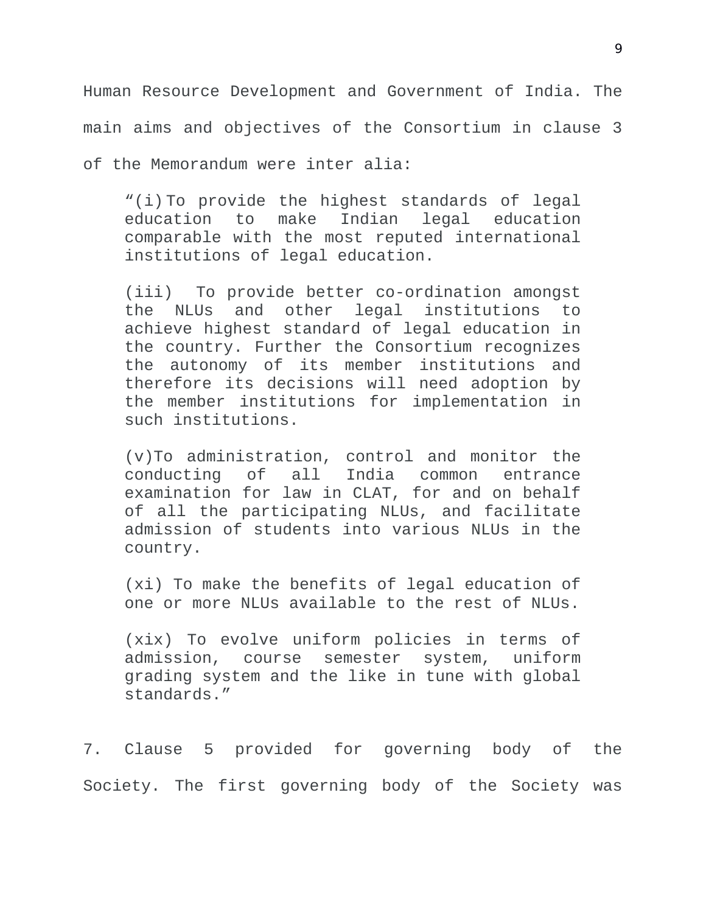Human Resource Development and Government of India. The main aims and objectives of the Consortium in clause 3 of the Memorandum were inter alia:

> "(i) To provide the highest standards of legal education to make Indian legal education comparable with the most reputed international institutions of legal education.
>
> (iii) To provide better co-ordination amongst the NLUs and other legal institutions to achieve highest standard of legal education in the country. Further the Consortium recognizes the autonomy of its member institutions and therefore its decisions will need adoption by the member institutions for implementation in such institutions.
>
> (v)To administration, control and monitor the conducting of all India common entrance examination for law in CLAT, for and on behalf of all the participating NLUs, and facilitate admission of students into various NLUs in the country.
>
> (xi) To make the benefits of legal education of one or more NLUs available to the rest of NLUs.
>
> (xix) To evolve uniform policies in terms of admission, course semester system, uniform grading system and the like in tune with global standards."

7. Clause 5 provided for governing body of the Society. The first governing body of the Society was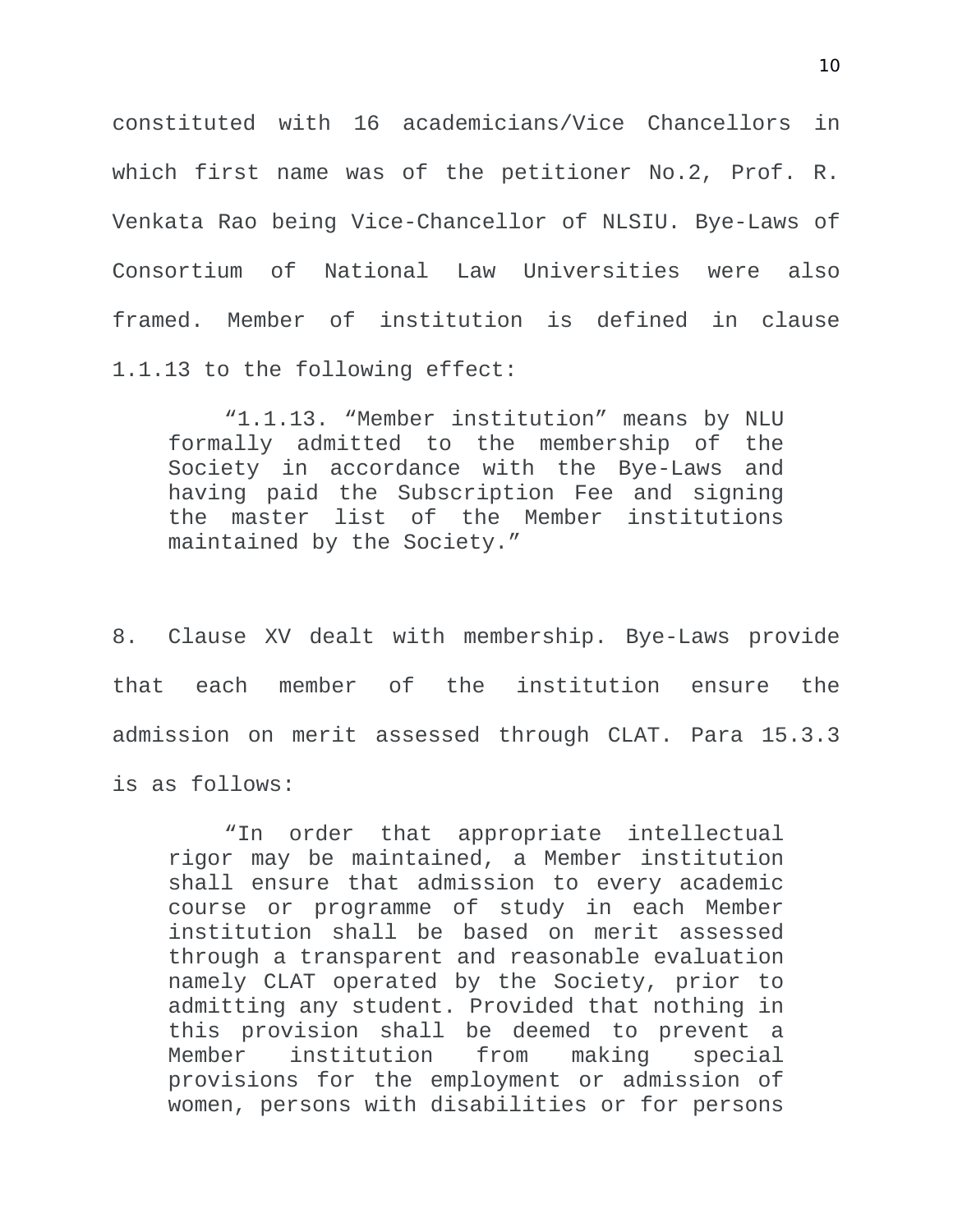constituted with 16 academicians/Vice Chancellors in which first name was of the petitioner No.2, Prof. R. Venkata Rao being Vice-Chancellor of NLSIU. Bye-Laws of Consortium of National Law Universities were also framed. Member of institution is defined in clause 1.1.13 to the following effect:

> "1.1.13. "Member institution" means by NLU formally admitted to the membership of the Society in accordance with the Bye-Laws and having paid the Subscription Fee and signing the master list of the Member institutions maintained by the Society."

8. Clause XV dealt with membership. Bye-Laws provide that each member of the institution ensure the admission on merit assessed through CLAT. Para 15.3.3 is as follows:

> "In order that appropriate intellectual rigor may be maintained, a Member institution shall ensure that admission to every academic course or programme of study in each Member institution shall be based on merit assessed through a transparent and reasonable evaluation namely CLAT operated by the Society, prior to admitting any student. Provided that nothing in this provision shall be deemed to prevent a Member institution from making special provisions for the employment or admission of women, persons with disabilities or for persons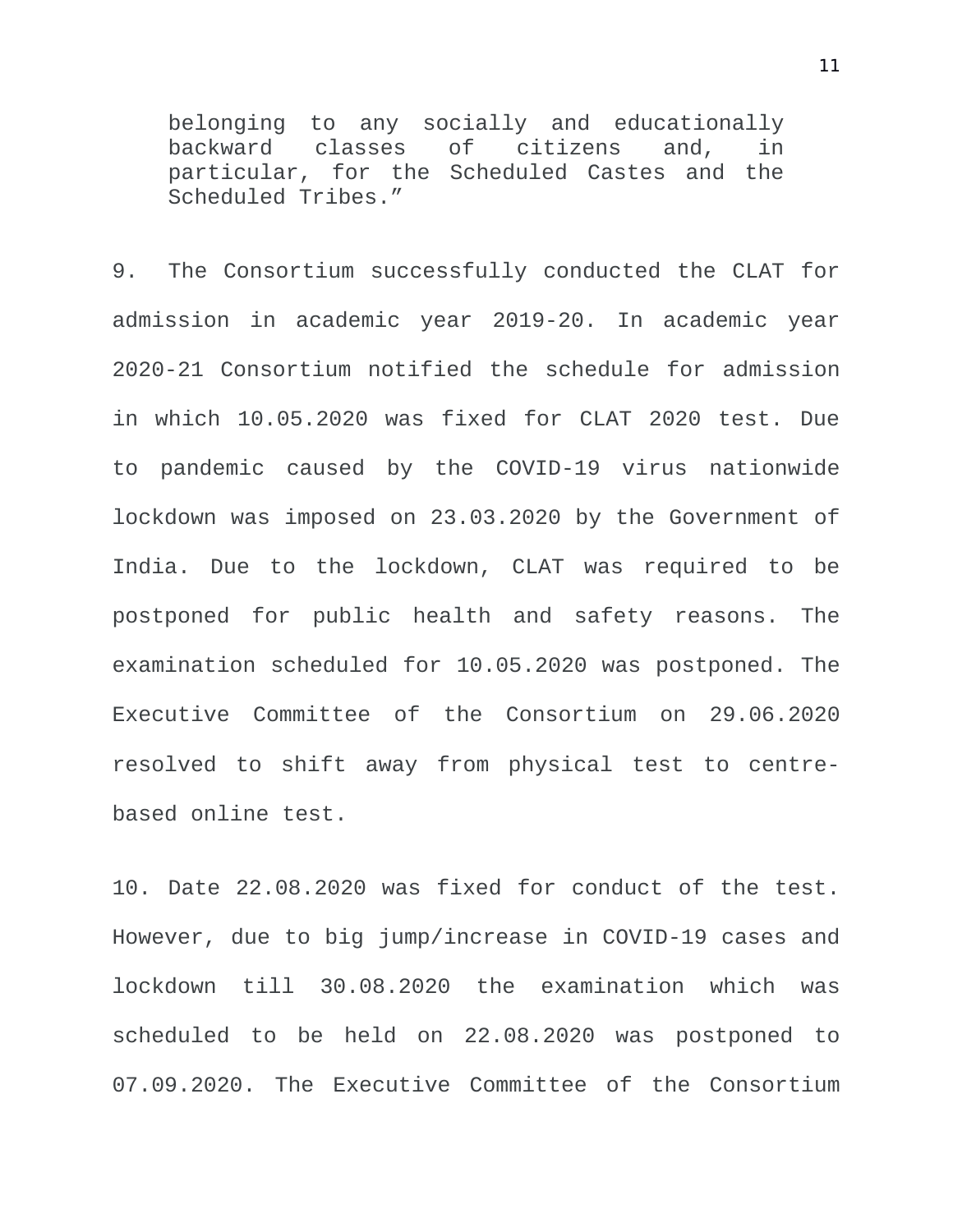> belonging to any socially and educationally backward classes of citizens and, in particular, for the Scheduled Castes and the Scheduled Tribes.”

9. The Consortium successfully conducted the CLAT for admission in academic year 2019-20. In academic year 2020-21 Consortium notified the schedule for admission in which 10.05.2020 was fixed for CLAT 2020 test. Due to pandemic caused by the COVID-19 virus nationwide lockdown was imposed on 23.03.2020 by the Government of India. Due to the lockdown, CLAT was required to be postponed for public health and safety reasons. The examination scheduled for 10.05.2020 was postponed. The Executive Committee of the Consortium on 29.06.2020 resolved to shift away from physical test to centre-based online test.

10. Date 22.08.2020 was fixed for conduct of the test. However, due to big jump/increase in COVID-19 cases and lockdown till 30.08.2020 the examination which was scheduled to be held on 22.08.2020 was postponed to 07.09.2020. The Executive Committee of the Consortium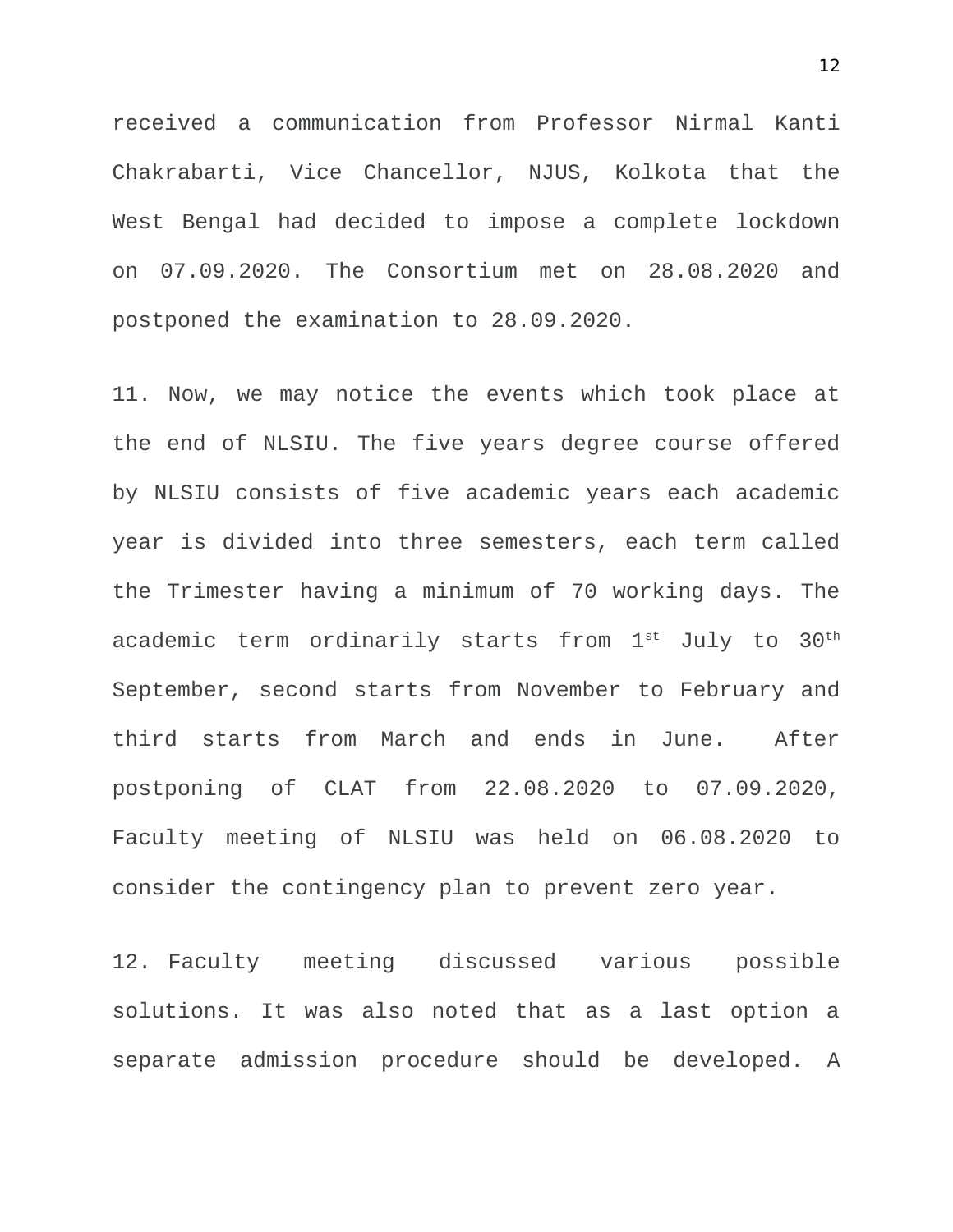received a communication from Professor Nirmal Kanti Chakrabarti, Vice Chancellor, NJUS, Kolkota that the West Bengal had decided to impose a complete lockdown on 07.09.2020. The Consortium met on 28.08.2020 and postponed the examination to 28.09.2020.

11. Now, we may notice the events which took place at the end of NLSIU. The five years degree course offered by NLSIU consists of five academic years each academic year is divided into three semesters, each term called the Trimester having a minimum of 70 working days. The academic term ordinarily starts from 1st July to 30th September, second starts from November to February and third starts from March and ends in June. After postponing of CLAT from 22.08.2020 to 07.09.2020, Faculty meeting of NLSIU was held on 06.08.2020 to consider the contingency plan to prevent zero year.

12. Faculty meeting discussed various possible solutions. It was also noted that as a last option a separate admission procedure should be developed. A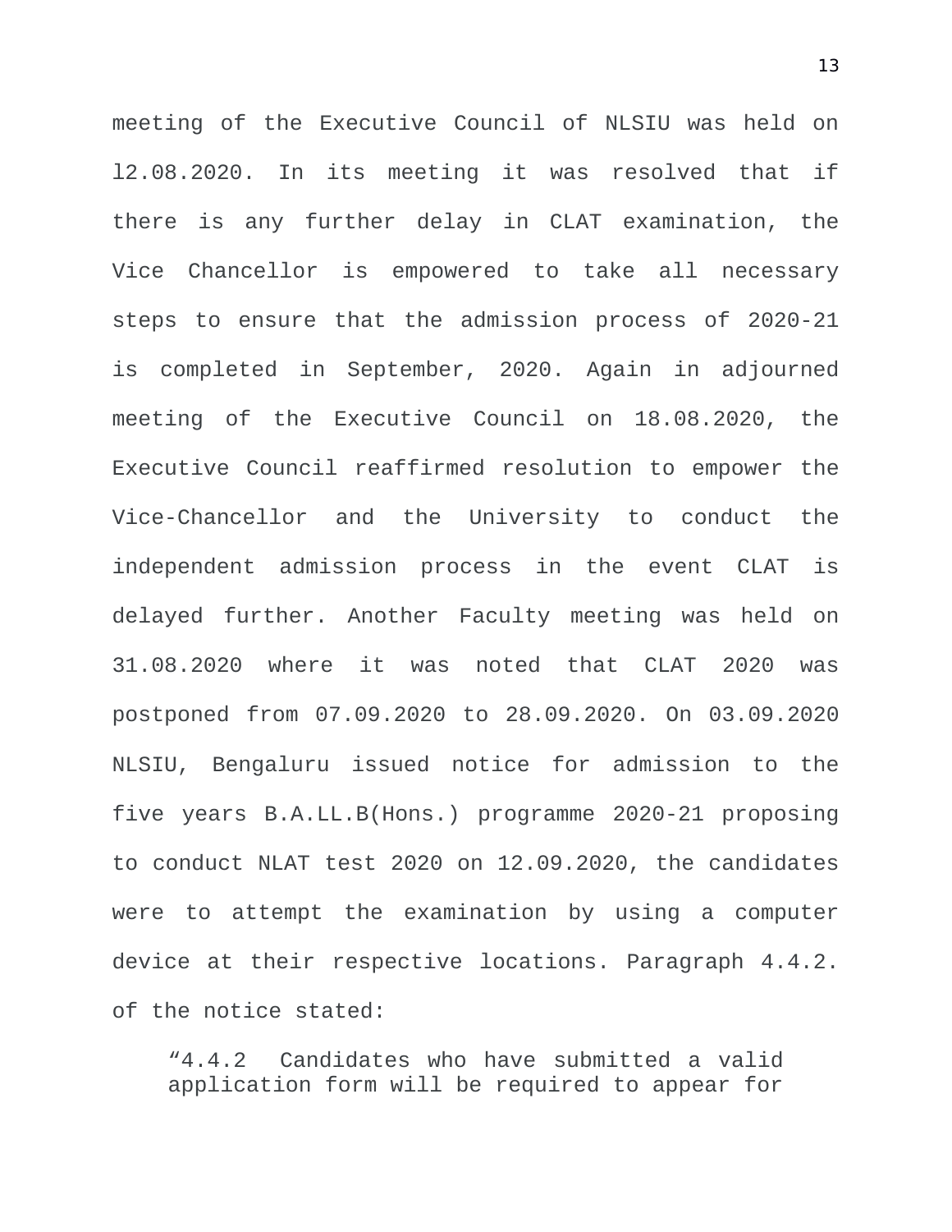meeting of the Executive Council of NLSIU was held on l2.08.2020. In its meeting it was resolved that if there is any further delay in CLAT examination, the Vice Chancellor is empowered to take all necessary steps to ensure that the admission process of 2020-21 is completed in September, 2020. Again in adjourned meeting of the Executive Council on 18.08.2020, the Executive Council reaffirmed resolution to empower the Vice-Chancellor and the University to conduct the independent admission process in the event CLAT is delayed further. Another Faculty meeting was held on 31.08.2020 where it was noted that CLAT 2020 was postponed from 07.09.2020 to 28.09.2020. On 03.09.2020 NLSIU, Bengaluru issued notice for admission to the five years B.A.LL.B(Hons.) programme 2020-21 proposing to conduct NLAT test 2020 on 12.09.2020, the candidates were to attempt the examination by using a computer device at their respective locations. Paragraph 4.4.2. of the notice stated:

> "4.4.2 Candidates who have submitted a valid application form will be required to appear for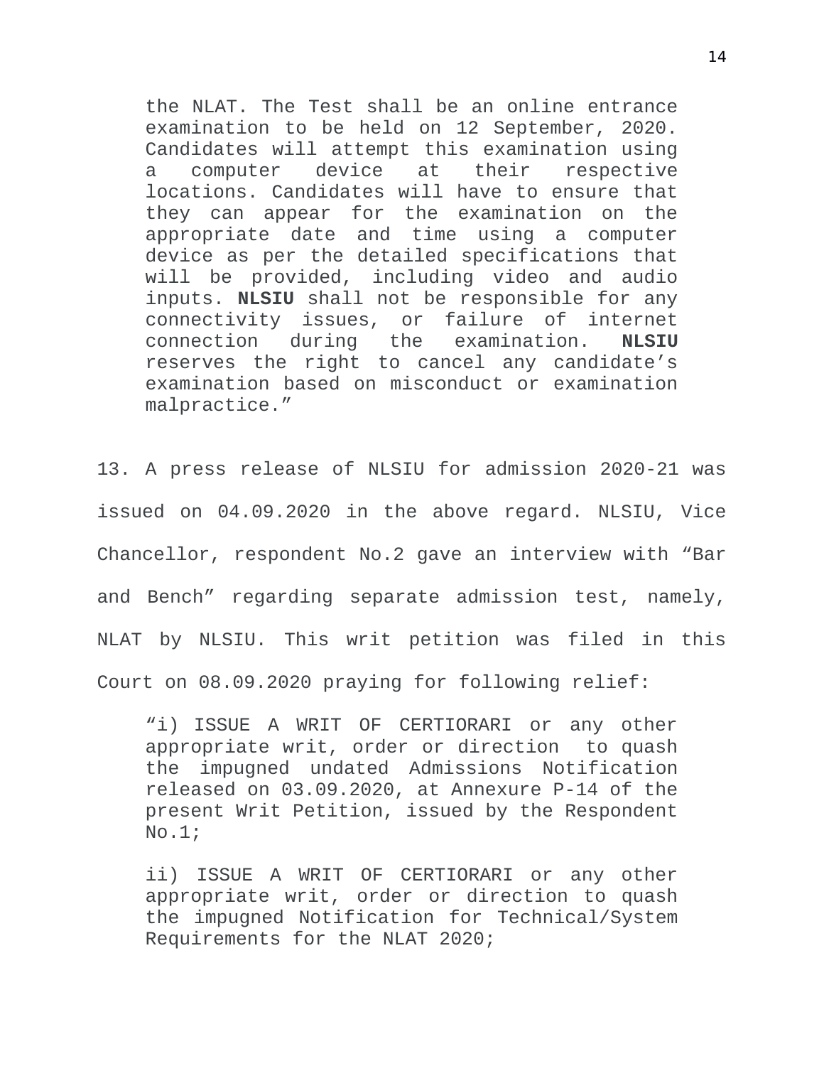> the NLAT. The Test shall be an online entrance examination to be held on 12 September, 2020. Candidates will attempt this examination using a computer device at their respective locations. Candidates will have to ensure that they can appear for the examination on the appropriate date and time using a computer device as per the detailed specifications that will be provided, including video and audio inputs. **NLSIU** shall not be responsible for any connectivity issues, or failure of internet connection during the examination. **NLSIU** reserves the right to cancel any candidate's examination based on misconduct or examination malpractice."

13. A press release of NLSIU for admission 2020-21 was issued on 04.09.2020 in the above regard. NLSIU, Vice Chancellor, respondent No.2 gave an interview with "Bar and Bench" regarding separate admission test, namely, NLAT by NLSIU. This writ petition was filed in this Court on 08.09.2020 praying for following relief:

> "i) ISSUE A WRIT OF CERTIORARI or any other appropriate writ, order or direction to quash the impugned undated Admissions Notification released on 03.09.2020, at Annexure P-14 of the present Writ Petition, issued by the Respondent No.1;
>
> ii) ISSUE A WRIT OF CERTIORARI or any other appropriate writ, order or direction to quash the impugned Notification for Technical/System Requirements for the NLAT 2020;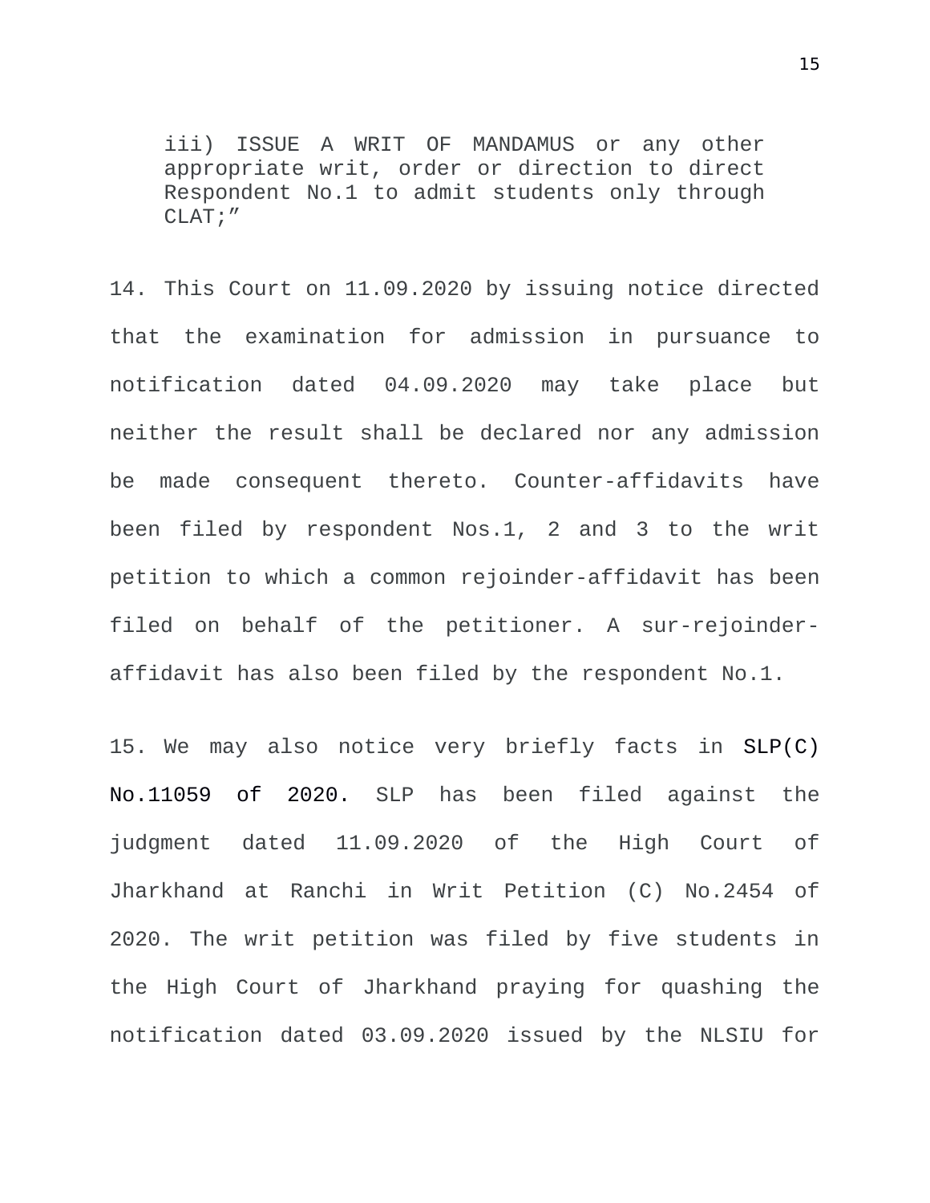> iii) ISSUE A WRIT OF MANDAMUS or any other appropriate writ, order or direction to direct Respondent No.1 to admit students only through CLAT;”

14. This Court on 11.09.2020 by issuing notice directed that the examination for admission in pursuance to notification dated 04.09.2020 may take place but neither the result shall be declared nor any admission be made consequent thereto. Counter-affidavits have been filed by respondent Nos.1, 2 and 3 to the writ petition to which a common rejoinder-affidavit has been filed on behalf of the petitioner. A sur-rejoinder-affidavit has also been filed by the respondent No.1.

15. We may also notice very briefly facts in SLP(C) No.11059 of 2020. SLP has been filed against the judgment dated 11.09.2020 of the High Court of Jharkhand at Ranchi in Writ Petition (C) No.2454 of 2020. The writ petition was filed by five students in the High Court of Jharkhand praying for quashing the notification dated 03.09.2020 issued by the NLSIU for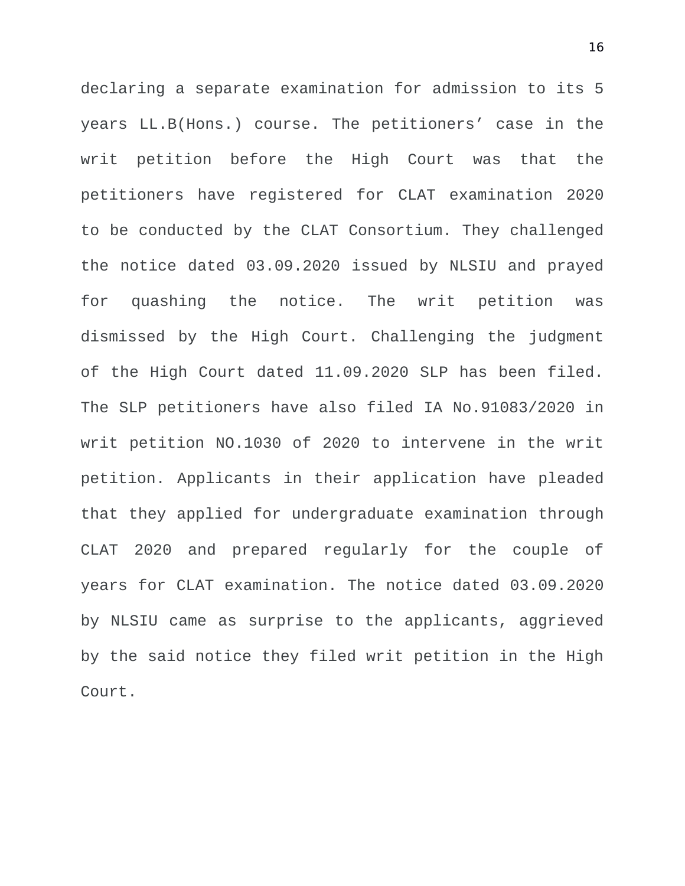declaring a separate examination for admission to its 5 years LL.B(Hons.) course. The petitioners' case in the writ petition before the High Court was that the petitioners have registered for CLAT examination 2020 to be conducted by the CLAT Consortium. They challenged the notice dated 03.09.2020 issued by NLSIU and prayed for quashing the notice. The writ petition was dismissed by the High Court. Challenging the judgment of the High Court dated 11.09.2020 SLP has been filed. The SLP petitioners have also filed IA No.91083/2020 in writ petition NO.1030 of 2020 to intervene in the writ petition. Applicants in their application have pleaded that they applied for undergraduate examination through CLAT 2020 and prepared regularly for the couple of years for CLAT examination. The notice dated 03.09.2020 by NLSIU came as surprise to the applicants, aggrieved by the said notice they filed writ petition in the High Court.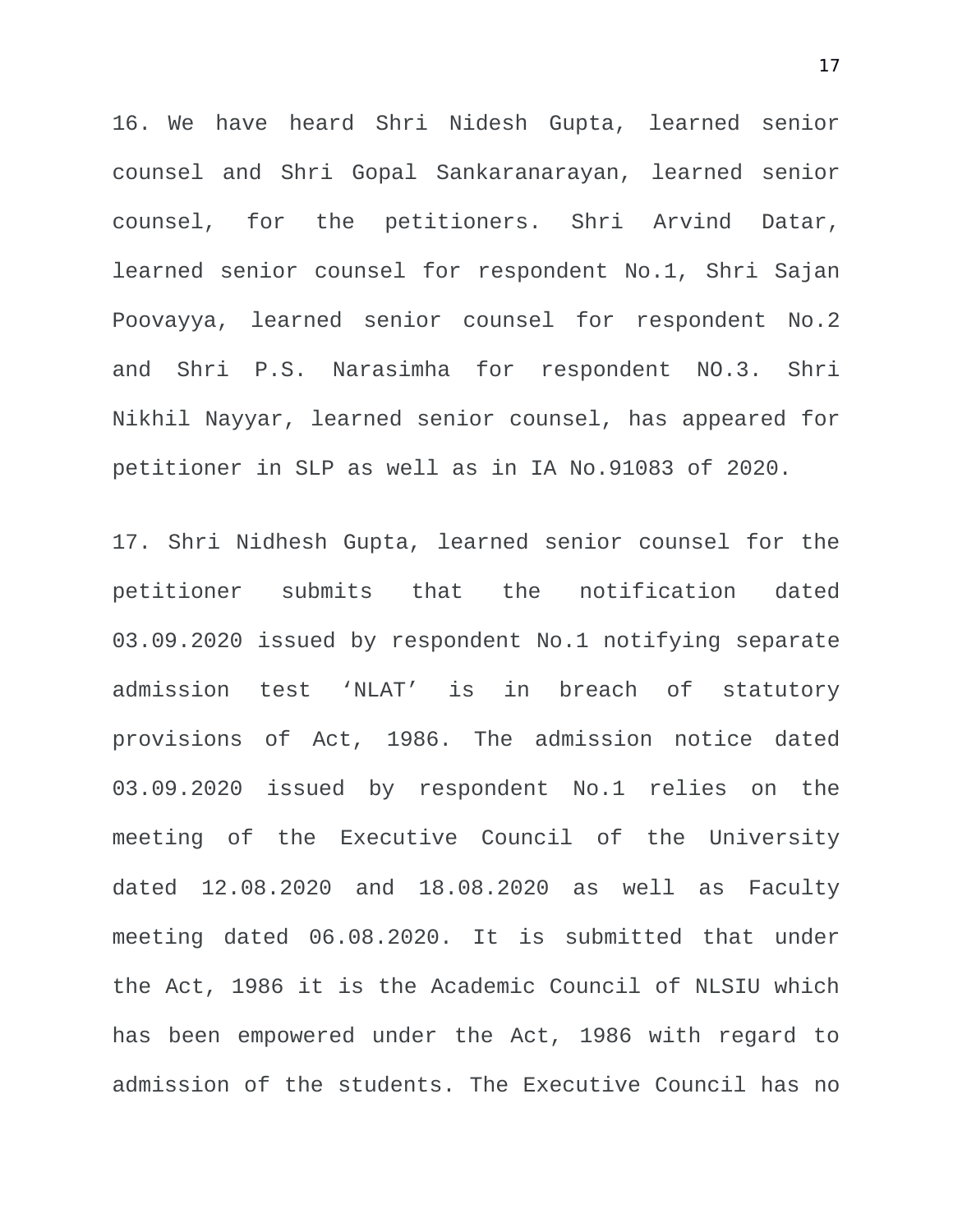16. We have heard Shri Nidesh Gupta, learned senior counsel and Shri Gopal Sankaranarayan, learned senior counsel, for the petitioners. Shri Arvind Datar, learned senior counsel for respondent No.1, Shri Sajan Poovayya, learned senior counsel for respondent No.2 and Shri P.S. Narasimha for respondent NO.3. Shri Nikhil Nayyar, learned senior counsel, has appeared for petitioner in SLP as well as in IA No.91083 of 2020.

17. Shri Nidhesh Gupta, learned senior counsel for the petitioner submits that the notification dated 03.09.2020 issued by respondent No.1 notifying separate admission test 'NLAT' is in breach of statutory provisions of Act, 1986. The admission notice dated 03.09.2020 issued by respondent No.1 relies on the meeting of the Executive Council of the University dated 12.08.2020 and 18.08.2020 as well as Faculty meeting dated 06.08.2020. It is submitted that under the Act, 1986 it is the Academic Council of NLSIU which has been empowered under the Act, 1986 with regard to admission of the students. The Executive Council has no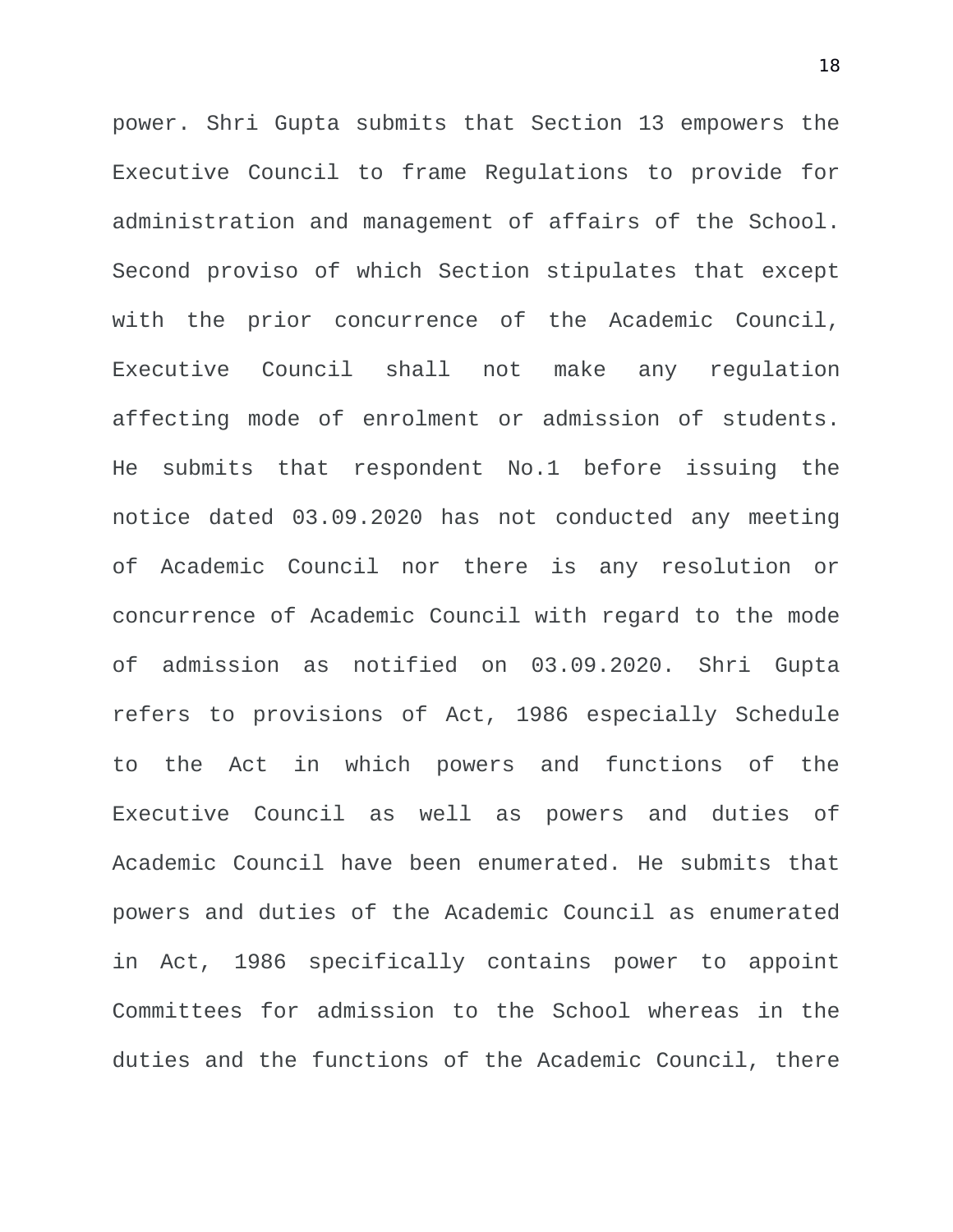power. Shri Gupta submits that Section 13 empowers the Executive Council to frame Regulations to provide for administration and management of affairs of the School. Second proviso of which Section stipulates that except with the prior concurrence of the Academic Council, Executive Council shall not make any regulation affecting mode of enrolment or admission of students. He submits that respondent No.1 before issuing the notice dated 03.09.2020 has not conducted any meeting of Academic Council nor there is any resolution or concurrence of Academic Council with regard to the mode of admission as notified on 03.09.2020. Shri Gupta refers to provisions of Act, 1986 especially Schedule to the Act in which powers and functions of the Executive Council as well as powers and duties of Academic Council have been enumerated. He submits that powers and duties of the Academic Council as enumerated in Act, 1986 specifically contains power to appoint Committees for admission to the School whereas in the duties and the functions of the Academic Council, there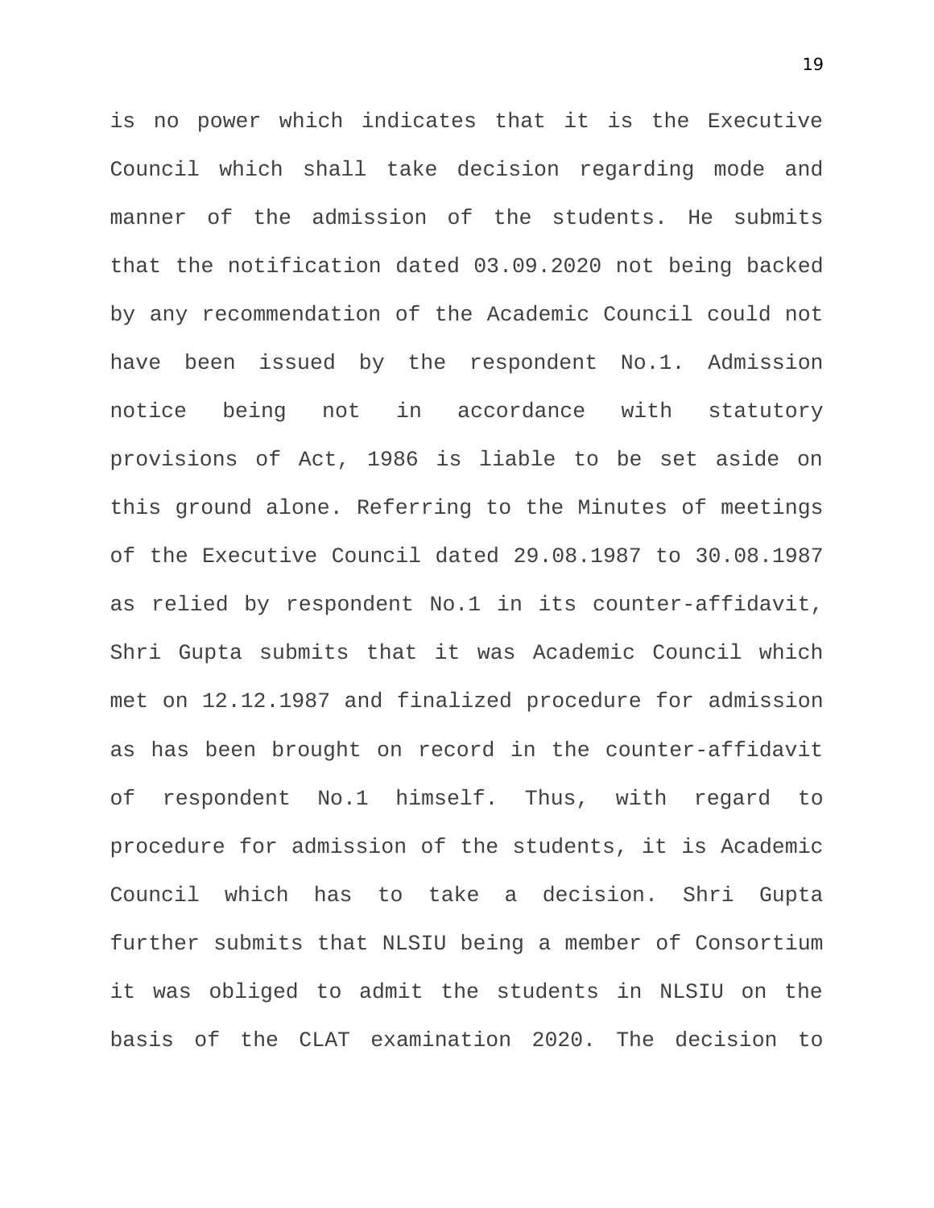is no power which indicates that it is the Executive Council which shall take decision regarding mode and manner of the admission of the students. He submits that the notification dated 03.09.2020 not being backed by any recommendation of the Academic Council could not have been issued by the respondent No.1. Admission notice being not in accordance with statutory provisions of Act, 1986 is liable to be set aside on this ground alone. Referring to the Minutes of meetings of the Executive Council dated 29.08.1987 to 30.08.1987 as relied by respondent No.1 in its counter-affidavit, Shri Gupta submits that it was Academic Council which met on 12.12.1987 and finalized procedure for admission as has been brought on record in the counter-affidavit of respondent No.1 himself. Thus, with regard to procedure for admission of the students, it is Academic Council which has to take a decision. Shri Gupta further submits that NLSIU being a member of Consortium it was obliged to admit the students in NLSIU on the basis of the CLAT examination 2020. The decision to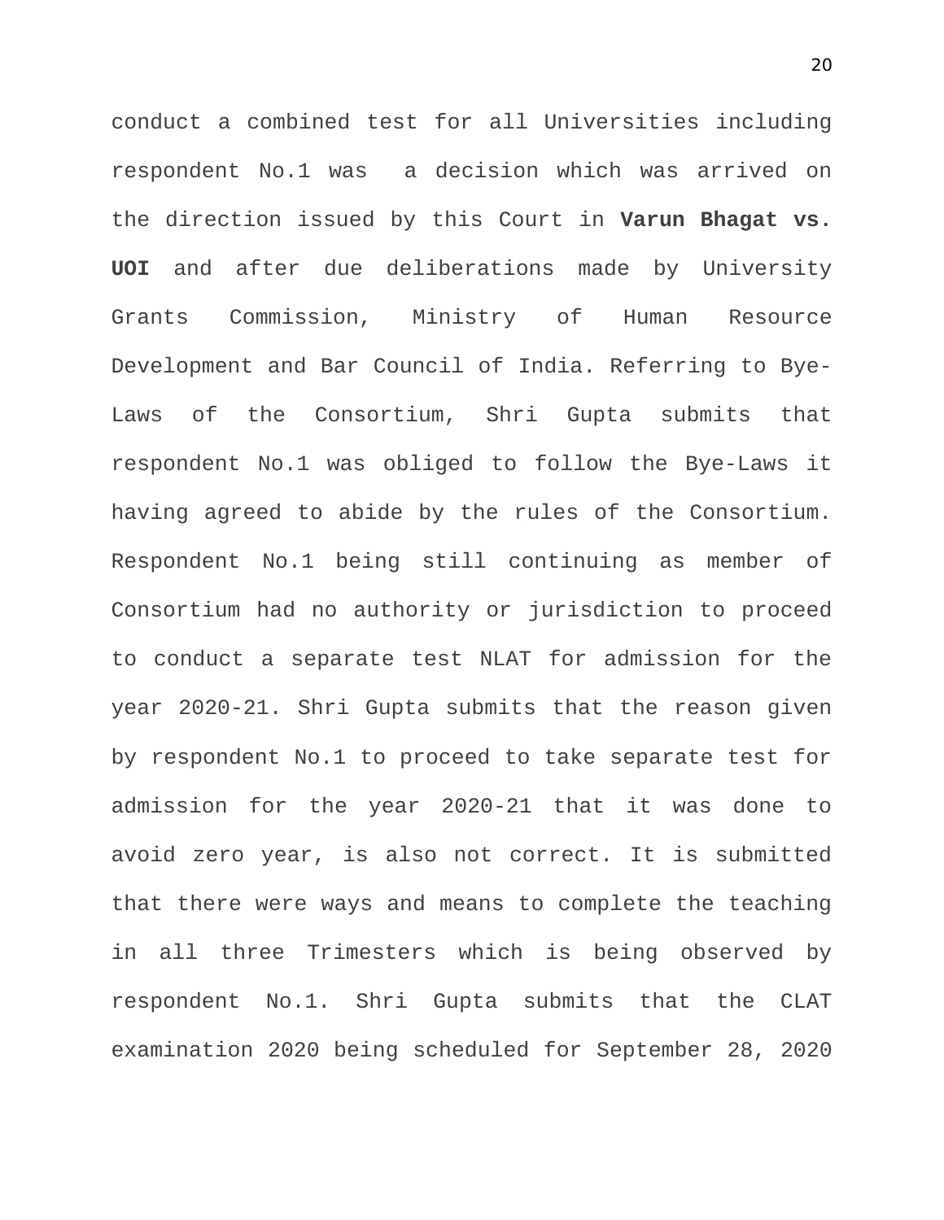conduct a combined test for all Universities including respondent No.1 was a decision which was arrived on the direction issued by this Court in **Varun Bhagat vs. UOI** and after due deliberations made by University Grants Commission, Ministry of Human Resource Development and Bar Council of India. Referring to Bye-Laws of the Consortium, Shri Gupta submits that respondent No.1 was obliged to follow the Bye-Laws it having agreed to abide by the rules of the Consortium. Respondent No.1 being still continuing as member of Consortium had no authority or jurisdiction to proceed to conduct a separate test NLAT for admission for the year 2020-21. Shri Gupta submits that the reason given by respondent No.1 to proceed to take separate test for admission for the year 2020-21 that it was done to avoid zero year, is also not correct. It is submitted that there were ways and means to complete the teaching in all three Trimesters which is being observed by respondent No.1. Shri Gupta submits that the CLAT examination 2020 being scheduled for September 28, 2020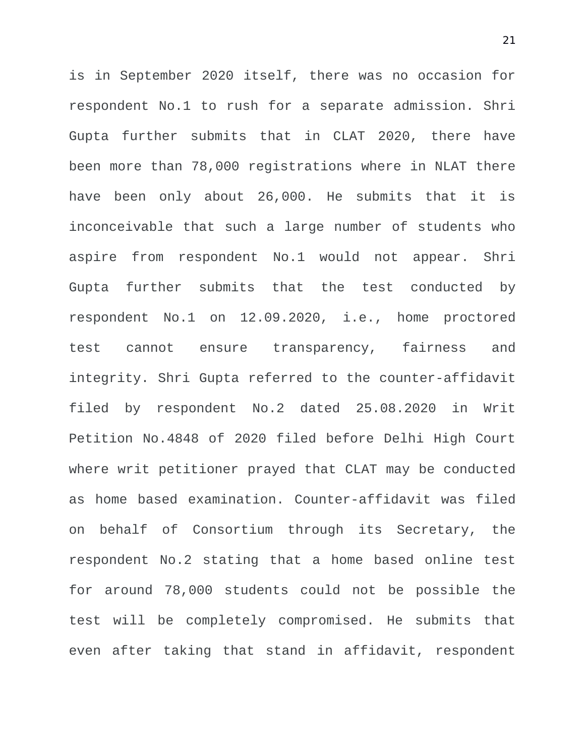is in September 2020 itself, there was no occasion for respondent No.1 to rush for a separate admission. Shri Gupta further submits that in CLAT 2020, there have been more than 78,000 registrations where in NLAT there have been only about 26,000. He submits that it is inconceivable that such a large number of students who aspire from respondent No.1 would not appear. Shri Gupta further submits that the test conducted by respondent No.1 on 12.09.2020, i.e., home proctored test cannot ensure transparency, fairness and integrity. Shri Gupta referred to the counter-affidavit filed by respondent No.2 dated 25.08.2020 in Writ Petition No.4848 of 2020 filed before Delhi High Court where writ petitioner prayed that CLAT may be conducted as home based examination. Counter-affidavit was filed on behalf of Consortium through its Secretary, the respondent No.2 stating that a home based online test for around 78,000 students could not be possible the test will be completely compromised. He submits that even after taking that stand in affidavit, respondent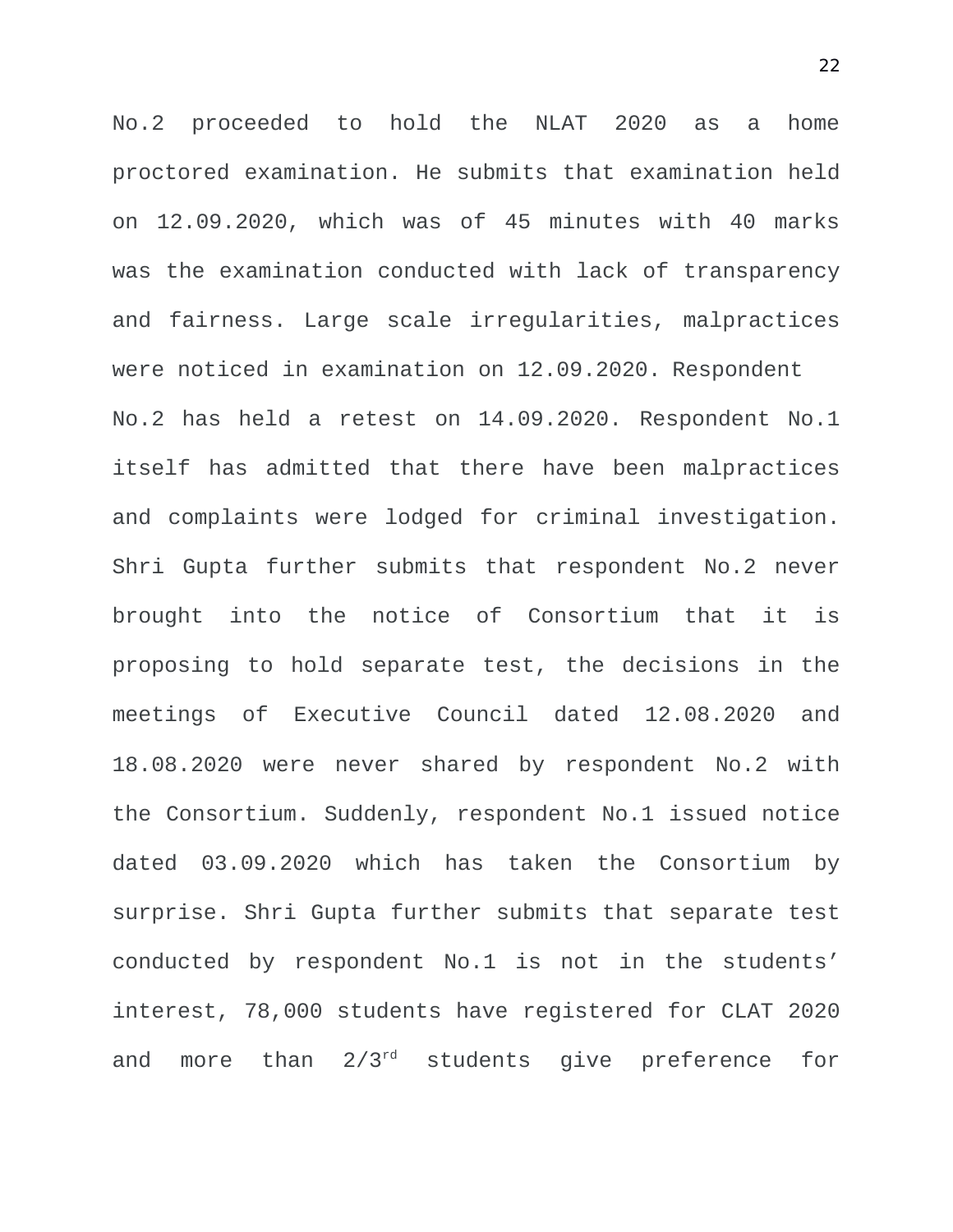No.2 proceeded to hold the NLAT 2020 as a home proctored examination. He submits that examination held on 12.09.2020, which was of 45 minutes with 40 marks was the examination conducted with lack of transparency and fairness. Large scale irregularities, malpractices were noticed in examination on 12.09.2020. Respondent No.2 has held a retest on 14.09.2020. Respondent No.1 itself has admitted that there have been malpractices and complaints were lodged for criminal investigation. Shri Gupta further submits that respondent No.2 never brought into the notice of Consortium that it is proposing to hold separate test, the decisions in the meetings of Executive Council dated 12.08.2020 and 18.08.2020 were never shared by respondent No.2 with the Consortium. Suddenly, respondent No.1 issued notice dated 03.09.2020 which has taken the Consortium by surprise. Shri Gupta further submits that separate test conducted by respondent No.1 is not in the students' interest, 78,000 students have registered for CLAT 2020 and more than 2/3rd students give preference for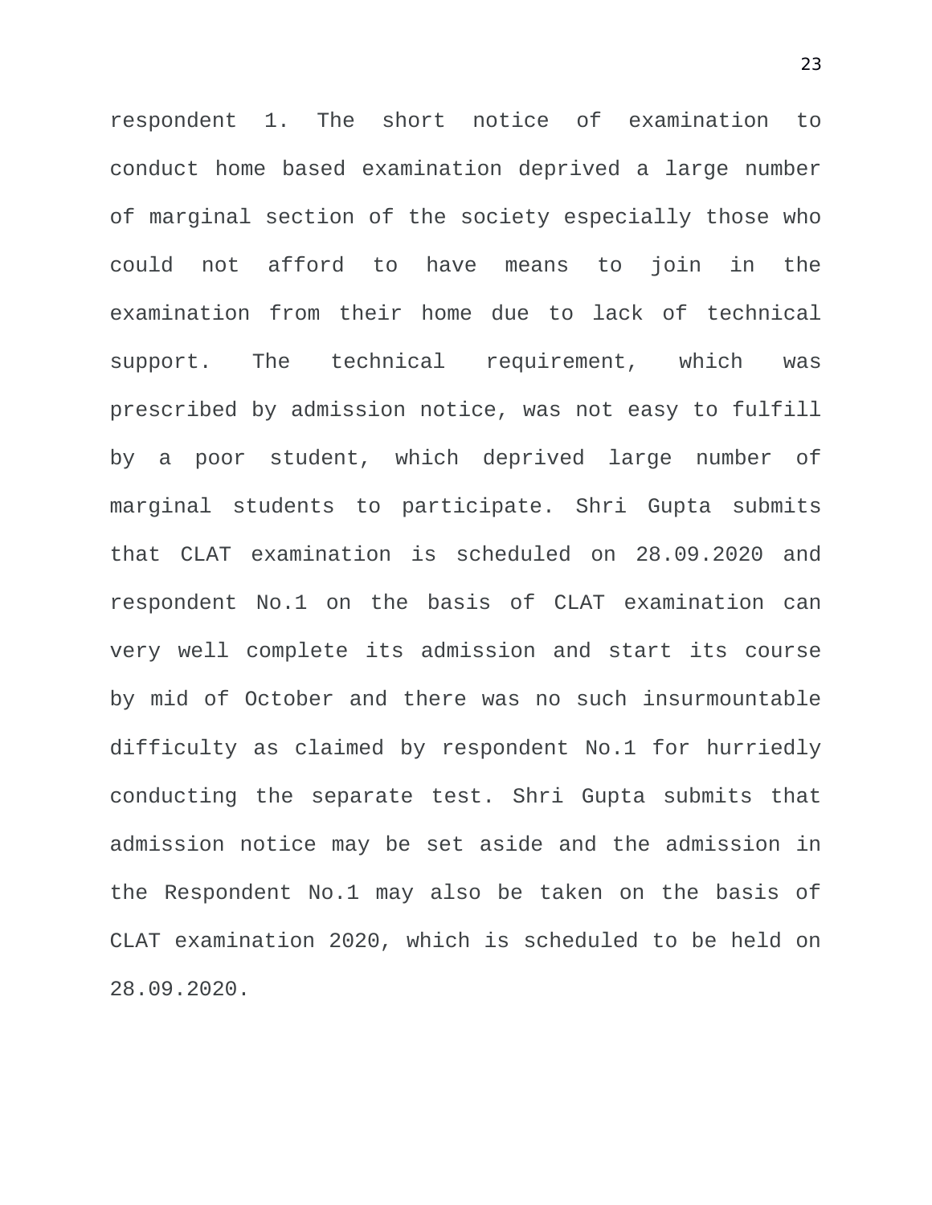respondent 1. The short notice of examination to conduct home based examination deprived a large number of marginal section of the society especially those who could not afford to have means to join in the examination from their home due to lack of technical support. The technical requirement, which was prescribed by admission notice, was not easy to fulfill by a poor student, which deprived large number of marginal students to participate. Shri Gupta submits that CLAT examination is scheduled on 28.09.2020 and respondent No.1 on the basis of CLAT examination can very well complete its admission and start its course by mid of October and there was no such insurmountable difficulty as claimed by respondent No.1 for hurriedly conducting the separate test. Shri Gupta submits that admission notice may be set aside and the admission in the Respondent No.1 may also be taken on the basis of CLAT examination 2020, which is scheduled to be held on 28.09.2020.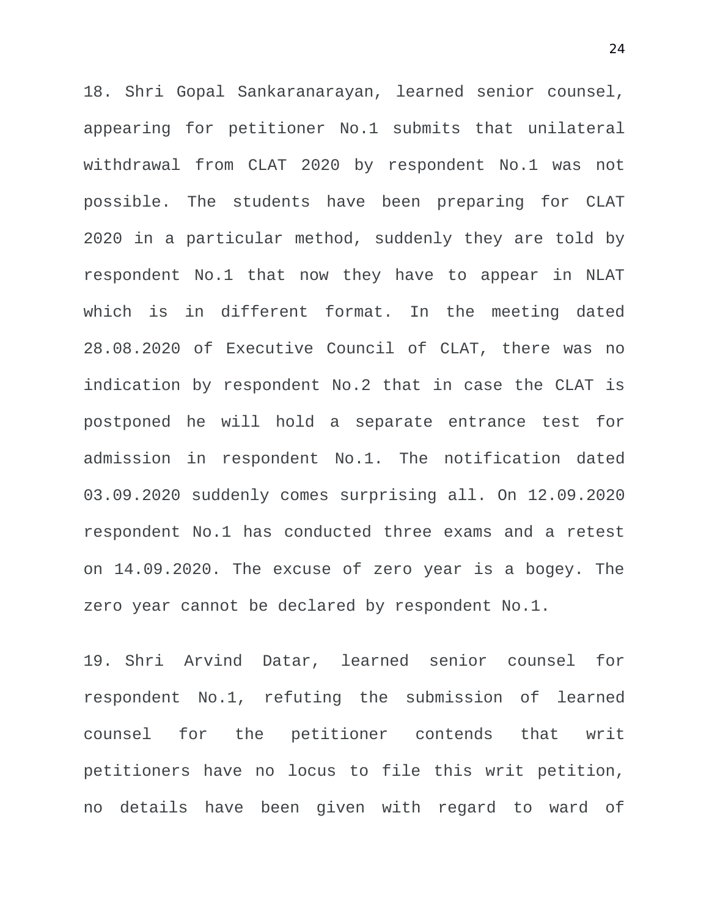18. Shri Gopal Sankaranarayan, learned senior counsel, appearing for petitioner No.1 submits that unilateral withdrawal from CLAT 2020 by respondent No.1 was not possible. The students have been preparing for CLAT 2020 in a particular method, suddenly they are told by respondent No.1 that now they have to appear in NLAT which is in different format. In the meeting dated 28.08.2020 of Executive Council of CLAT, there was no indication by respondent No.2 that in case the CLAT is postponed he will hold a separate entrance test for admission in respondent No.1. The notification dated 03.09.2020 suddenly comes surprising all. On 12.09.2020 respondent No.1 has conducted three exams and a retest on 14.09.2020. The excuse of zero year is a bogey. The zero year cannot be declared by respondent No.1.

19. Shri Arvind Datar, learned senior counsel for respondent No.1, refuting the submission of learned counsel for the petitioner contends that writ petitioners have no locus to file this writ petition, no details have been given with regard to ward of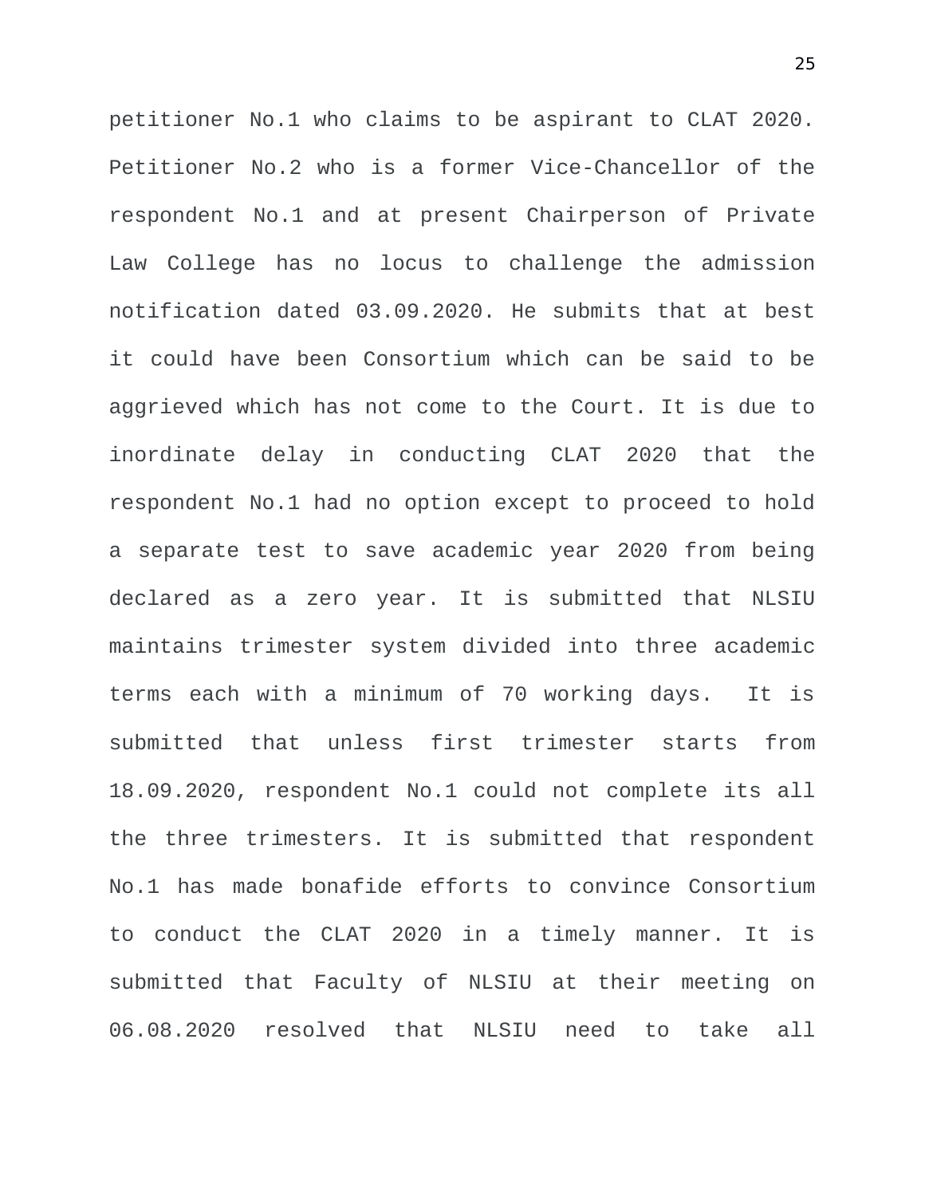petitioner No.1 who claims to be aspirant to CLAT 2020. Petitioner No.2 who is a former Vice-Chancellor of the respondent No.1 and at present Chairperson of Private Law College has no locus to challenge the admission notification dated 03.09.2020. He submits that at best it could have been Consortium which can be said to be aggrieved which has not come to the Court. It is due to inordinate delay in conducting CLAT 2020 that the respondent No.1 had no option except to proceed to hold a separate test to save academic year 2020 from being declared as a zero year. It is submitted that NLSIU maintains trimester system divided into three academic terms each with a minimum of 70 working days. It is submitted that unless first trimester starts from 18.09.2020, respondent No.1 could not complete its all the three trimesters. It is submitted that respondent No.1 has made bonafide efforts to convince Consortium to conduct the CLAT 2020 in a timely manner. It is submitted that Faculty of NLSIU at their meeting on 06.08.2020 resolved that NLSIU need to take all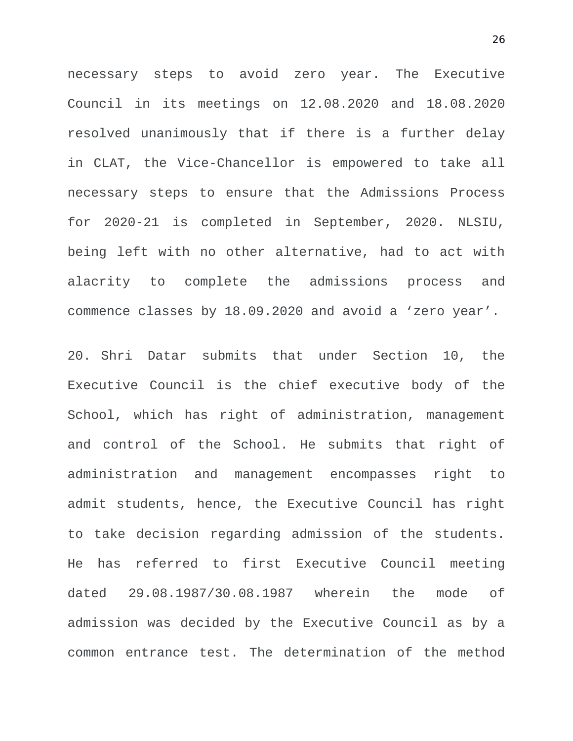necessary steps to avoid zero year. The Executive Council in its meetings on 12.08.2020 and 18.08.2020 resolved unanimously that if there is a further delay in CLAT, the Vice-Chancellor is empowered to take all necessary steps to ensure that the Admissions Process for 2020-21 is completed in September, 2020. NLSIU, being left with no other alternative, had to act with alacrity to complete the admissions process and commence classes by 18.09.2020 and avoid a 'zero year'.

20. Shri Datar submits that under Section 10, the Executive Council is the chief executive body of the School, which has right of administration, management and control of the School. He submits that right of administration and management encompasses right to admit students, hence, the Executive Council has right to take decision regarding admission of the students. He has referred to first Executive Council meeting dated 29.08.1987/30.08.1987 wherein the mode of admission was decided by the Executive Council as by a common entrance test. The determination of the method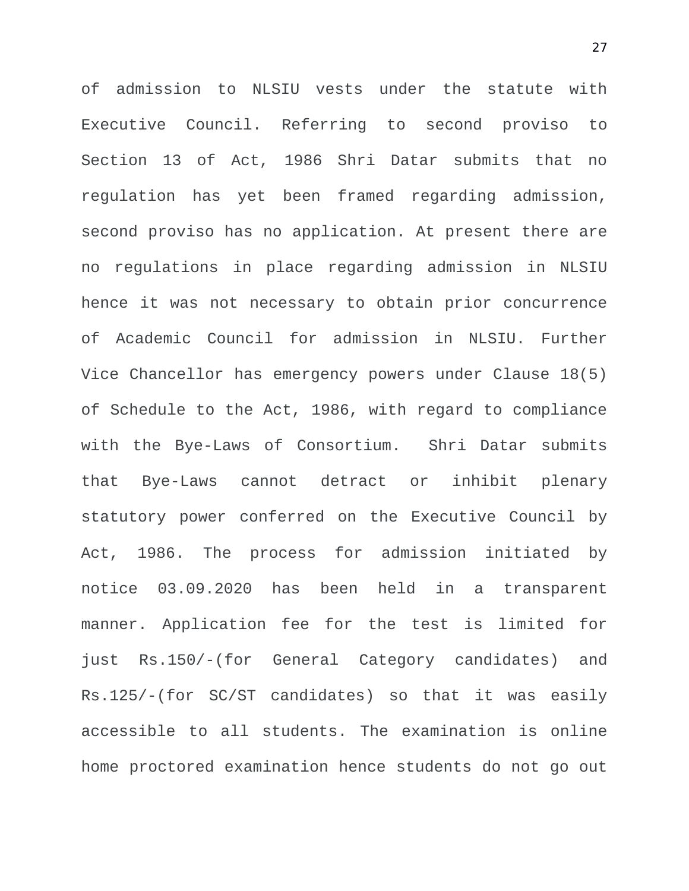of admission to NLSIU vests under the statute with Executive Council. Referring to second proviso to Section 13 of Act, 1986 Shri Datar submits that no regulation has yet been framed regarding admission, second proviso has no application. At present there are no regulations in place regarding admission in NLSIU hence it was not necessary to obtain prior concurrence of Academic Council for admission in NLSIU. Further Vice Chancellor has emergency powers under Clause 18(5) of Schedule to the Act, 1986, with regard to compliance with the Bye-Laws of Consortium. Shri Datar submits that Bye-Laws cannot detract or inhibit plenary statutory power conferred on the Executive Council by Act, 1986. The process for admission initiated by notice 03.09.2020 has been held in a transparent manner. Application fee for the test is limited for just Rs.150/-(for General Category candidates) and Rs.125/-(for SC/ST candidates) so that it was easily accessible to all students. The examination is online home proctored examination hence students do not go out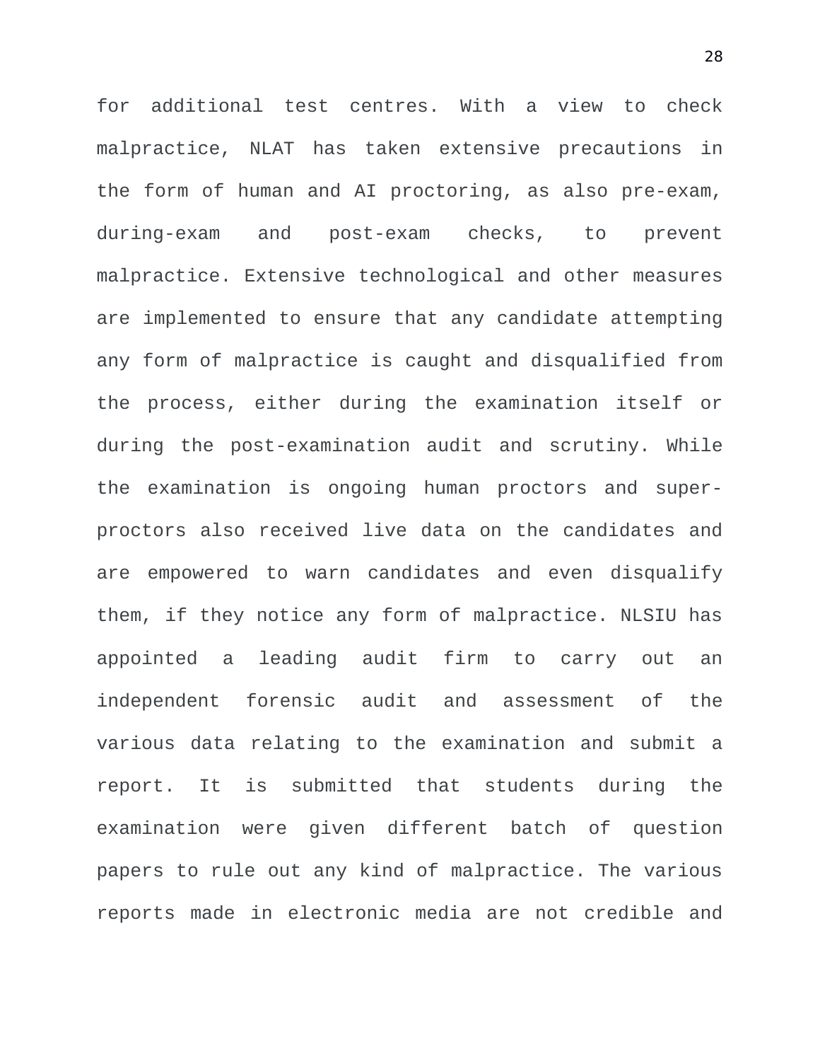for additional test centres. With a view to check malpractice, NLAT has taken extensive precautions in the form of human and AI proctoring, as also pre-exam, during-exam and post-exam checks, to prevent malpractice. Extensive technological and other measures are implemented to ensure that any candidate attempting any form of malpractice is caught and disqualified from the process, either during the examination itself or during the post-examination audit and scrutiny. While the examination is ongoing human proctors and super-proctors also received live data on the candidates and are empowered to warn candidates and even disqualify them, if they notice any form of malpractice. NLSIU has appointed a leading audit firm to carry out an independent forensic audit and assessment of the various data relating to the examination and submit a report. It is submitted that students during the examination were given different batch of question papers to rule out any kind of malpractice. The various reports made in electronic media are not credible and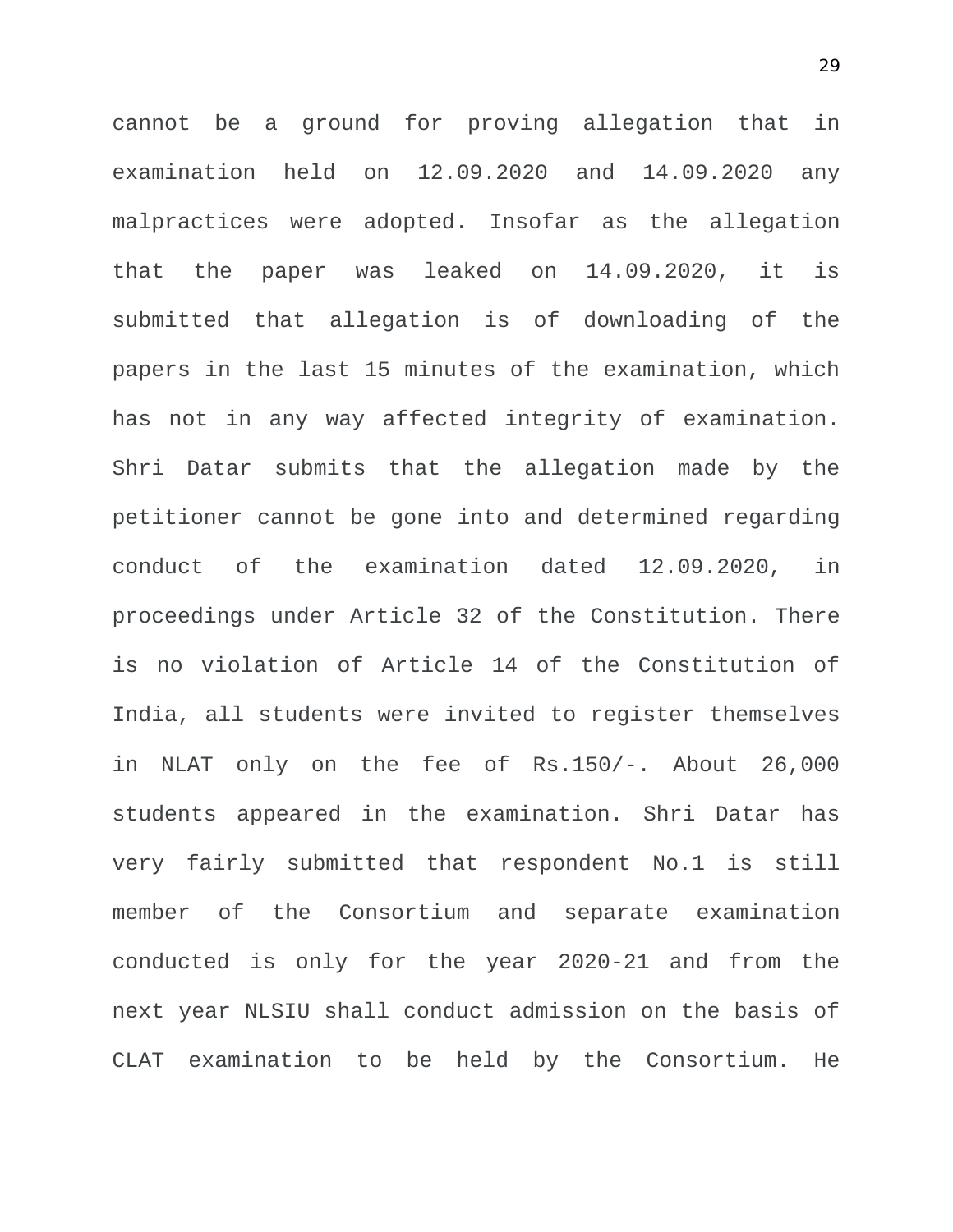cannot be a ground for proving allegation that in examination held on 12.09.2020 and 14.09.2020 any malpractices were adopted. Insofar as the allegation that the paper was leaked on 14.09.2020, it is submitted that allegation is of downloading of the papers in the last 15 minutes of the examination, which has not in any way affected integrity of examination. Shri Datar submits that the allegation made by the petitioner cannot be gone into and determined regarding conduct of the examination dated 12.09.2020, in proceedings under Article 32 of the Constitution. There is no violation of Article 14 of the Constitution of India, all students were invited to register themselves in NLAT only on the fee of Rs.150/-. About 26,000 students appeared in the examination. Shri Datar has very fairly submitted that respondent No.1 is still member of the Consortium and separate examination conducted is only for the year 2020-21 and from the next year NLSIU shall conduct admission on the basis of CLAT examination to be held by the Consortium. He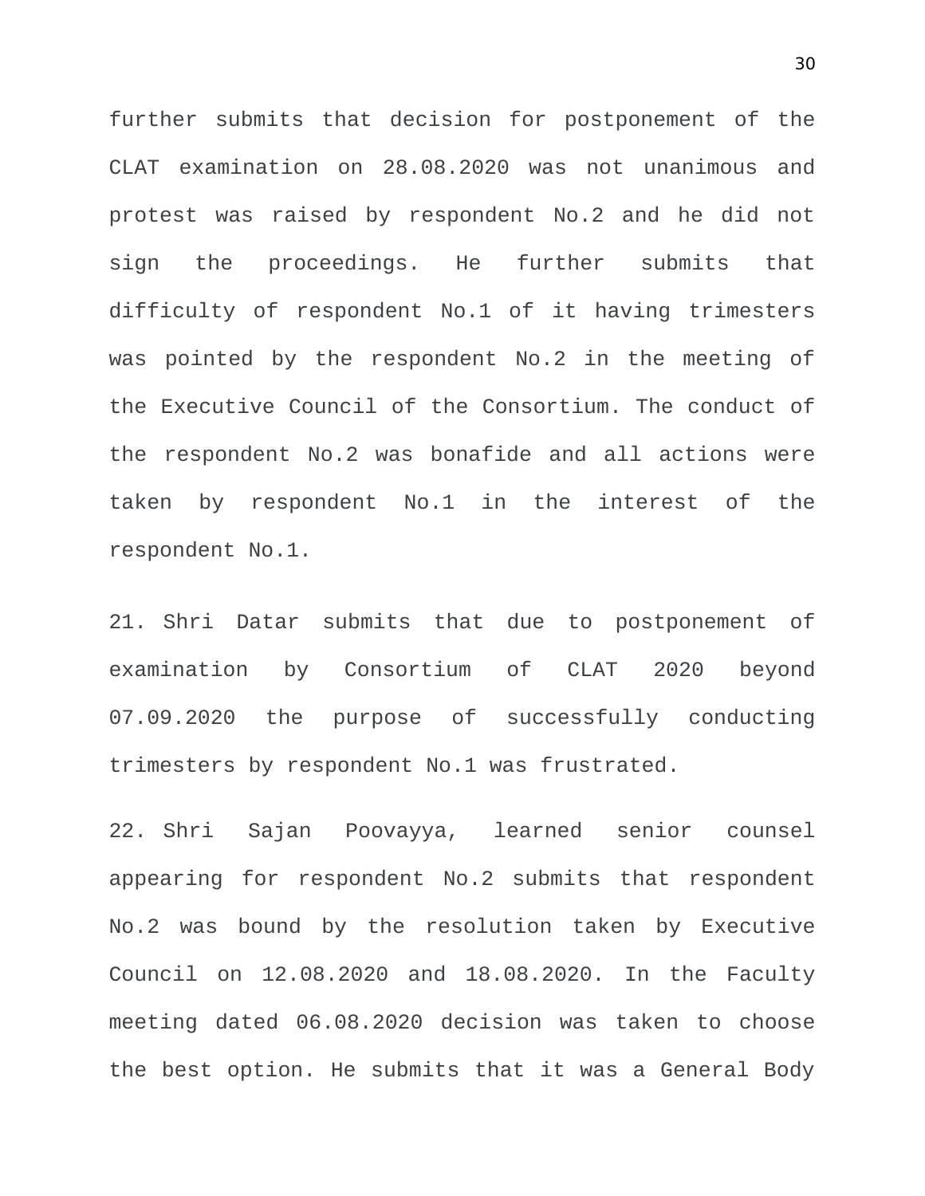further submits that decision for postponement of the CLAT examination on 28.08.2020 was not unanimous and protest was raised by respondent No.2 and he did not sign the proceedings. He further submits that difficulty of respondent No.1 of it having trimesters was pointed by the respondent No.2 in the meeting of the Executive Council of the Consortium. The conduct of the respondent No.2 was bonafide and all actions were taken by respondent No.1 in the interest of the respondent No.1.

21. Shri Datar submits that due to postponement of examination by Consortium of CLAT 2020 beyond 07.09.2020 the purpose of successfully conducting trimesters by respondent No.1 was frustrated.

22. Shri Sajan Poovayya, learned senior counsel appearing for respondent No.2 submits that respondent No.2 was bound by the resolution taken by Executive Council on 12.08.2020 and 18.08.2020. In the Faculty meeting dated 06.08.2020 decision was taken to choose the best option. He submits that it was a General Body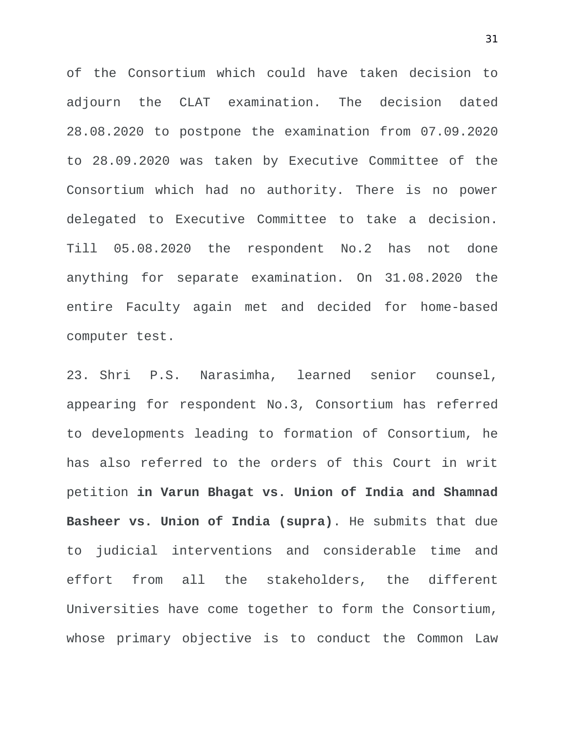of the Consortium which could have taken decision to adjourn the CLAT examination. The decision dated 28.08.2020 to postpone the examination from 07.09.2020 to 28.09.2020 was taken by Executive Committee of the Consortium which had no authority. There is no power delegated to Executive Committee to take a decision. Till 05.08.2020 the respondent No.2 has not done anything for separate examination. On 31.08.2020 the entire Faculty again met and decided for home-based computer test.

23. Shri P.S. Narasimha, learned senior counsel, appearing for respondent No.3, Consortium has referred to developments leading to formation of Consortium, he has also referred to the orders of this Court in writ petition **in Varun Bhagat vs. Union of India and Shamnad Basheer vs. Union of India (supra)**. He submits that due to judicial interventions and considerable time and effort from all the stakeholders, the different Universities have come together to form the Consortium, whose primary objective is to conduct the Common Law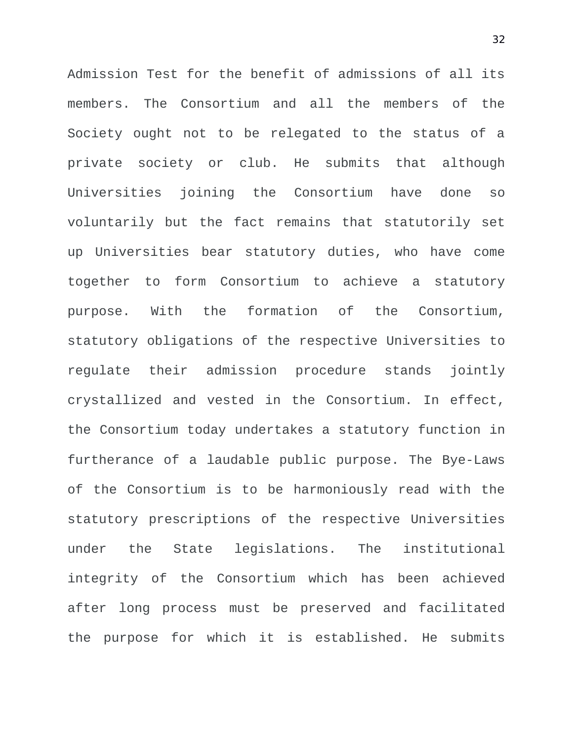Admission Test for the benefit of admissions of all its members. The Consortium and all the members of the Society ought not to be relegated to the status of a private society or club. He submits that although Universities joining the Consortium have done so voluntarily but the fact remains that statutorily set up Universities bear statutory duties, who have come together to form Consortium to achieve a statutory purpose. With the formation of the Consortium, statutory obligations of the respective Universities to regulate their admission procedure stands jointly crystallized and vested in the Consortium. In effect, the Consortium today undertakes a statutory function in furtherance of a laudable public purpose. The Bye-Laws of the Consortium is to be harmoniously read with the statutory prescriptions of the respective Universities under the State legislations. The institutional integrity of the Consortium which has been achieved after long process must be preserved and facilitated the purpose for which it is established. He submits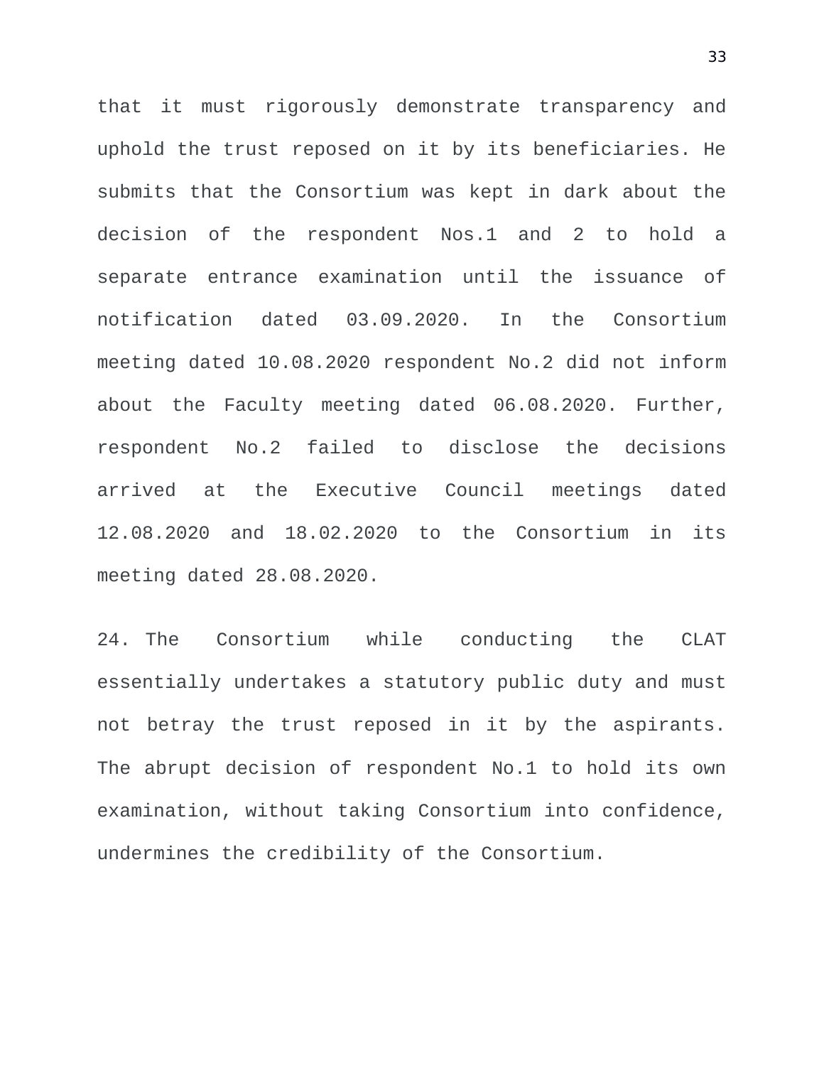that it must rigorously demonstrate transparency and uphold the trust reposed on it by its beneficiaries. He submits that the Consortium was kept in dark about the decision of the respondent Nos.1 and 2 to hold a separate entrance examination until the issuance of notification dated 03.09.2020. In the Consortium meeting dated 10.08.2020 respondent No.2 did not inform about the Faculty meeting dated 06.08.2020. Further, respondent No.2 failed to disclose the decisions arrived at the Executive Council meetings dated 12.08.2020 and 18.02.2020 to the Consortium in its meeting dated 28.08.2020.

24. The Consortium while conducting the CLAT essentially undertakes a statutory public duty and must not betray the trust reposed in it by the aspirants. The abrupt decision of respondent No.1 to hold its own examination, without taking Consortium into confidence, undermines the credibility of the Consortium.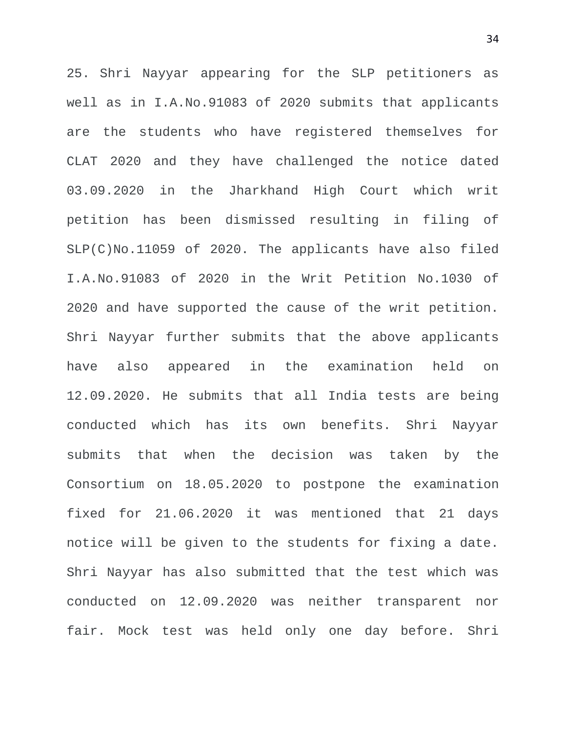25. Shri Nayyar appearing for the SLP petitioners as well as in I.A.No.91083 of 2020 submits that applicants are the students who have registered themselves for CLAT 2020 and they have challenged the notice dated 03.09.2020 in the Jharkhand High Court which writ petition has been dismissed resulting in filing of SLP(C)No.11059 of 2020. The applicants have also filed I.A.No.91083 of 2020 in the Writ Petition No.1030 of 2020 and have supported the cause of the writ petition. Shri Nayyar further submits that the above applicants have also appeared in the examination held on 12.09.2020. He submits that all India tests are being conducted which has its own benefits. Shri Nayyar submits that when the decision was taken by the Consortium on 18.05.2020 to postpone the examination fixed for 21.06.2020 it was mentioned that 21 days notice will be given to the students for fixing a date. Shri Nayyar has also submitted that the test which was conducted on 12.09.2020 was neither transparent nor fair. Mock test was held only one day before. Shri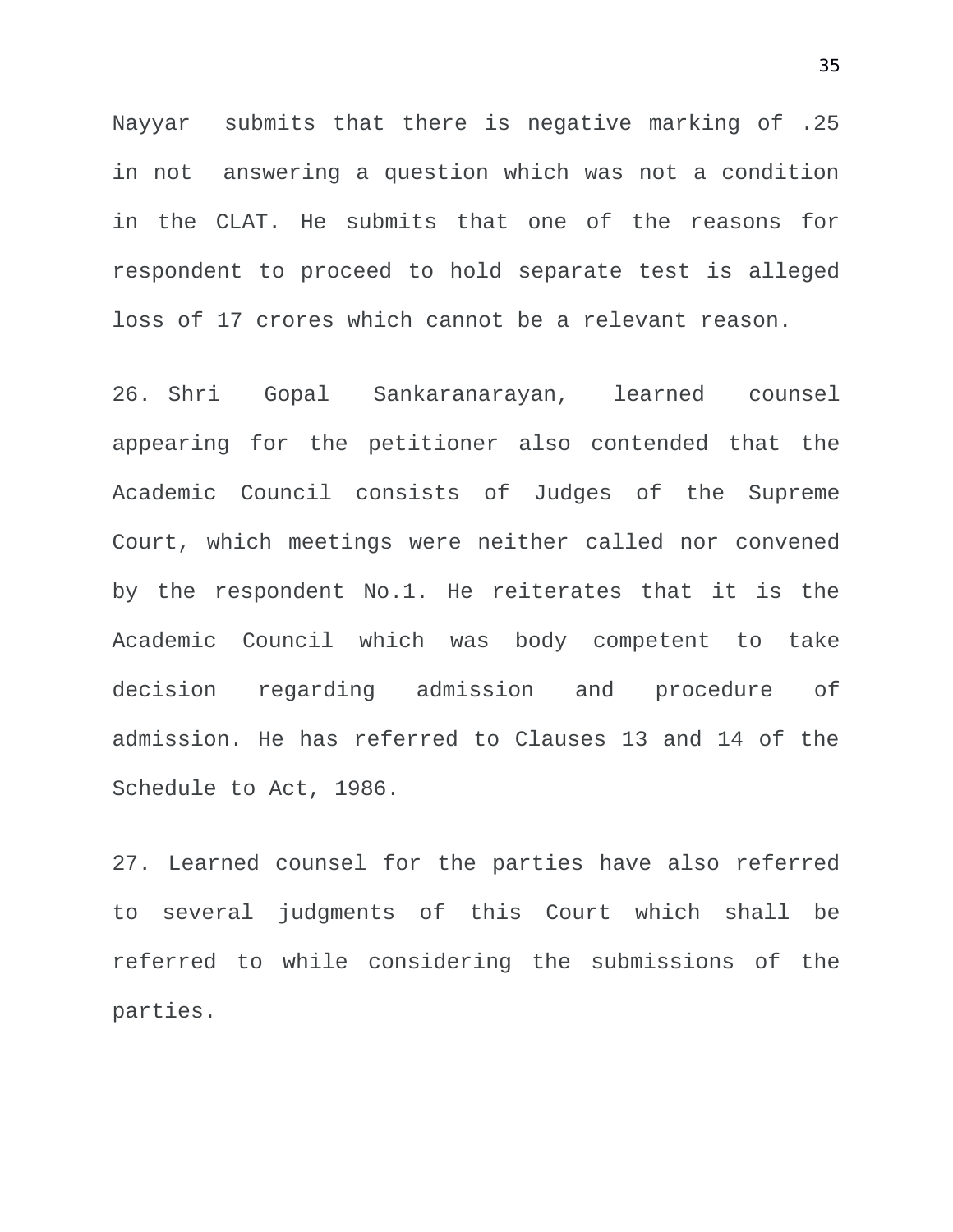Nayyar submits that there is negative marking of .25 in not answering a question which was not a condition in the CLAT. He submits that one of the reasons for respondent to proceed to hold separate test is alleged loss of 17 crores which cannot be a relevant reason.

26. Shri Gopal Sankaranarayan, learned counsel appearing for the petitioner also contended that the Academic Council consists of Judges of the Supreme Court, which meetings were neither called nor convened by the respondent No.1. He reiterates that it is the Academic Council which was body competent to take decision regarding admission and procedure of admission. He has referred to Clauses 13 and 14 of the Schedule to Act, 1986.

27. Learned counsel for the parties have also referred to several judgments of this Court which shall be referred to while considering the submissions of the parties.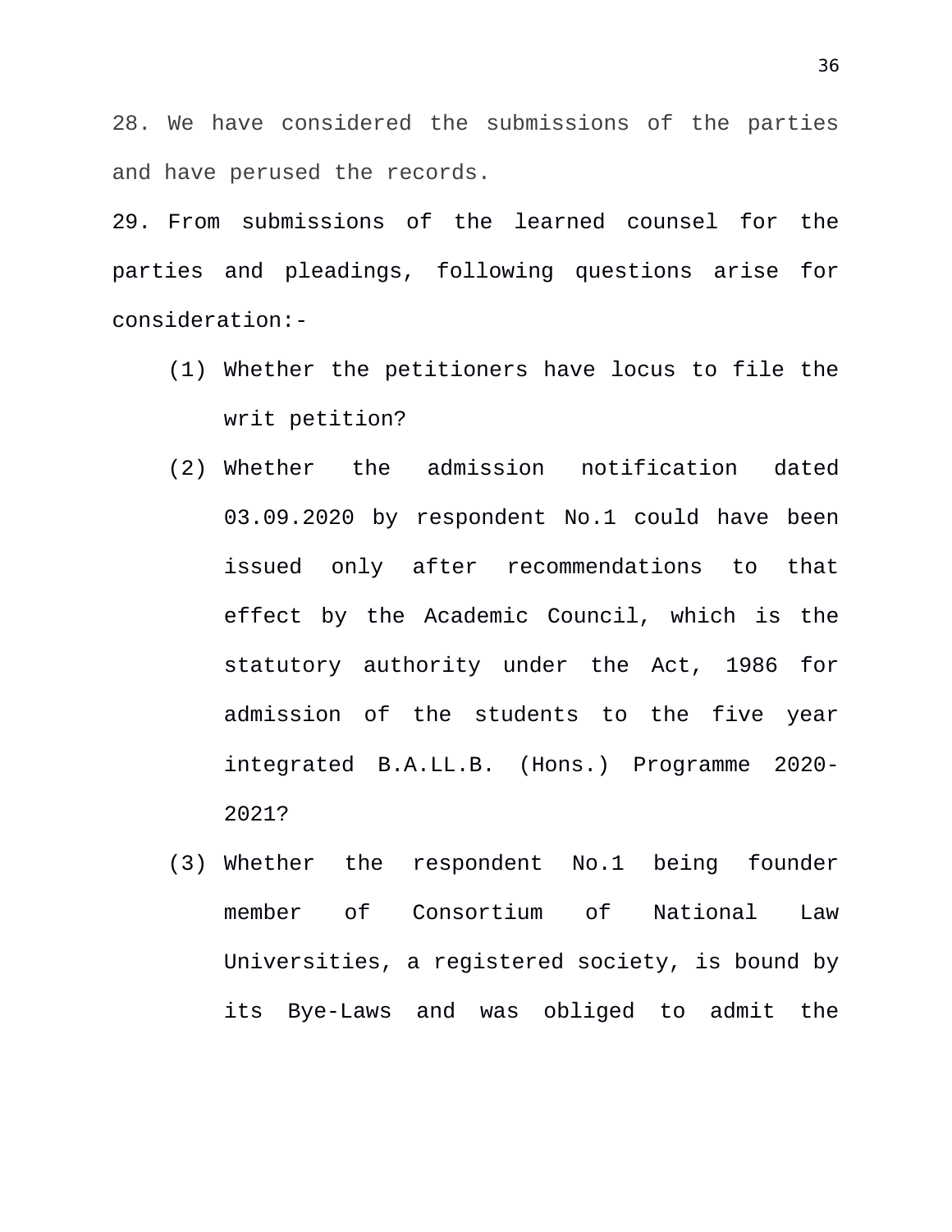28. We have considered the submissions of the parties and have perused the records.

29. From submissions of the learned counsel for the parties and pleadings, following questions arise for consideration:-

(1) Whether the petitioners have locus to file the writ petition?

(2) Whether the admission notification dated 03.09.2020 by respondent No.1 could have been issued only after recommendations to that effect by the Academic Council, which is the statutory authority under the Act, 1986 for admission of the students to the five year integrated B.A.LL.B. (Hons.) Programme 2020-2021?

(3) Whether the respondent No.1 being founder member of Consortium of National Law Universities, a registered society, is bound by its Bye-Laws and was obliged to admit the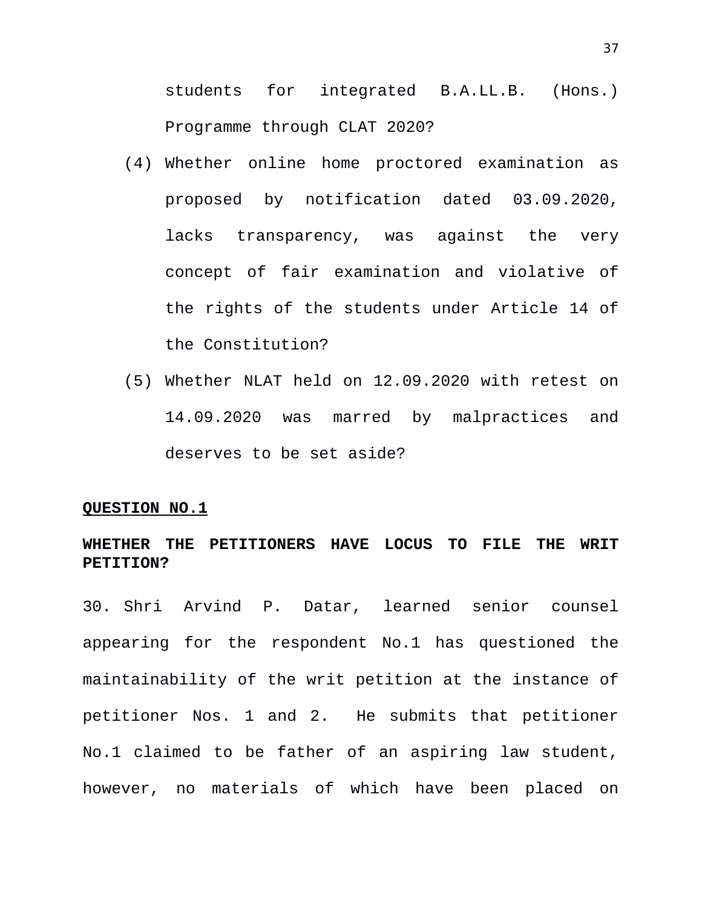students for integrated B.A.LL.B. (Hons.) Programme through CLAT 2020?

(4) Whether online home proctored examination as proposed by notification dated 03.09.2020, lacks transparency, was against the very concept of fair examination and violative of the rights of the students under Article 14 of the Constitution?

(5) Whether NLAT held on 12.09.2020 with retest on 14.09.2020 was marred by malpractices and deserves to be set aside?

**QUESTION NO.1**

**WHETHER THE PETITIONERS HAVE LOCUS TO FILE THE WRIT PETITION?**

30. Shri Arvind P. Datar, learned senior counsel appearing for the respondent No.1 has questioned the maintainability of the writ petition at the instance of petitioner Nos. 1 and 2. He submits that petitioner No.1 claimed to be father of an aspiring law student, however, no materials of which have been placed on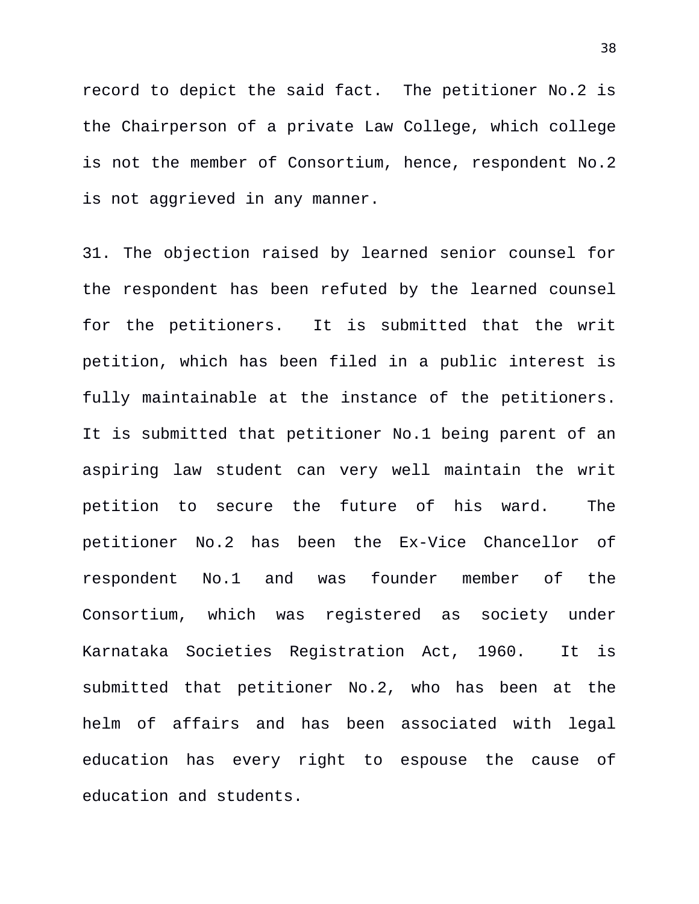record to depict the said fact. The petitioner No.2 is the Chairperson of a private Law College, which college is not the member of Consortium, hence, respondent No.2 is not aggrieved in any manner.

31. The objection raised by learned senior counsel for the respondent has been refuted by the learned counsel for the petitioners. It is submitted that the writ petition, which has been filed in a public interest is fully maintainable at the instance of the petitioners. It is submitted that petitioner No.1 being parent of an aspiring law student can very well maintain the writ petition to secure the future of his ward. The petitioner No.2 has been the Ex-Vice Chancellor of respondent No.1 and was founder member of the Consortium, which was registered as society under Karnataka Societies Registration Act, 1960. It is submitted that petitioner No.2, who has been at the helm of affairs and has been associated with legal education has every right to espouse the cause of education and students.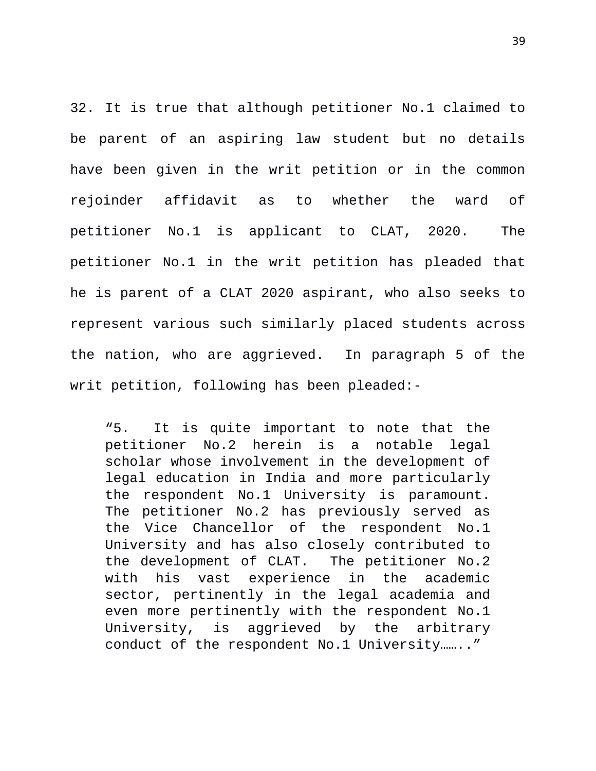32. It is true that although petitioner No.1 claimed to be parent of an aspiring law student but no details have been given in the writ petition or in the common rejoinder affidavit as to whether the ward of petitioner No.1 is applicant to CLAT, 2020. The petitioner No.1 in the writ petition has pleaded that he is parent of a CLAT 2020 aspirant, who also seeks to represent various such similarly placed students across the nation, who are aggrieved. In paragraph 5 of the writ petition, following has been pleaded:-

> "5. It is quite important to note that the petitioner No.2 herein is a notable legal scholar whose involvement in the development of legal education in India and more particularly the respondent No.1 University is paramount. The petitioner No.2 has previously served as the Vice Chancellor of the respondent No.1 University and has also closely contributed to the development of CLAT. The petitioner No.2 with his vast experience in the academic sector, pertinently in the legal academia and even more pertinently with the respondent No.1 University, is aggrieved by the arbitrary conduct of the respondent No.1 University……."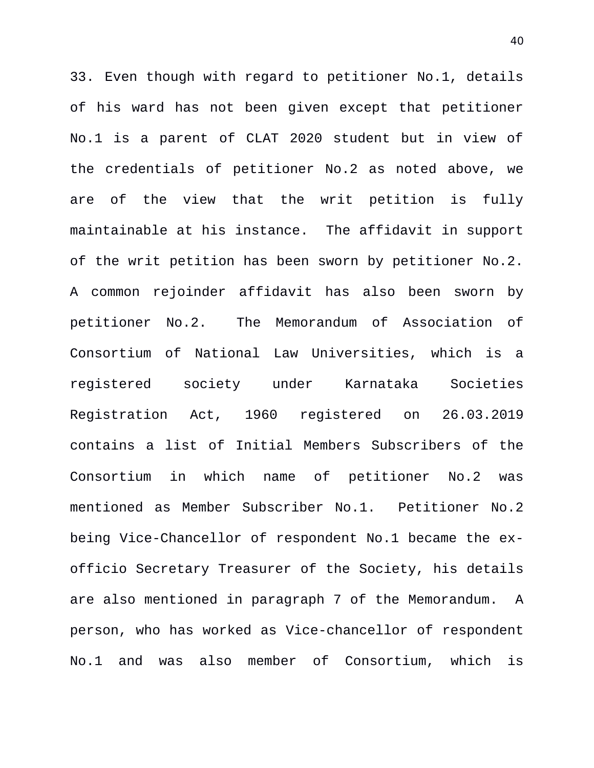33. Even though with regard to petitioner No.1, details of his ward has not been given except that petitioner No.1 is a parent of CLAT 2020 student but in view of the credentials of petitioner No.2 as noted above, we are of the view that the writ petition is fully maintainable at his instance. The affidavit in support of the writ petition has been sworn by petitioner No.2. A common rejoinder affidavit has also been sworn by petitioner No.2. The Memorandum of Association of Consortium of National Law Universities, which is a registered society under Karnataka Societies Registration Act, 1960 registered on 26.03.2019 contains a list of Initial Members Subscribers of the Consortium in which name of petitioner No.2 was mentioned as Member Subscriber No.1. Petitioner No.2 being Vice-Chancellor of respondent No.1 became the ex-officio Secretary Treasurer of the Society, his details are also mentioned in paragraph 7 of the Memorandum. A person, who has worked as Vice-chancellor of respondent No.1 and was also member of Consortium, which is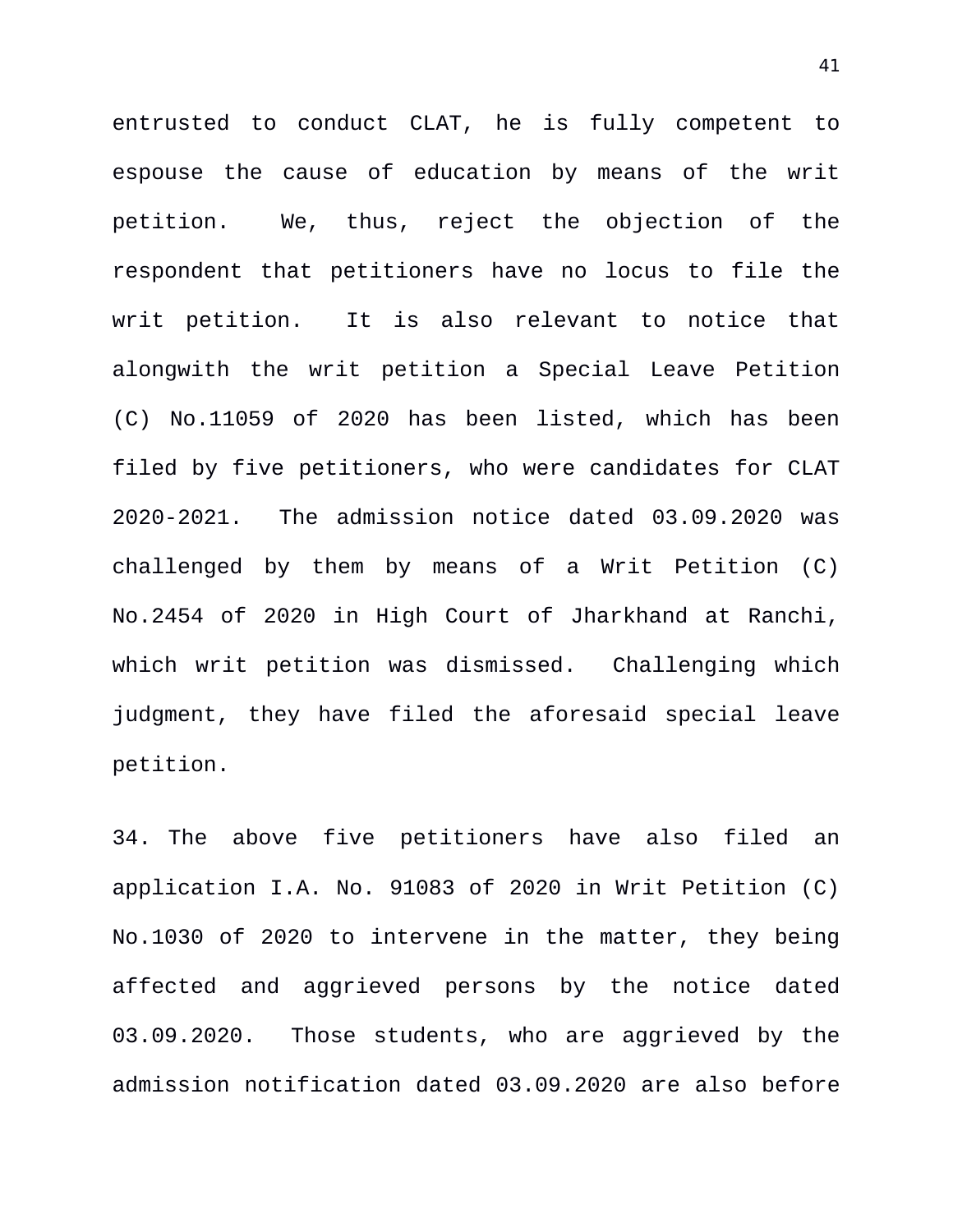entrusted to conduct CLAT, he is fully competent to espouse the cause of education by means of the writ petition. We, thus, reject the objection of the respondent that petitioners have no locus to file the writ petition. It is also relevant to notice that alongwith the writ petition a Special Leave Petition (C) No.11059 of 2020 has been listed, which has been filed by five petitioners, who were candidates for CLAT 2020-2021. The admission notice dated 03.09.2020 was challenged by them by means of a Writ Petition (C) No.2454 of 2020 in High Court of Jharkhand at Ranchi, which writ petition was dismissed. Challenging which judgment, they have filed the aforesaid special leave petition.

34. The above five petitioners have also filed an application I.A. No. 91083 of 2020 in Writ Petition (C) No.1030 of 2020 to intervene in the matter, they being affected and aggrieved persons by the notice dated 03.09.2020. Those students, who are aggrieved by the admission notification dated 03.09.2020 are also before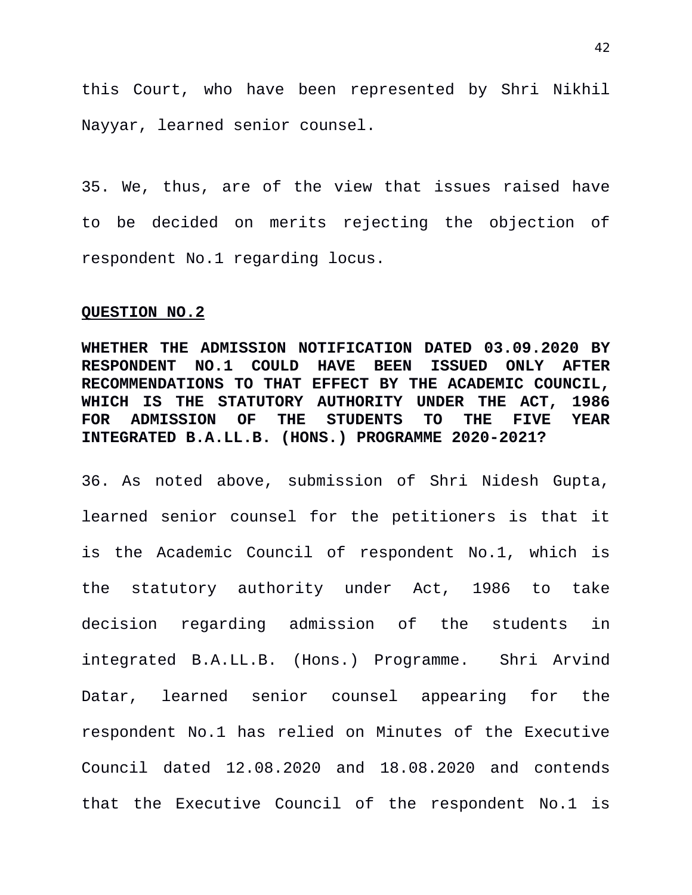this Court, who have been represented by Shri Nikhil Nayyar, learned senior counsel.

35. We, thus, are of the view that issues raised have to be decided on merits rejecting the objection of respondent No.1 regarding locus.

**QUESTION NO.2**

**WHETHER THE ADMISSION NOTIFICATION DATED 03.09.2020 BY RESPONDENT NO.1 COULD HAVE BEEN ISSUED ONLY AFTER RECOMMENDATIONS TO THAT EFFECT BY THE ACADEMIC COUNCIL, WHICH IS THE STATUTORY AUTHORITY UNDER THE ACT, 1986 FOR ADMISSION OF THE STUDENTS TO THE FIVE YEAR INTEGRATED B.A.LL.B. (HONS.) PROGRAMME 2020-2021?**

36. As noted above, submission of Shri Nidesh Gupta, learned senior counsel for the petitioners is that it is the Academic Council of respondent No.1, which is the statutory authority under Act, 1986 to take decision regarding admission of the students in integrated B.A.LL.B. (Hons.) Programme. Shri Arvind Datar, learned senior counsel appearing for the respondent No.1 has relied on Minutes of the Executive Council dated 12.08.2020 and 18.08.2020 and contends that the Executive Council of the respondent No.1 is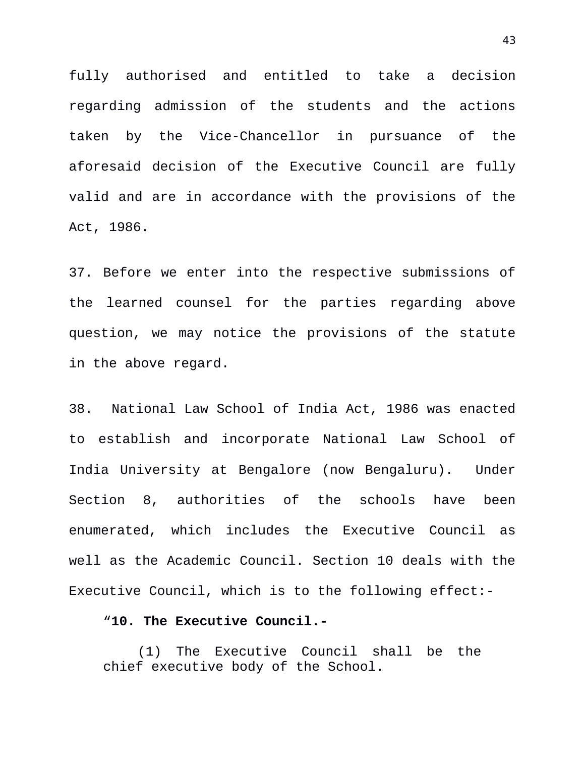fully authorised and entitled to take a decision regarding admission of the students and the actions taken by the Vice-Chancellor in pursuance of the aforesaid decision of the Executive Council are fully valid and are in accordance with the provisions of the Act, 1986.

37. Before we enter into the respective submissions of the learned counsel for the parties regarding above question, we may notice the provisions of the statute in the above regard.

38. National Law School of India Act, 1986 was enacted to establish and incorporate National Law School of India University at Bengalore (now Bengaluru). Under Section 8, authorities of the schools have been enumerated, which includes the Executive Council as well as the Academic Council. Section 10 deals with the Executive Council, which is to the following effect:-

> “**10. The Executive Council.-**
>
> (1) The Executive Council shall be the chief executive body of the School.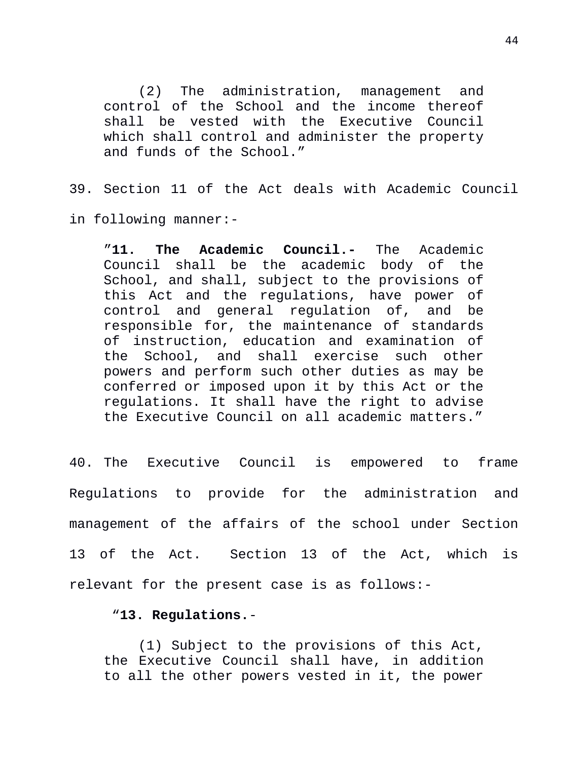> (2) The administration, management and control of the School and the income thereof shall be vested with the Executive Council which shall control and administer the property and funds of the School."

39. Section 11 of the Act deals with Academic Council in following manner:-

> "**11. The Academic Council.-** The Academic Council shall be the academic body of the School, and shall, subject to the provisions of this Act and the regulations, have power of control and general regulation of, and be responsible for, the maintenance of standards of instruction, education and examination of the School, and shall exercise such other powers and perform such other duties as may be conferred or imposed upon it by this Act or the regulations. It shall have the right to advise the Executive Council on all academic matters."

40. The Executive Council is empowered to frame Regulations to provide for the administration and management of the affairs of the school under Section 13 of the Act. Section 13 of the Act, which is relevant for the present case is as follows:-

> "**13. Regulations.**-
>
> (1) Subject to the provisions of this Act, the Executive Council shall have, in addition to all the other powers vested in it, the power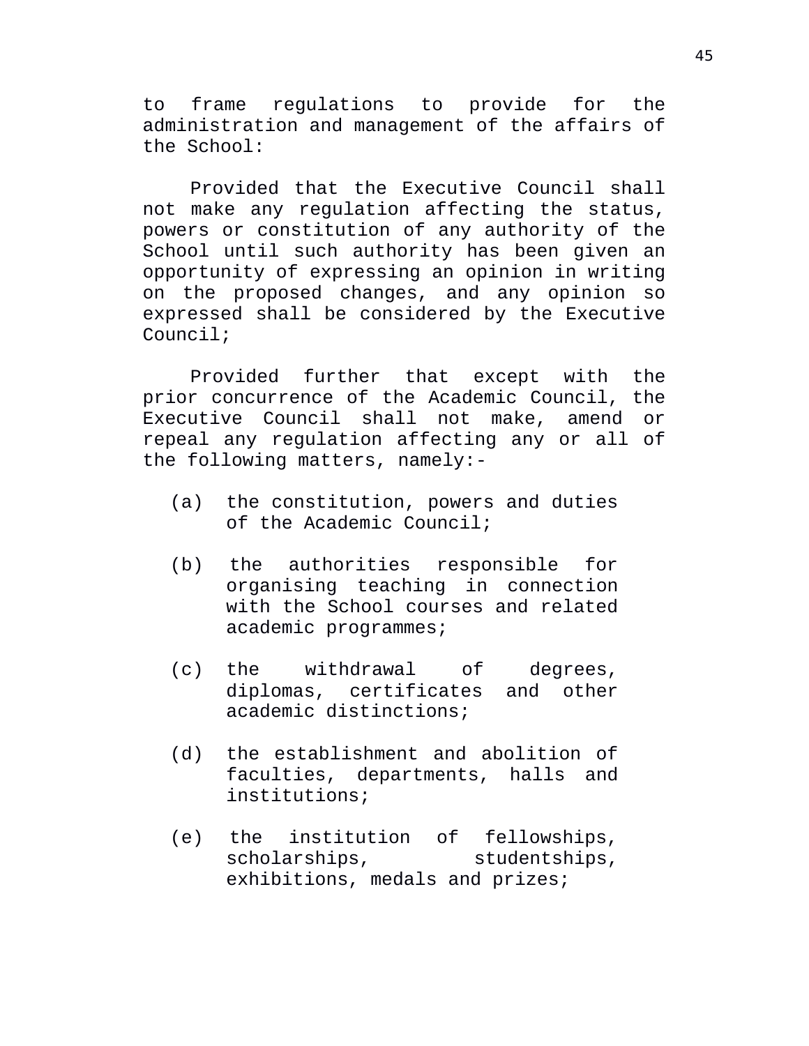to frame regulations to provide for the administration and management of the affairs of the School:

Provided that the Executive Council shall not make any regulation affecting the status, powers or constitution of any authority of the School until such authority has been given an opportunity of expressing an opinion in writing on the proposed changes, and any opinion so expressed shall be considered by the Executive Council;

Provided further that except with the prior concurrence of the Academic Council, the Executive Council shall not make, amend or repeal any regulation affecting any or all of the following matters, namely:-

(a) the constitution, powers and duties of the Academic Council;

(b) the authorities responsible for organising teaching in connection with the School courses and related academic programmes;

(c) the withdrawal of degrees, diplomas, certificates and other academic distinctions;

(d) the establishment and abolition of faculties, departments, halls and institutions;

(e) the institution of fellowships, scholarships, studentships, exhibitions, medals and prizes;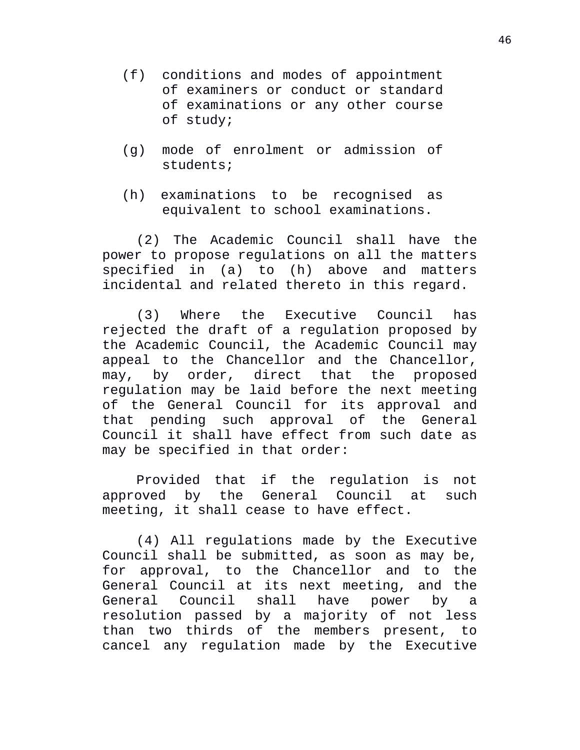(f) conditions and modes of appointment of examiners or conduct or standard of examinations or any other course of study;

(g) mode of enrolment or admission of students;

(h) examinations to be recognised as equivalent to school examinations.

(2) The Academic Council shall have the power to propose regulations on all the matters specified in (a) to (h) above and matters incidental and related thereto in this regard.

(3) Where the Executive Council has rejected the draft of a regulation proposed by the Academic Council, the Academic Council may appeal to the Chancellor and the Chancellor, may, by order, direct that the proposed regulation may be laid before the next meeting of the General Council for its approval and that pending such approval of the General Council it shall have effect from such date as may be specified in that order:

Provided that if the regulation is not approved by the General Council at such meeting, it shall cease to have effect.

(4) All regulations made by the Executive Council shall be submitted, as soon as may be, for approval, to the Chancellor and to the General Council at its next meeting, and the General Council shall have power by a resolution passed by a majority of not less than two thirds of the members present, to cancel any regulation made by the Executive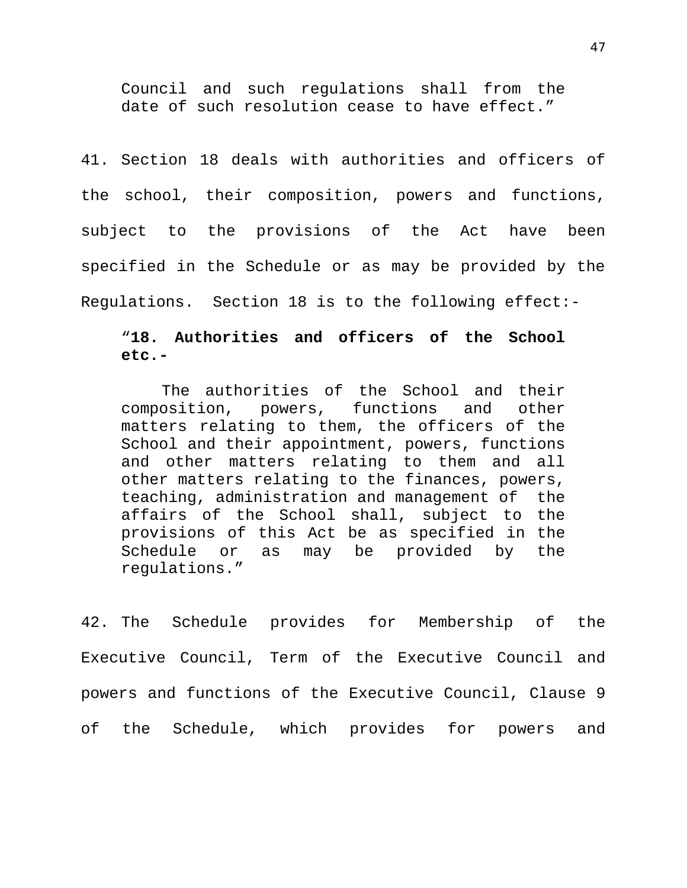> Council and such regulations shall from the date of such resolution cease to have effect."

41. Section 18 deals with authorities and officers of the school, their composition, powers and functions, subject to the provisions of the Act have been specified in the Schedule or as may be provided by the Regulations. Section 18 is to the following effect:-

> "**18. Authorities and officers of the School etc.-**
>
> The authorities of the School and their composition, powers, functions and other matters relating to them, the officers of the School and their appointment, powers, functions and other matters relating to them and all other matters relating to the finances, powers, teaching, administration and management of the affairs of the School shall, subject to the provisions of this Act be as specified in the Schedule or as may be provided by the regulations."

42. The Schedule provides for Membership of the Executive Council, Term of the Executive Council and powers and functions of the Executive Council, Clause 9 of the Schedule, which provides for powers and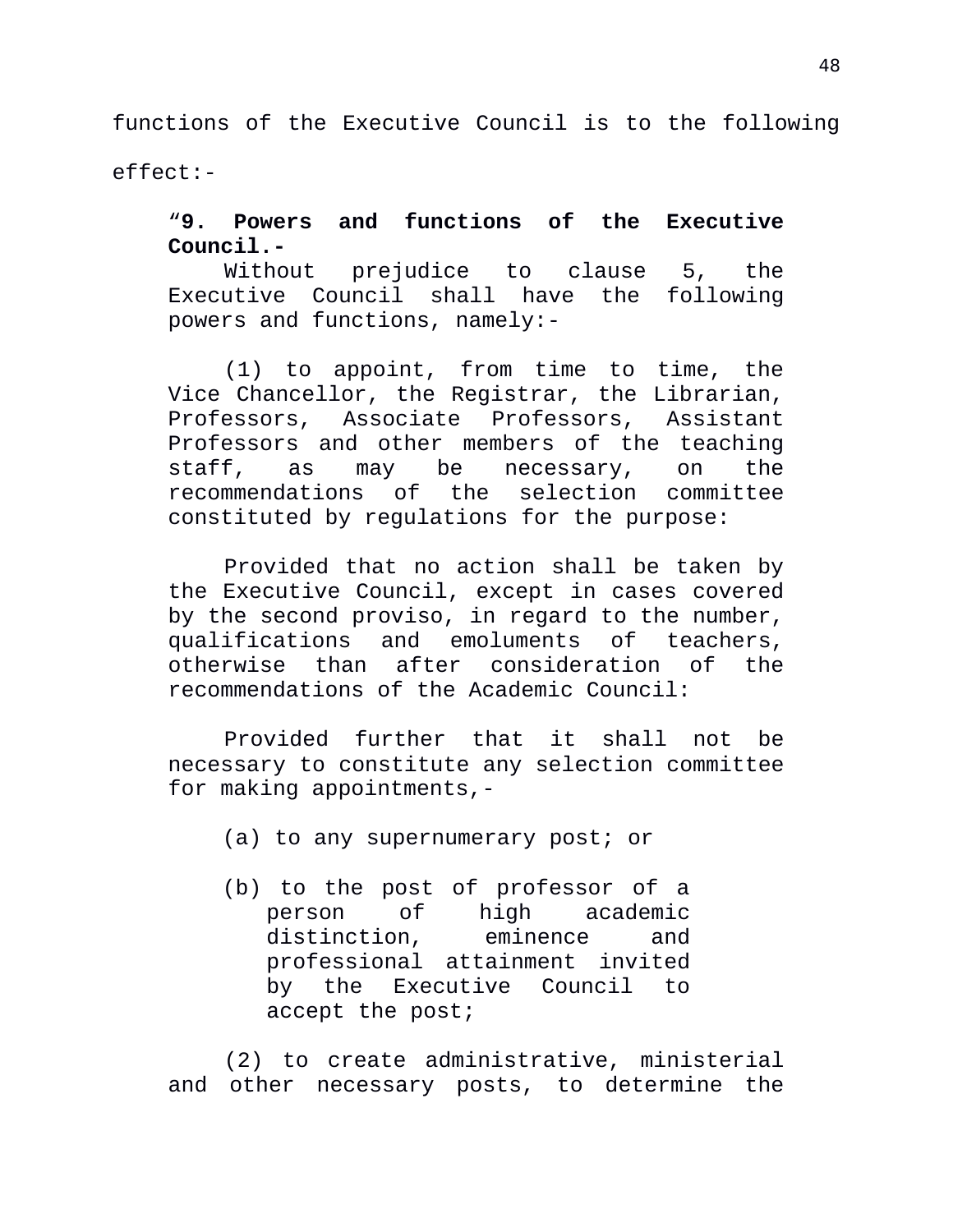functions of the Executive Council is to the following effect:-

> "**9. Powers and functions of the Executive Council.-**
>
> Without prejudice to clause 5, the Executive Council shall have the following powers and functions, namely:-
>
> (1) to appoint, from time to time, the Vice Chancellor, the Registrar, the Librarian, Professors, Associate Professors, Assistant Professors and other members of the teaching staff, as may be necessary, on the recommendations of the selection committee constituted by regulations for the purpose:
>
> Provided that no action shall be taken by the Executive Council, except in cases covered by the second proviso, in regard to the number, qualifications and emoluments of teachers, otherwise than after consideration of the recommendations of the Academic Council:
>
> Provided further that it shall not be necessary to constitute any selection committee for making appointments,-
>
> (a) to any supernumerary post; or
>
> (b) to the post of professor of a person of high academic distinction, eminence and professional attainment invited by the Executive Council to accept the post;
>
> (2) to create administrative, ministerial and other necessary posts, to determine the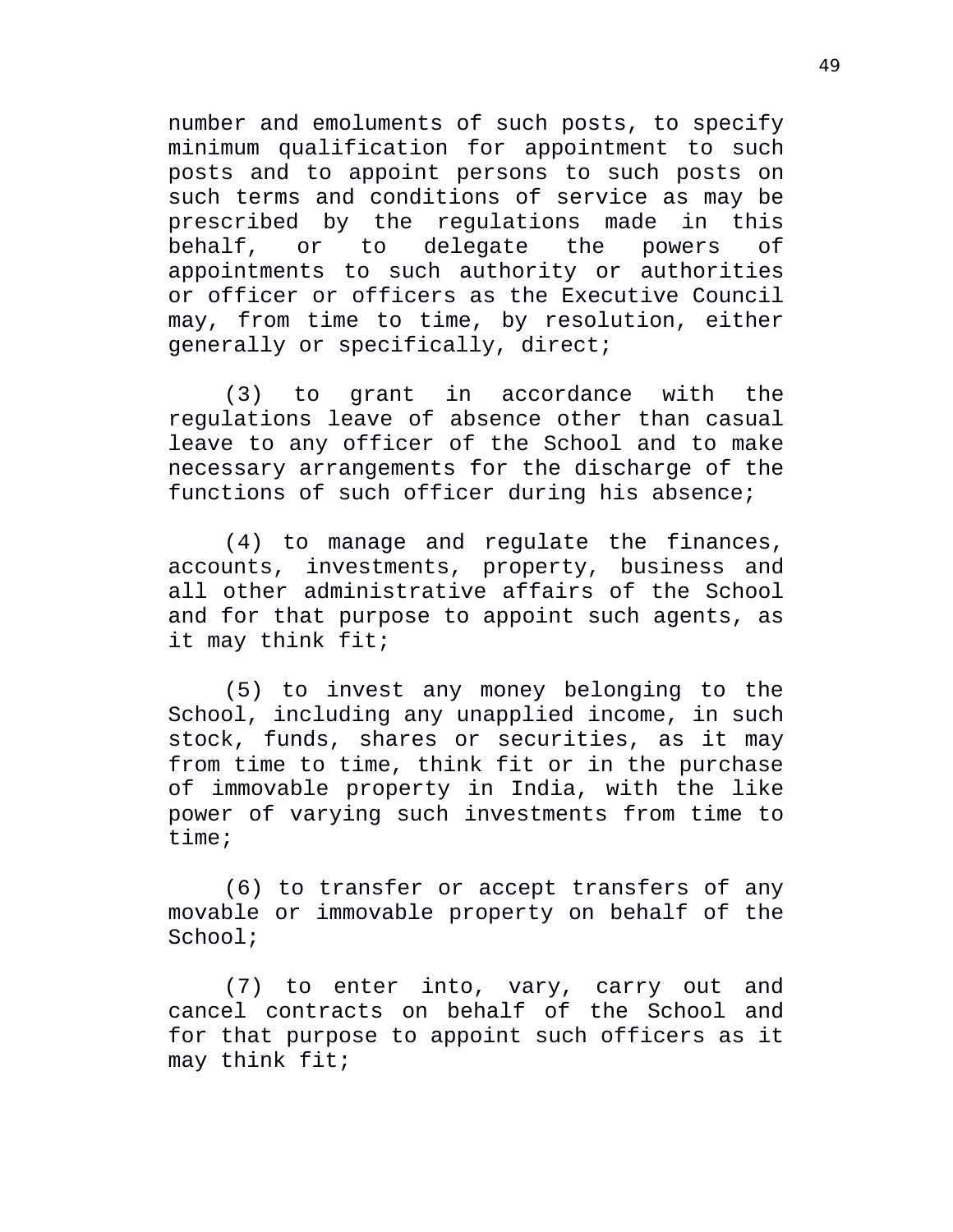number and emoluments of such posts, to specify minimum qualification for appointment to such posts and to appoint persons to such posts on such terms and conditions of service as may be prescribed by the regulations made in this behalf, or to delegate the powers of appointments to such authority or authorities or officer or officers as the Executive Council may, from time to time, by resolution, either generally or specifically, direct;

(3) to grant in accordance with the regulations leave of absence other than casual leave to any officer of the School and to make necessary arrangements for the discharge of the functions of such officer during his absence;

(4) to manage and regulate the finances, accounts, investments, property, business and all other administrative affairs of the School and for that purpose to appoint such agents, as it may think fit;

(5) to invest any money belonging to the School, including any unapplied income, in such stock, funds, shares or securities, as it may from time to time, think fit or in the purchase of immovable property in India, with the like power of varying such investments from time to time;

(6) to transfer or accept transfers of any movable or immovable property on behalf of the School;

(7) to enter into, vary, carry out and cancel contracts on behalf of the School and for that purpose to appoint such officers as it may think fit;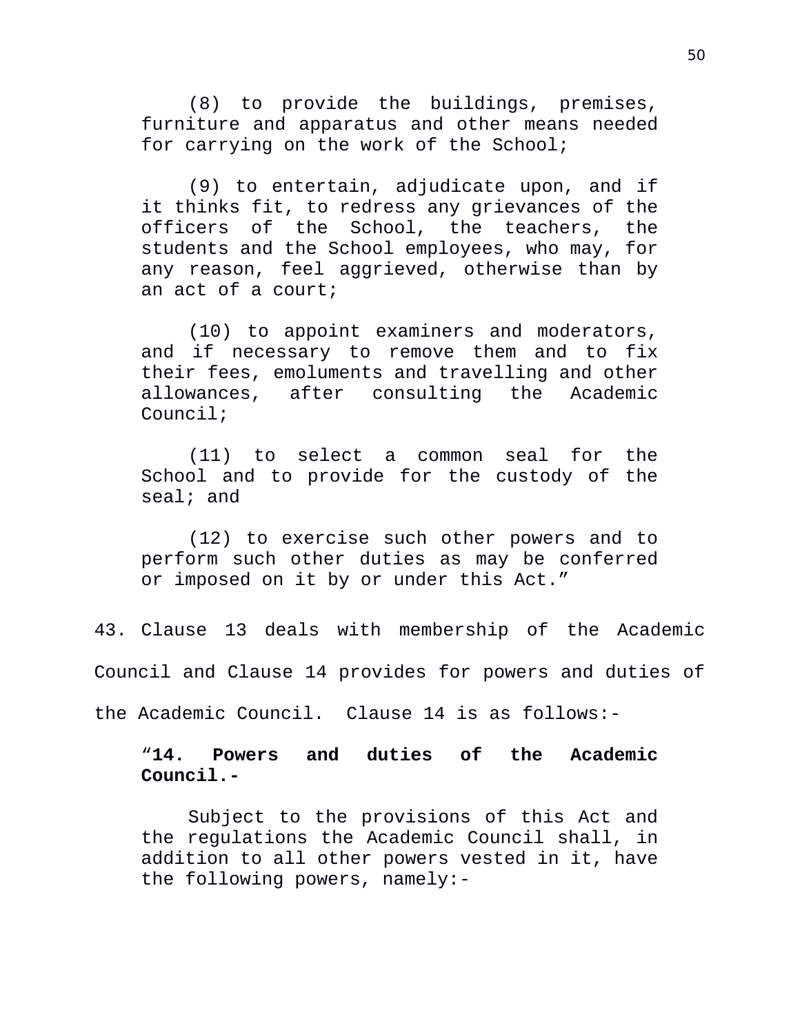(8) to provide the buildings, premises, furniture and apparatus and other means needed for carrying on the work of the School;

(9) to entertain, adjudicate upon, and if it thinks fit, to redress any grievances of the officers of the School, the teachers, the students and the School employees, who may, for any reason, feel aggrieved, otherwise than by an act of a court;

(10) to appoint examiners and moderators, and if necessary to remove them and to fix their fees, emoluments and travelling and other allowances, after consulting the Academic Council;

(11) to select a common seal for the School and to provide for the custody of the seal; and

(12) to exercise such other powers and to perform such other duties as may be conferred or imposed on it by or under this Act."

43. Clause 13 deals with membership of the Academic Council and Clause 14 provides for powers and duties of the Academic Council. Clause 14 is as follows:-

"**14. Powers and duties of the Academic Council.-**

Subject to the provisions of this Act and the regulations the Academic Council shall, in addition to all other powers vested in it, have the following powers, namely:-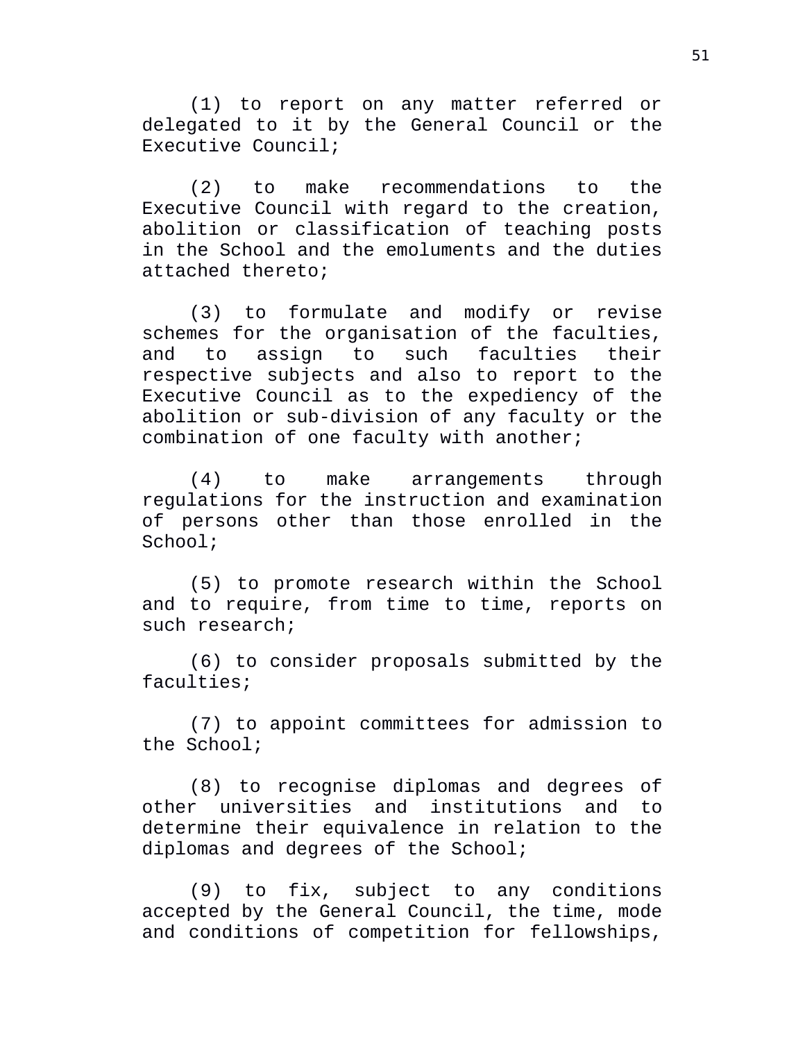(1) to report on any matter referred or delegated to it by the General Council or the Executive Council;

(2) to make recommendations to the Executive Council with regard to the creation, abolition or classification of teaching posts in the School and the emoluments and the duties attached thereto;

(3) to formulate and modify or revise schemes for the organisation of the faculties, and to assign to such faculties their respective subjects and also to report to the Executive Council as to the expediency of the abolition or sub-division of any faculty or the combination of one faculty with another;

(4) to make arrangements through regulations for the instruction and examination of persons other than those enrolled in the School;

(5) to promote research within the School and to require, from time to time, reports on such research;

(6) to consider proposals submitted by the faculties;

(7) to appoint committees for admission to the School;

(8) to recognise diplomas and degrees of other universities and institutions and to determine their equivalence in relation to the diplomas and degrees of the School;

(9) to fix, subject to any conditions accepted by the General Council, the time, mode and conditions of competition for fellowships,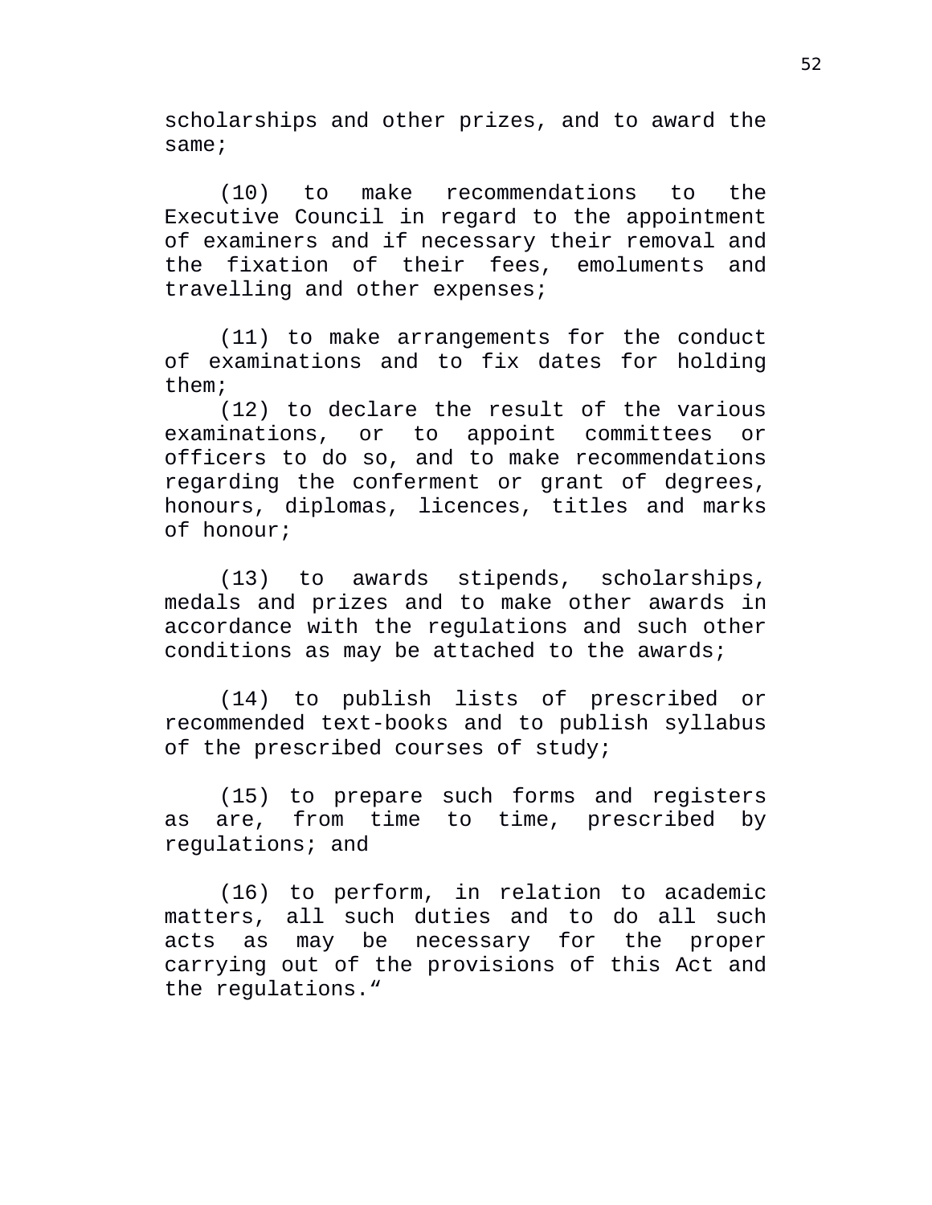scholarships and other prizes, and to award the same;

(10) to make recommendations to the Executive Council in regard to the appointment of examiners and if necessary their removal and the fixation of their fees, emoluments and travelling and other expenses;

(11) to make arrangements for the conduct of examinations and to fix dates for holding them;

(12) to declare the result of the various examinations, or to appoint committees or officers to do so, and to make recommendations regarding the conferment or grant of degrees, honours, diplomas, licences, titles and marks of honour;

(13) to awards stipends, scholarships, medals and prizes and to make other awards in accordance with the regulations and such other conditions as may be attached to the awards;

(14) to publish lists of prescribed or recommended text-books and to publish syllabus of the prescribed courses of study;

(15) to prepare such forms and registers as are, from time to time, prescribed by regulations; and

(16) to perform, in relation to academic matters, all such duties and to do all such acts as may be necessary for the proper carrying out of the provisions of this Act and the regulations.“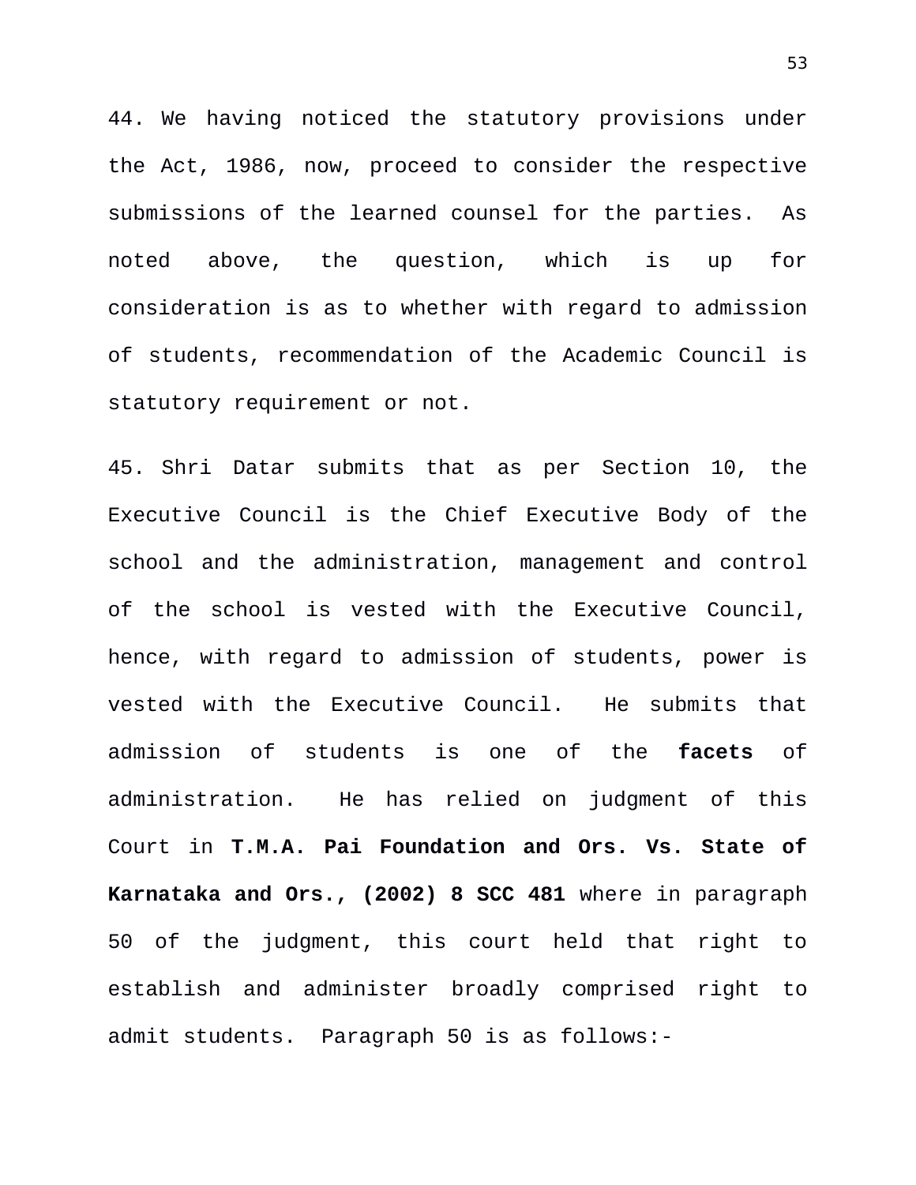44. We having noticed the statutory provisions under the Act, 1986, now, proceed to consider the respective submissions of the learned counsel for the parties. As noted above, the question, which is up for consideration is as to whether with regard to admission of students, recommendation of the Academic Council is statutory requirement or not.

45. Shri Datar submits that as per Section 10, the Executive Council is the Chief Executive Body of the school and the administration, management and control of the school is vested with the Executive Council, hence, with regard to admission of students, power is vested with the Executive Council. He submits that admission of students is one of the **facets** of administration. He has relied on judgment of this Court in **T.M.A. Pai Foundation and Ors. Vs. State of Karnataka and Ors., (2002) 8 SCC 481** where in paragraph 50 of the judgment, this court held that right to establish and administer broadly comprised right to admit students. Paragraph 50 is as follows:-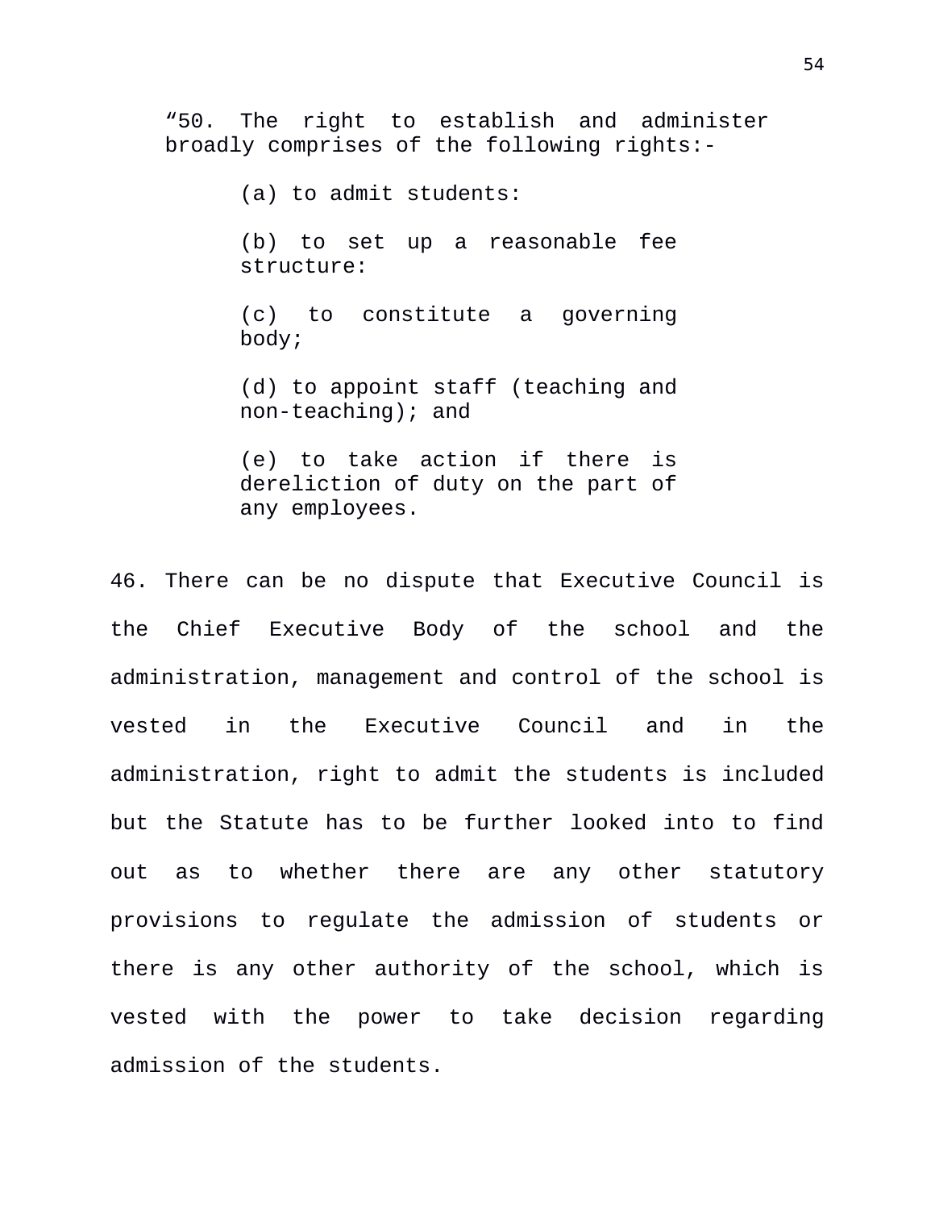> "50. The right to establish and administer broadly comprises of the following rights:-
>
> > (a) to admit students:
> >
> > (b) to set up a reasonable fee structure:
> >
> > (c) to constitute a governing body;
> >
> > (d) to appoint staff (teaching and non-teaching); and
> >
> > (e) to take action if there is dereliction of duty on the part of any employees.

46. There can be no dispute that Executive Council is the Chief Executive Body of the school and the administration, management and control of the school is vested in the Executive Council and in the administration, right to admit the students is included but the Statute has to be further looked into to find out as to whether there are any other statutory provisions to regulate the admission of students or there is any other authority of the school, which is vested with the power to take decision regarding admission of the students.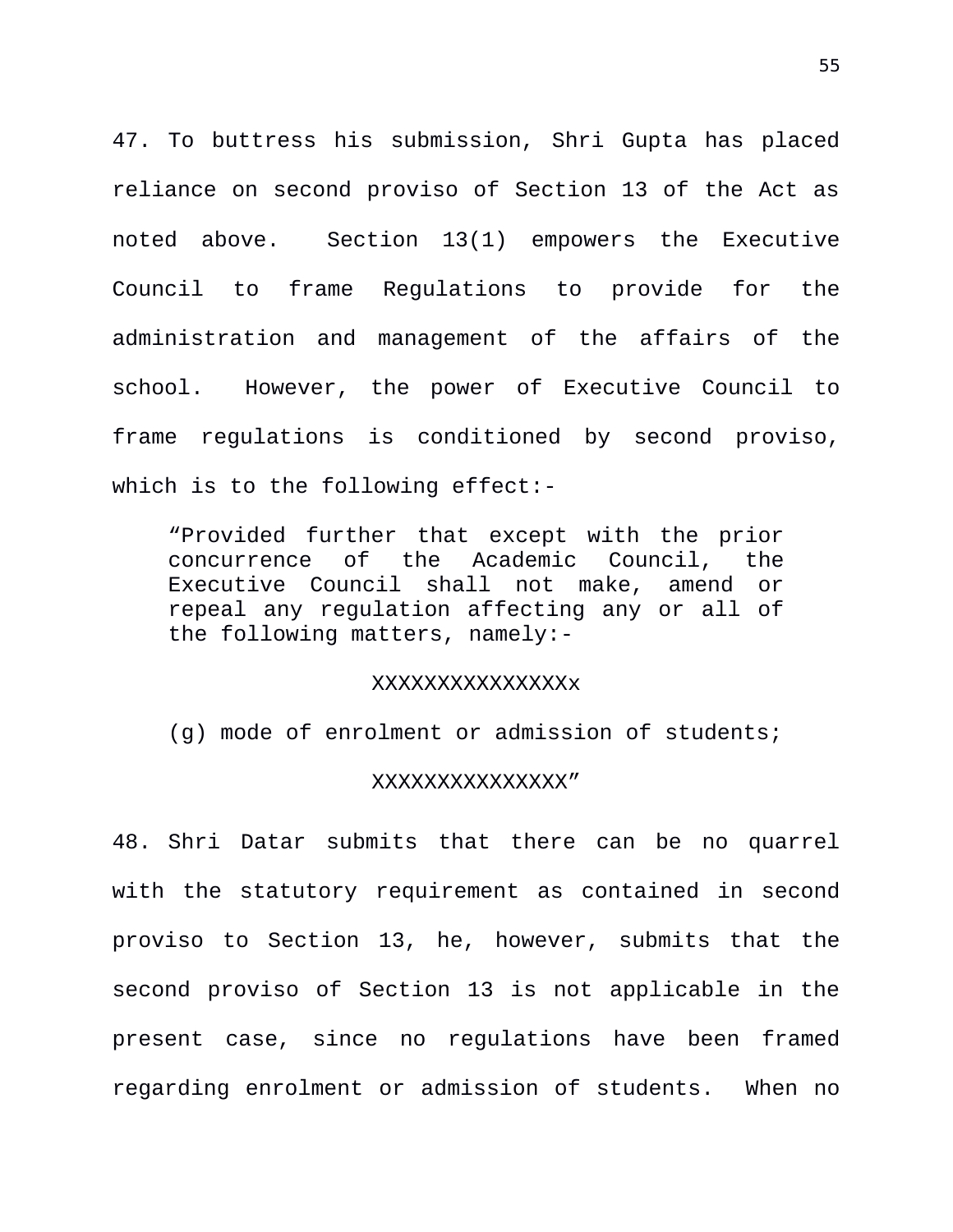47. To buttress his submission, Shri Gupta has placed reliance on second proviso of Section 13 of the Act as noted above. Section 13(1) empowers the Executive Council to frame Regulations to provide for the administration and management of the affairs of the school. However, the power of Executive Council to frame regulations is conditioned by second proviso, which is to the following effect:-

> "Provided further that except with the prior concurrence of the Academic Council, the Executive Council shall not make, amend or repeal any regulation affecting any or all of the following matters, namely:-
>
> XXXXXXXXXXXXXXXx
>
> (g) mode of enrolment or admission of students;
>
> XXXXXXXXXXXXXXX"

48. Shri Datar submits that there can be no quarrel with the statutory requirement as contained in second proviso to Section 13, he, however, submits that the second proviso of Section 13 is not applicable in the present case, since no regulations have been framed regarding enrolment or admission of students. When no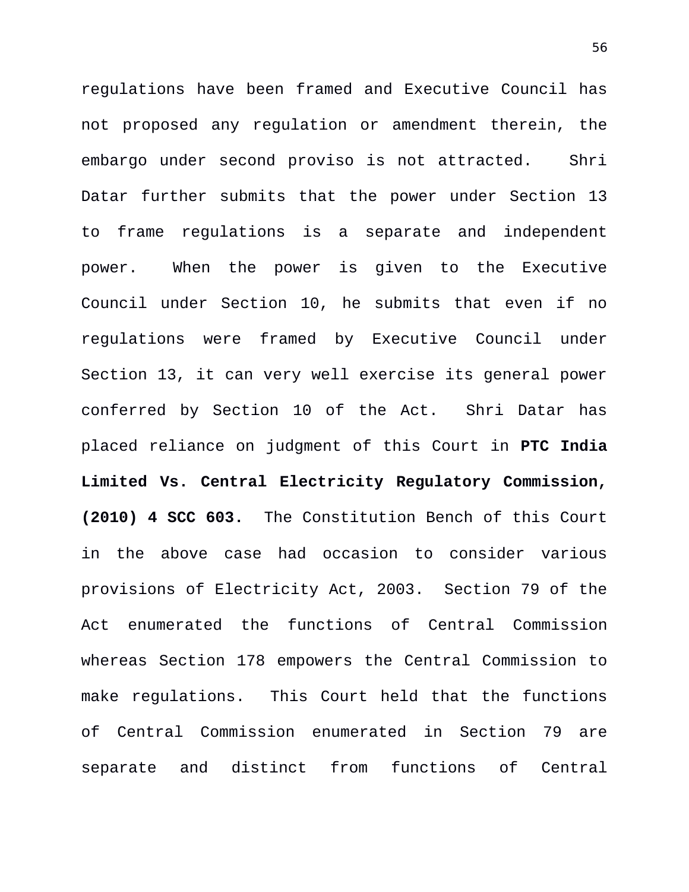regulations have been framed and Executive Council has not proposed any regulation or amendment therein, the embargo under second proviso is not attracted. Shri Datar further submits that the power under Section 13 to frame regulations is a separate and independent power. When the power is given to the Executive Council under Section 10, he submits that even if no regulations were framed by Executive Council under Section 13, it can very well exercise its general power conferred by Section 10 of the Act. Shri Datar has placed reliance on judgment of this Court in **PTC India Limited Vs. Central Electricity Regulatory Commission, (2010) 4 SCC 603.** The Constitution Bench of this Court in the above case had occasion to consider various provisions of Electricity Act, 2003. Section 79 of the Act enumerated the functions of Central Commission whereas Section 178 empowers the Central Commission to make regulations. This Court held that the functions of Central Commission enumerated in Section 79 are separate and distinct from functions of Central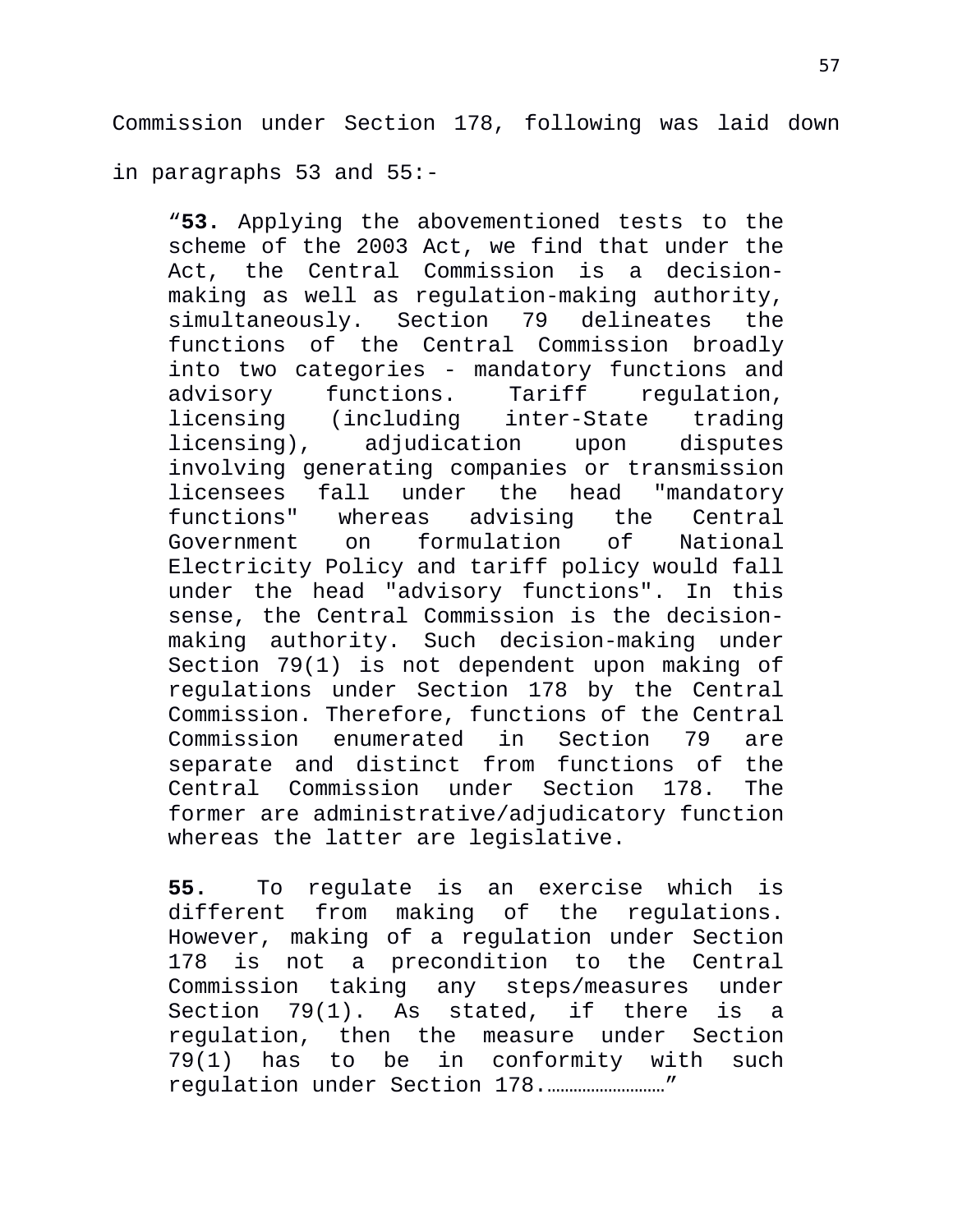Commission under Section 178, following was laid down in paragraphs 53 and 55:-

> “**53.** Applying the abovementioned tests to the scheme of the 2003 Act, we find that under the Act, the Central Commission is a decision-making as well as regulation-making authority, simultaneously. Section 79 delineates the functions of the Central Commission broadly into two categories - mandatory functions and advisory functions. Tariff regulation, licensing (including inter-State trading licensing), adjudication upon disputes involving generating companies or transmission licensees fall under the head "mandatory functions" whereas advising the Central Government on formulation of National Electricity Policy and tariff policy would fall under the head "advisory functions". In this sense, the Central Commission is the decision-making authority. Such decision-making under Section 79(1) is not dependent upon making of regulations under Section 178 by the Central Commission. Therefore, functions of the Central Commission enumerated in Section 79 are separate and distinct from functions of the Central Commission under Section 178. The former are administrative/adjudicatory function whereas the latter are legislative.
>
> **55.** To regulate is an exercise which is different from making of the regulations. However, making of a regulation under Section 178 is not a precondition to the Central Commission taking any steps/measures under Section 79(1). As stated, if there is a regulation, then the measure under Section 79(1) has to be in conformity with such regulation under Section 178.………………………”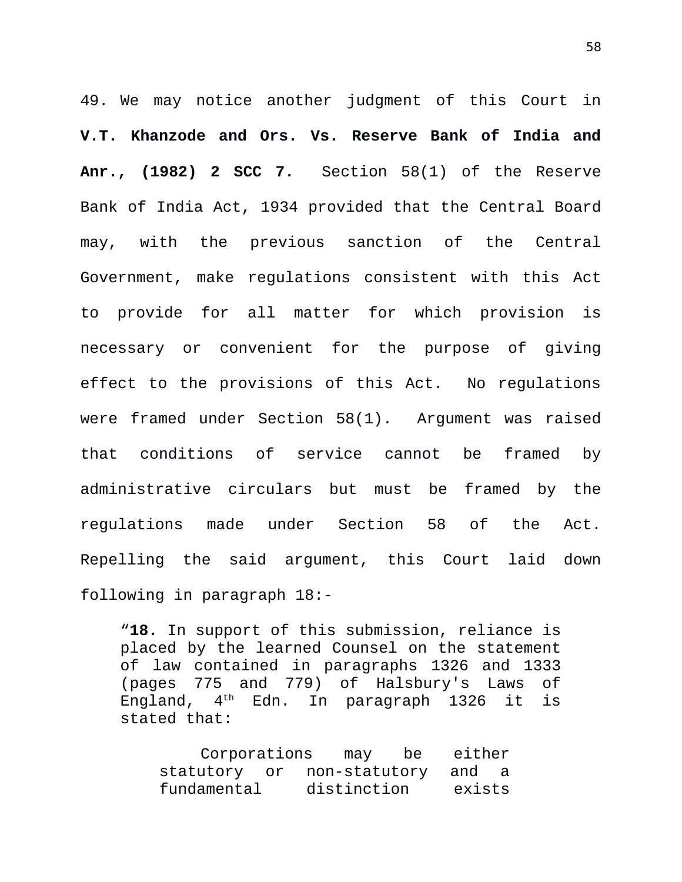49. We may notice another judgment of this Court in **V.T. Khanzode and Ors. Vs. Reserve Bank of India and Anr., (1982) 2 SCC 7.** Section 58(1) of the Reserve Bank of India Act, 1934 provided that the Central Board may, with the previous sanction of the Central Government, make regulations consistent with this Act to provide for all matter for which provision is necessary or convenient for the purpose of giving effect to the provisions of this Act. No regulations were framed under Section 58(1). Argument was raised that conditions of service cannot be framed by administrative circulars but must be framed by the regulations made under Section 58 of the Act. Repelling the said argument, this Court laid down following in paragraph 18:-

> "**18.** In support of this submission, reliance is placed by the learned Counsel on the statement of law contained in paragraphs 1326 and 1333 (pages 775 and 779) of Halsbury's Laws of England, 4th Edn. In paragraph 1326 it is stated that:
>
> > Corporations may be either statutory or non-statutory and a fundamental distinction exists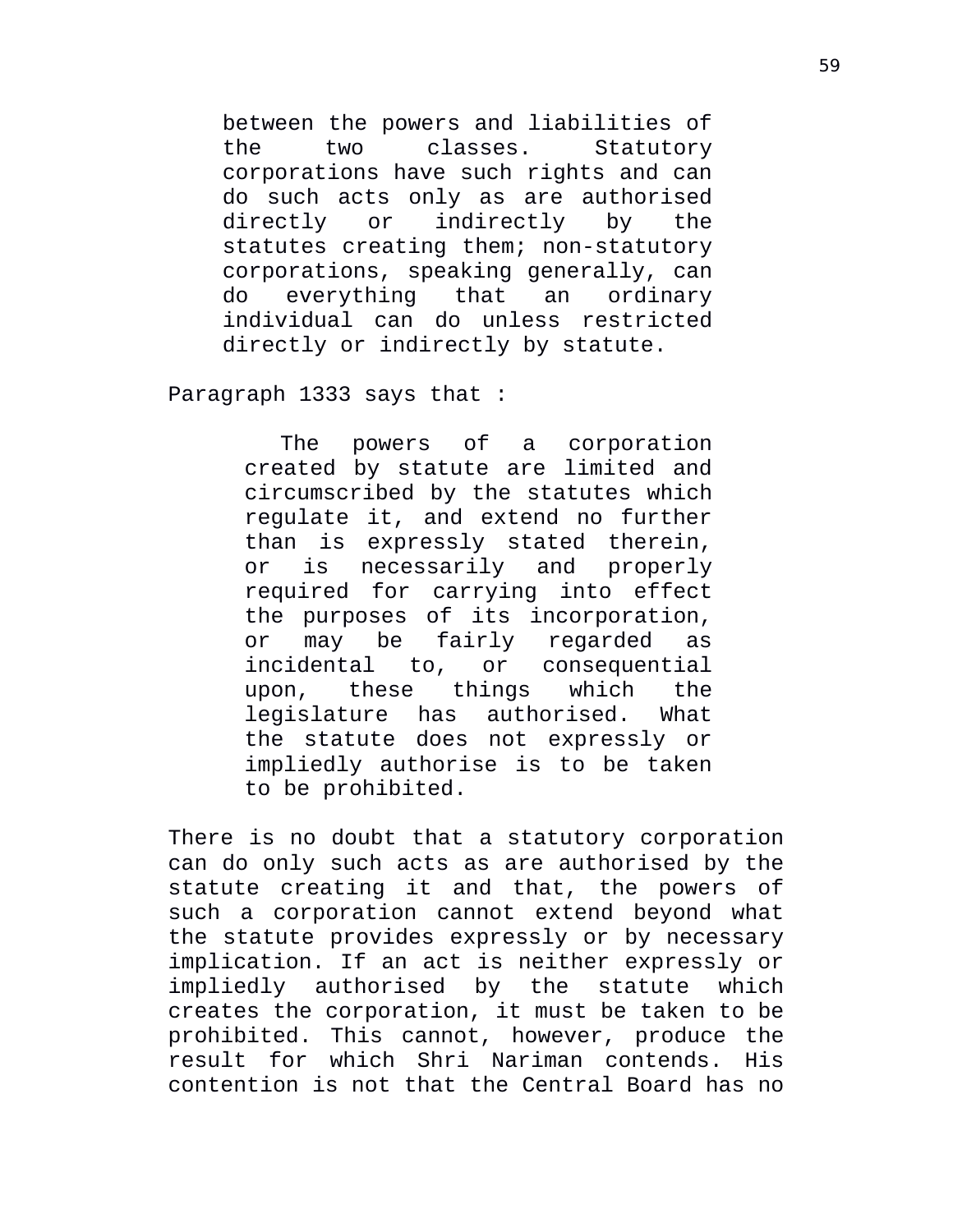> between the powers and liabilities of the two classes. Statutory corporations have such rights and can do such acts only as are authorised directly or indirectly by the statutes creating them; non-statutory corporations, speaking generally, can do everything that an ordinary individual can do unless restricted directly or indirectly by statute.

Paragraph 1333 says that :

> The powers of a corporation created by statute are limited and circumscribed by the statutes which regulate it, and extend no further than is expressly stated therein, or is necessarily and properly required for carrying into effect the purposes of its incorporation, or may be fairly regarded as incidental to, or consequential upon, these things which the legislature has authorised. What the statute does not expressly or impliedly authorise is to be taken to be prohibited.

There is no doubt that a statutory corporation can do only such acts as are authorised by the statute creating it and that, the powers of such a corporation cannot extend beyond what the statute provides expressly or by necessary implication. If an act is neither expressly or impliedly authorised by the statute which creates the corporation, it must be taken to be prohibited. This cannot, however, produce the result for which Shri Nariman contends. His contention is not that the Central Board has no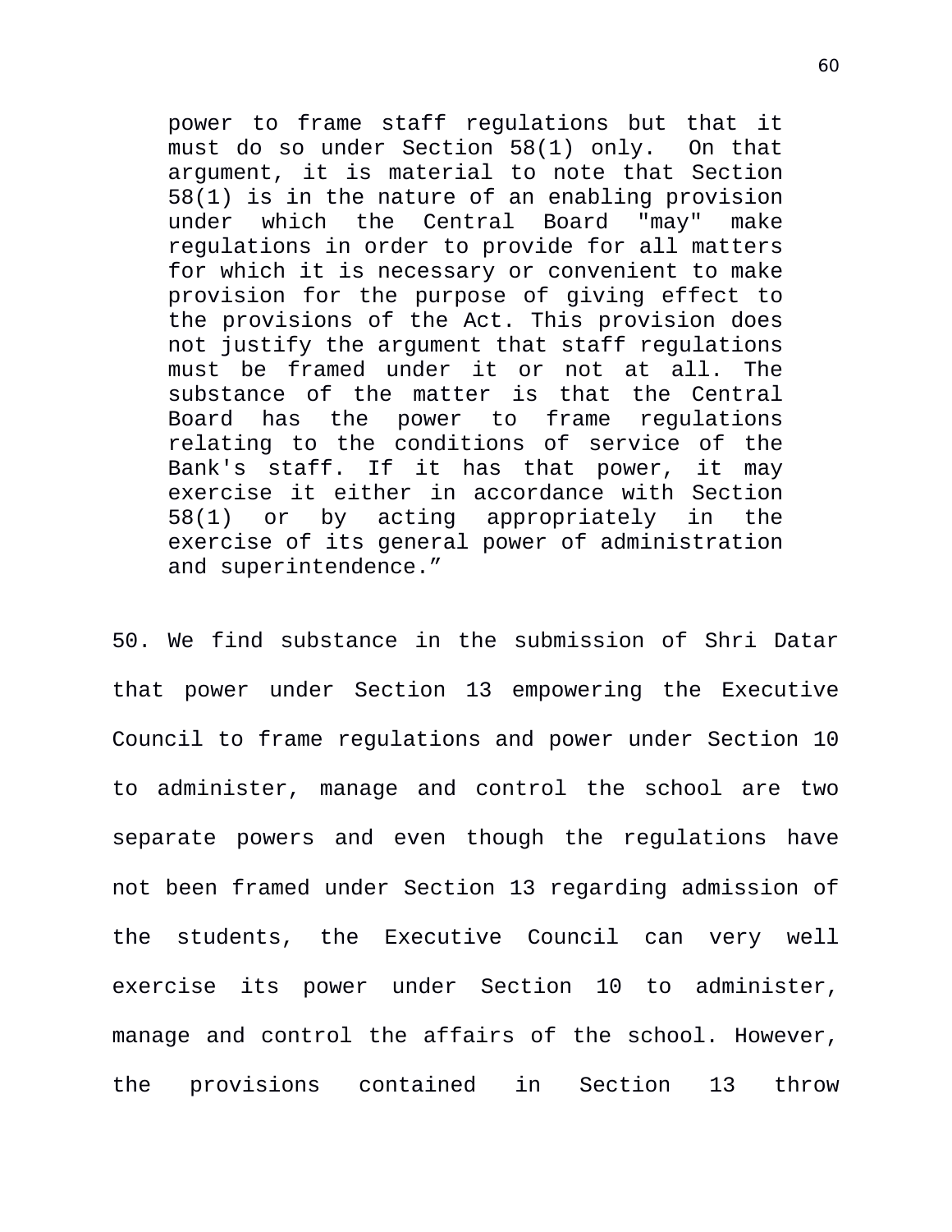> power to frame staff regulations but that it must do so under Section 58(1) only. On that argument, it is material to note that Section 58(1) is in the nature of an enabling provision under which the Central Board "may" make regulations in order to provide for all matters for which it is necessary or convenient to make provision for the purpose of giving effect to the provisions of the Act. This provision does not justify the argument that staff regulations must be framed under it or not at all. The substance of the matter is that the Central Board has the power to frame regulations relating to the conditions of service of the Bank's staff. If it has that power, it may exercise it either in accordance with Section 58(1) or by acting appropriately in the exercise of its general power of administration and superintendence."

50. We find substance in the submission of Shri Datar that power under Section 13 empowering the Executive Council to frame regulations and power under Section 10 to administer, manage and control the school are two separate powers and even though the regulations have not been framed under Section 13 regarding admission of the students, the Executive Council can very well exercise its power under Section 10 to administer, manage and control the affairs of the school. However, the provisions contained in Section 13 throw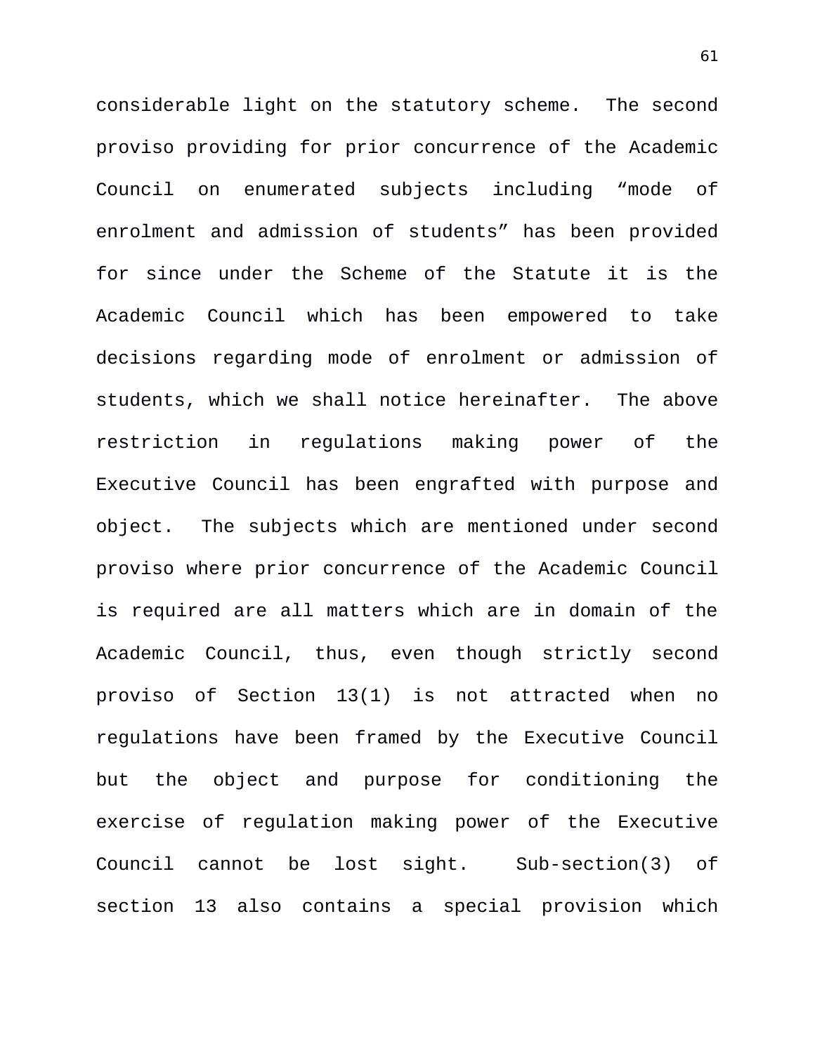considerable light on the statutory scheme. The second proviso providing for prior concurrence of the Academic Council on enumerated subjects including “mode of enrolment and admission of students” has been provided for since under the Scheme of the Statute it is the Academic Council which has been empowered to take decisions regarding mode of enrolment or admission of students, which we shall notice hereinafter. The above restriction in regulations making power of the Executive Council has been engrafted with purpose and object. The subjects which are mentioned under second proviso where prior concurrence of the Academic Council is required are all matters which are in domain of the Academic Council, thus, even though strictly second proviso of Section 13(1) is not attracted when no regulations have been framed by the Executive Council but the object and purpose for conditioning the exercise of regulation making power of the Executive Council cannot be lost sight. Sub-section(3) of section 13 also contains a special provision which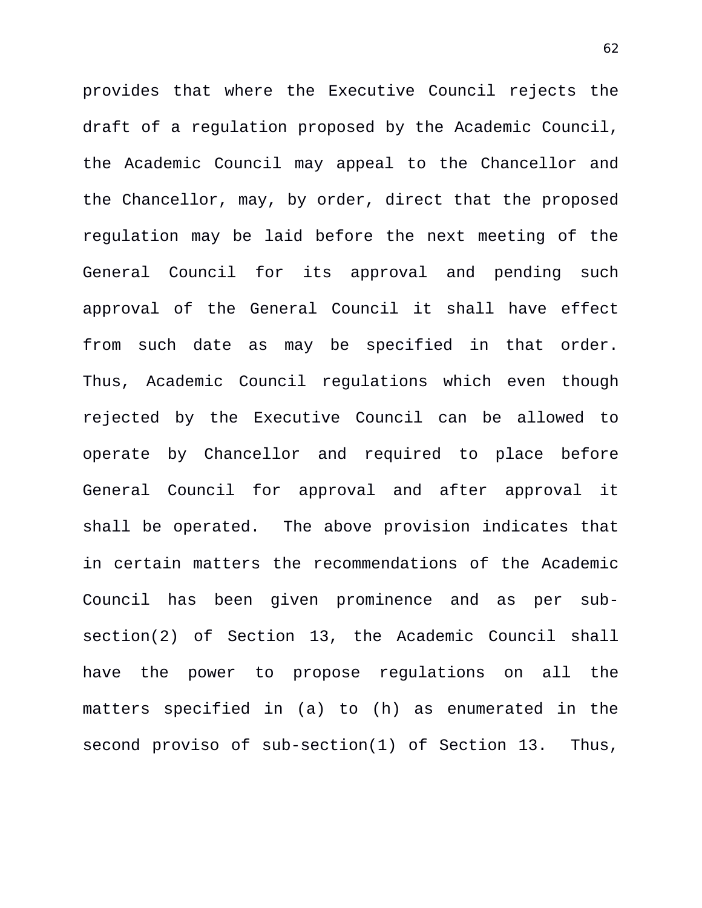provides that where the Executive Council rejects the draft of a regulation proposed by the Academic Council, the Academic Council may appeal to the Chancellor and the Chancellor, may, by order, direct that the proposed regulation may be laid before the next meeting of the General Council for its approval and pending such approval of the General Council it shall have effect from such date as may be specified in that order. Thus, Academic Council regulations which even though rejected by the Executive Council can be allowed to operate by Chancellor and required to place before General Council for approval and after approval it shall be operated. The above provision indicates that in certain matters the recommendations of the Academic Council has been given prominence and as per sub-section(2) of Section 13, the Academic Council shall have the power to propose regulations on all the matters specified in (a) to (h) as enumerated in the second proviso of sub-section(1) of Section 13. Thus,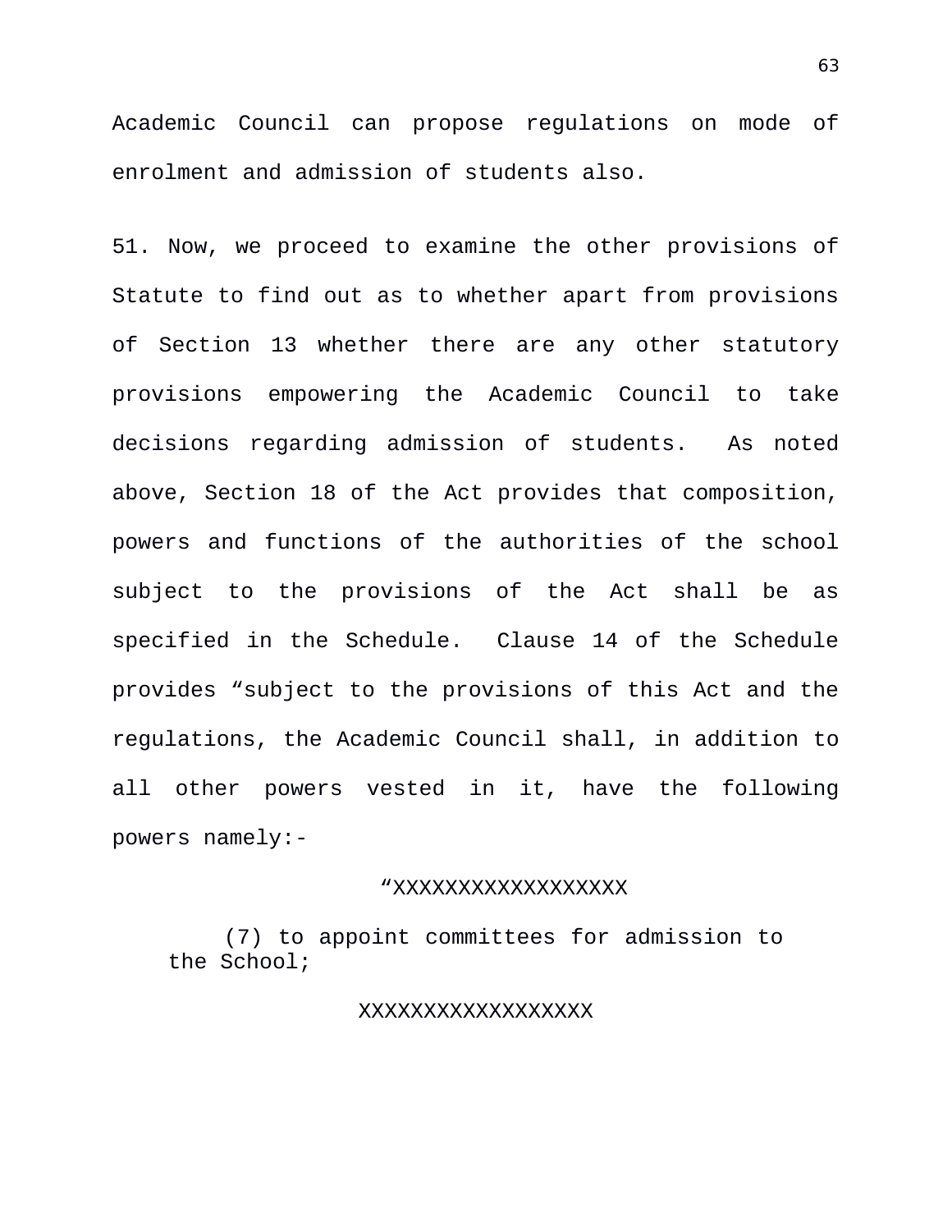Academic Council can propose regulations on mode of enrolment and admission of students also.

51. Now, we proceed to examine the other provisions of Statute to find out as to whether apart from provisions of Section 13 whether there are any other statutory provisions empowering the Academic Council to take decisions regarding admission of students. As noted above, Section 18 of the Act provides that composition, powers and functions of the authorities of the school subject to the provisions of the Act shall be as specified in the Schedule. Clause 14 of the Schedule provides "subject to the provisions of this Act and the regulations, the Academic Council shall, in addition to all other powers vested in it, have the following powers namely:-

> "XXXXXXXXXXXXXXXXXX
>
> (7) to appoint committees for admission to the School;
>
> XXXXXXXXXXXXXXXXXX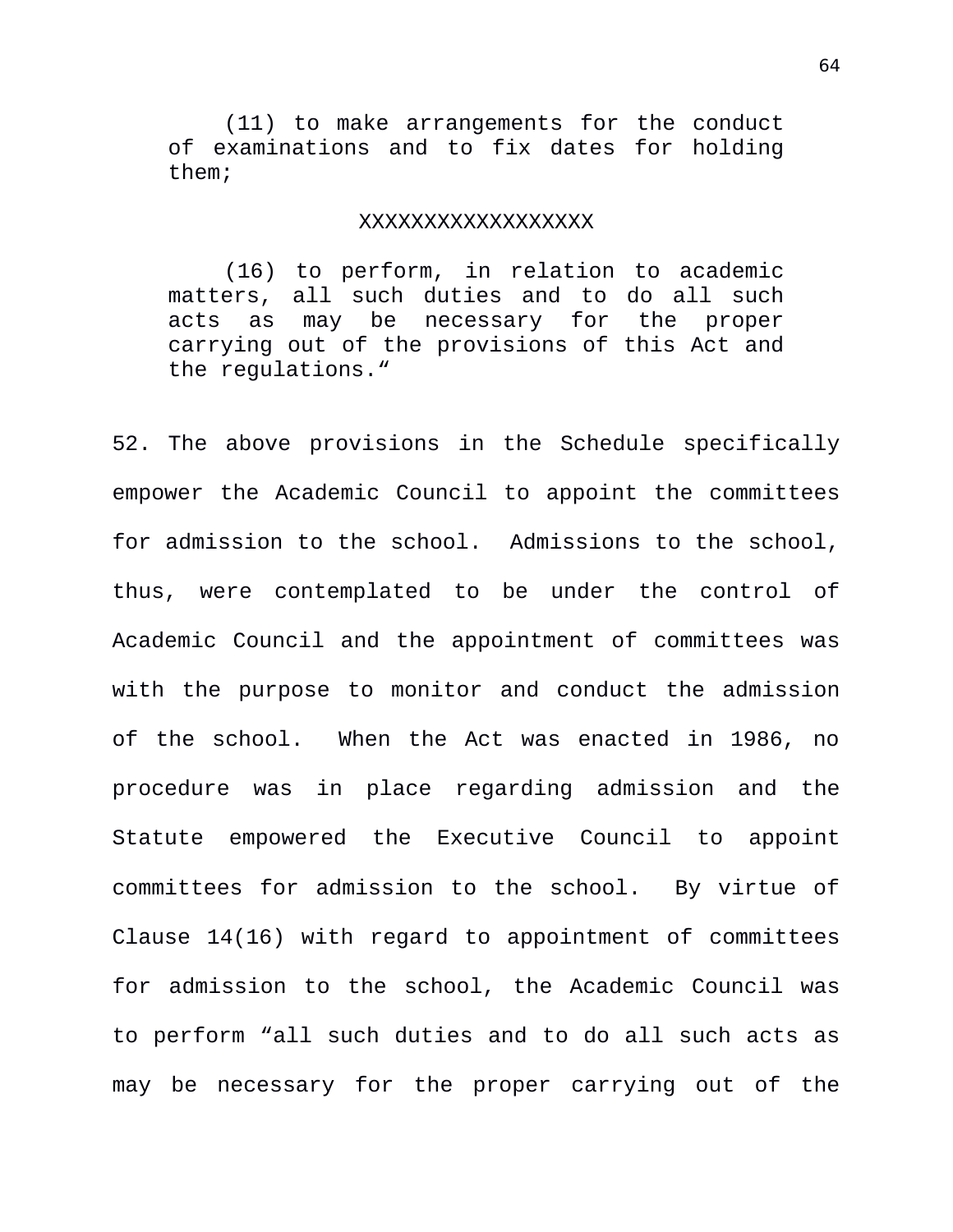> (11) to make arrangements for the conduct of examinations and to fix dates for holding them;
>
> XXXXXXXXXXXXXXXXXX
>
> (16) to perform, in relation to academic matters, all such duties and to do all such acts as may be necessary for the proper carrying out of the provisions of this Act and the regulations."

52. The above provisions in the Schedule specifically empower the Academic Council to appoint the committees for admission to the school. Admissions to the school, thus, were contemplated to be under the control of Academic Council and the appointment of committees was with the purpose to monitor and conduct the admission of the school. When the Act was enacted in 1986, no procedure was in place regarding admission and the Statute empowered the Executive Council to appoint committees for admission to the school. By virtue of Clause 14(16) with regard to appointment of committees for admission to the school, the Academic Council was to perform "all such duties and to do all such acts as may be necessary for the proper carrying out of the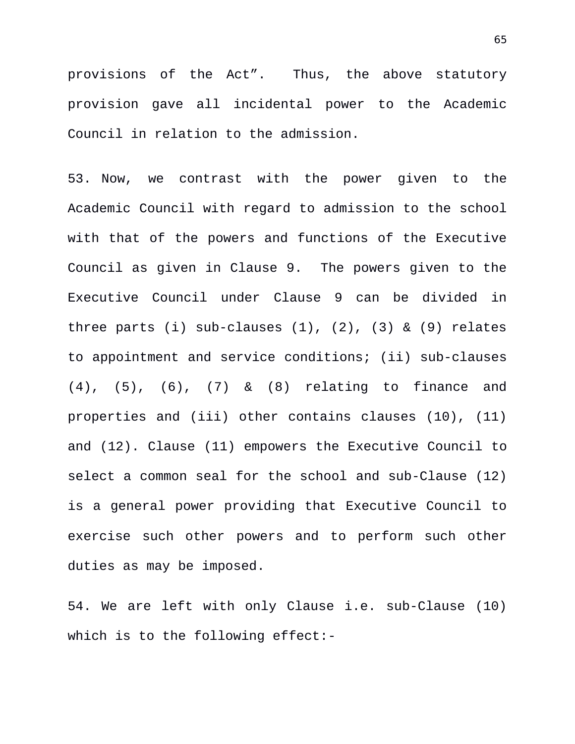provisions of the Act”. Thus, the above statutory provision gave all incidental power to the Academic Council in relation to the admission.

53. Now, we contrast with the power given to the Academic Council with regard to admission to the school with that of the powers and functions of the Executive Council as given in Clause 9. The powers given to the Executive Council under Clause 9 can be divided in three parts (i) sub-clauses (1), (2), (3) & (9) relates to appointment and service conditions; (ii) sub-clauses (4), (5), (6), (7) & (8) relating to finance and properties and (iii) other contains clauses (10), (11) and (12). Clause (11) empowers the Executive Council to select a common seal for the school and sub-Clause (12) is a general power providing that Executive Council to exercise such other powers and to perform such other duties as may be imposed.

54. We are left with only Clause i.e. sub-Clause (10) which is to the following effect:-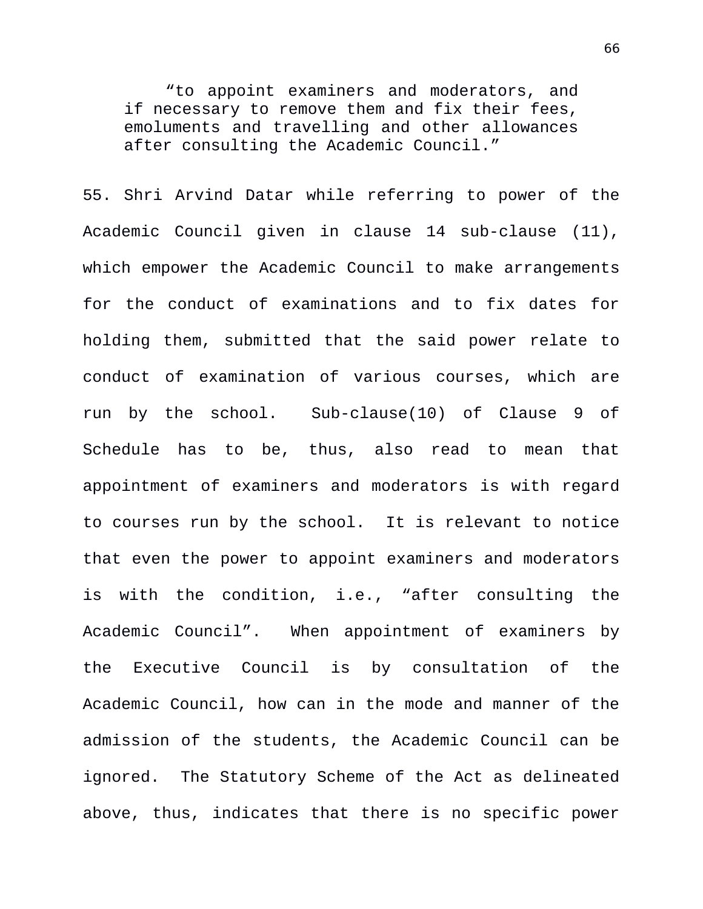> "to appoint examiners and moderators, and if necessary to remove them and fix their fees, emoluments and travelling and other allowances after consulting the Academic Council."

55. Shri Arvind Datar while referring to power of the Academic Council given in clause 14 sub-clause (11), which empower the Academic Council to make arrangements for the conduct of examinations and to fix dates for holding them, submitted that the said power relate to conduct of examination of various courses, which are run by the school. Sub-clause(10) of Clause 9 of Schedule has to be, thus, also read to mean that appointment of examiners and moderators is with regard to courses run by the school. It is relevant to notice that even the power to appoint examiners and moderators is with the condition, i.e., "after consulting the Academic Council". When appointment of examiners by the Executive Council is by consultation of the Academic Council, how can in the mode and manner of the admission of the students, the Academic Council can be ignored. The Statutory Scheme of the Act as delineated above, thus, indicates that there is no specific power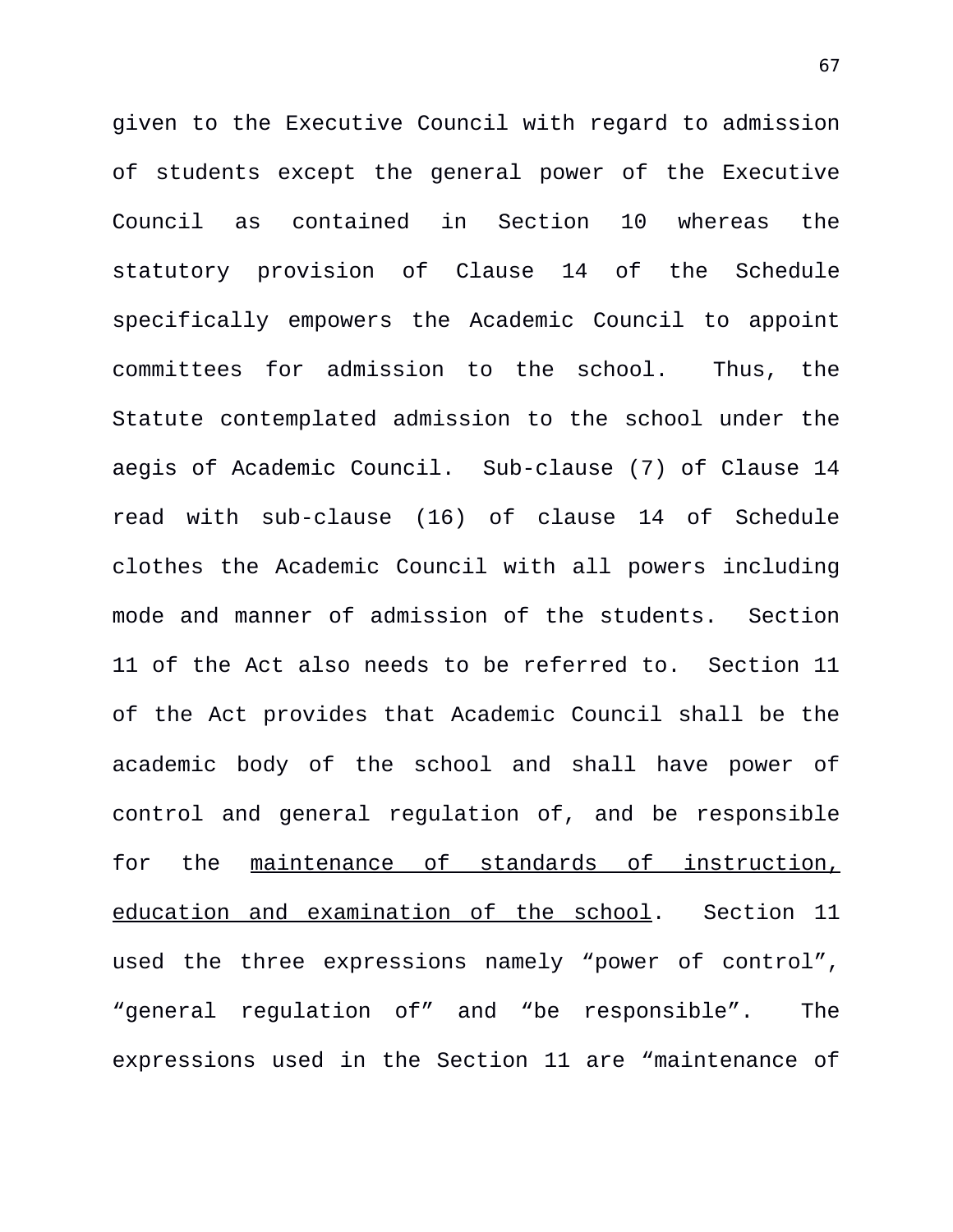given to the Executive Council with regard to admission of students except the general power of the Executive Council as contained in Section 10 whereas the statutory provision of Clause 14 of the Schedule specifically empowers the Academic Council to appoint committees for admission to the school. Thus, the Statute contemplated admission to the school under the aegis of Academic Council. Sub-clause (7) of Clause 14 read with sub-clause (16) of clause 14 of Schedule clothes the Academic Council with all powers including mode and manner of admission of the students. Section 11 of the Act also needs to be referred to. Section 11 of the Act provides that Academic Council shall be the academic body of the school and shall have power of control and general regulation of, and be responsible for the <u>maintenance of standards of instruction, education and examination of the school</u>. Section 11 used the three expressions namely "power of control", "general regulation of" and "be responsible". The expressions used in the Section 11 are "maintenance of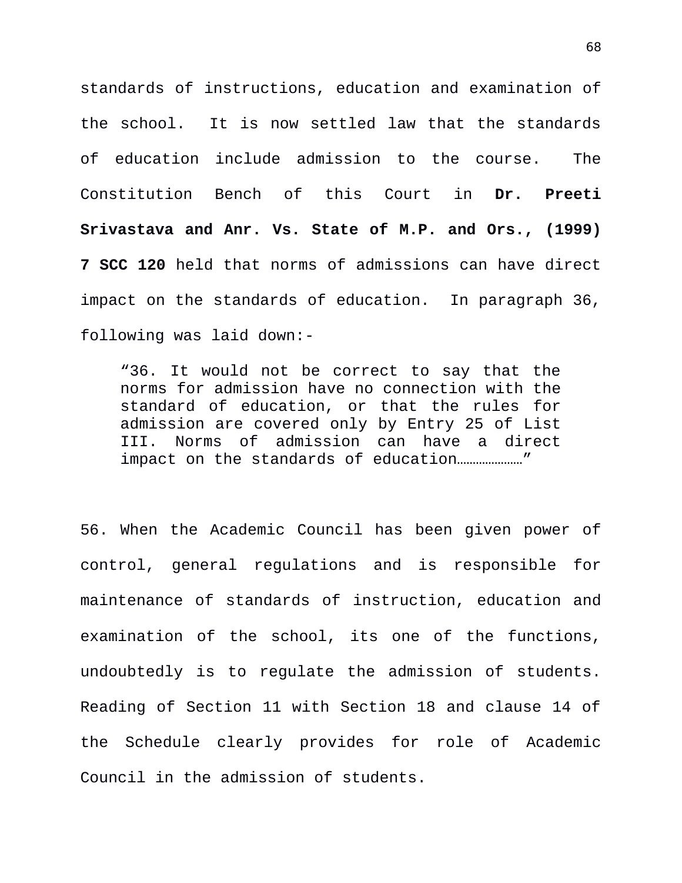standards of instructions, education and examination of the school. It is now settled law that the standards of education include admission to the course. The Constitution Bench of this Court in **Dr. Preeti Srivastava and Anr. Vs. State of M.P. and Ors., (1999) 7 SCC 120** held that norms of admissions can have direct impact on the standards of education. In paragraph 36, following was laid down:-

> "36. It would not be correct to say that the norms for admission have no connection with the standard of education, or that the rules for admission are covered only by Entry 25 of List III. Norms of admission can have a direct impact on the standards of education…………………"

56. When the Academic Council has been given power of control, general regulations and is responsible for maintenance of standards of instruction, education and examination of the school, its one of the functions, undoubtedly is to regulate the admission of students. Reading of Section 11 with Section 18 and clause 14 of the Schedule clearly provides for role of Academic Council in the admission of students.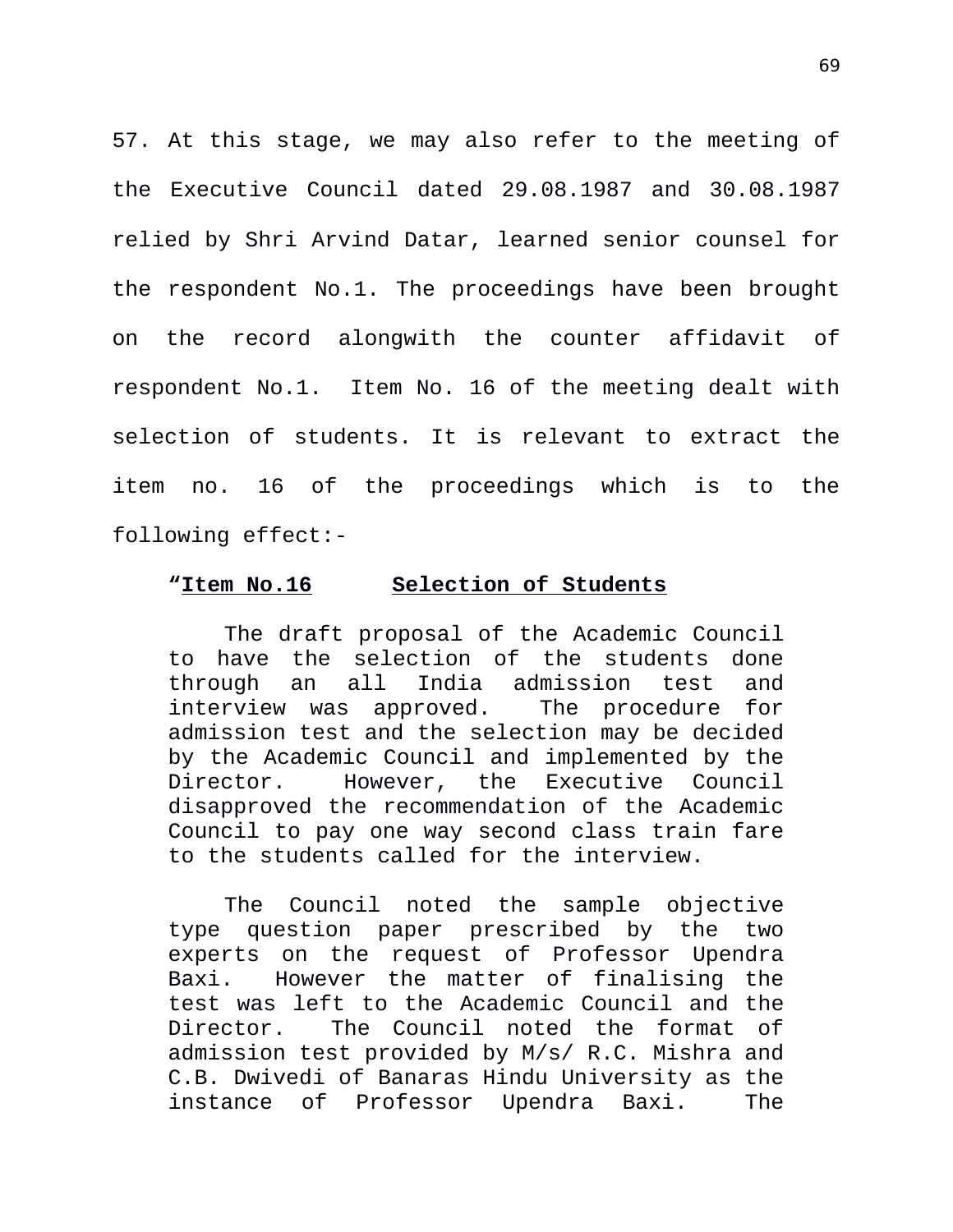57. At this stage, we may also refer to the meeting of the Executive Council dated 29.08.1987 and 30.08.1987 relied by Shri Arvind Datar, learned senior counsel for the respondent No.1. The proceedings have been brought on the record alongwith the counter affidavit of respondent No.1. Item No. 16 of the meeting dealt with selection of students. It is relevant to extract the item no. 16 of the proceedings which is to the following effect:-

> “**Item No.16** **Selection of Students**
>
> The draft proposal of the Academic Council to have the selection of the students done through an all India admission test and interview was approved. The procedure for admission test and the selection may be decided by the Academic Council and implemented by the Director. However, the Executive Council disapproved the recommendation of the Academic Council to pay one way second class train fare to the students called for the interview.
>
> The Council noted the sample objective type question paper prescribed by the two experts on the request of Professor Upendra Baxi. However the matter of finalising the test was left to the Academic Council and the Director. The Council noted the format of admission test provided by M/s/ R.C. Mishra and C.B. Dwivedi of Banaras Hindu University as the instance of Professor Upendra Baxi. The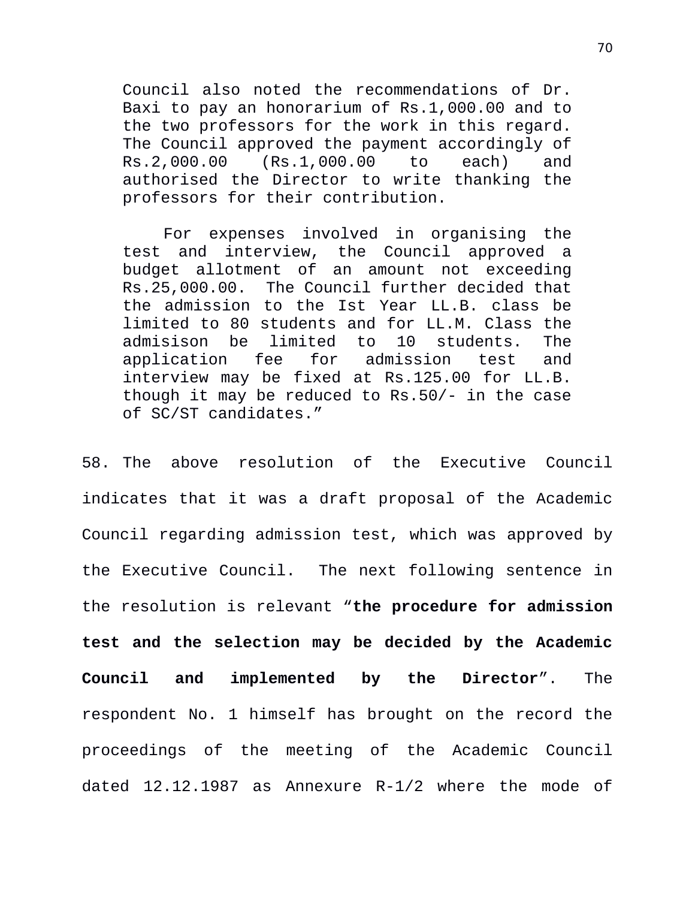> Council also noted the recommendations of Dr. Baxi to pay an honorarium of Rs.1,000.00 and to the two professors for the work in this regard. The Council approved the payment accordingly of Rs.2,000.00 (Rs.1,000.00 to each) and authorised the Director to write thanking the professors for their contribution.
>
> For expenses involved in organising the test and interview, the Council approved a budget allotment of an amount not exceeding Rs.25,000.00. The Council further decided that the admission to the Ist Year LL.B. class be limited to 80 students and for LL.M. Class the admisison be limited to 10 students. The application fee for admission test and interview may be fixed at Rs.125.00 for LL.B. though it may be reduced to Rs.50/- in the case of SC/ST candidates."

58. The above resolution of the Executive Council indicates that it was a draft proposal of the Academic Council regarding admission test, which was approved by the Executive Council. The next following sentence in the resolution is relevant "**the procedure for admission test and the selection may be decided by the Academic Council and implemented by the Director**". The respondent No. 1 himself has brought on the record the proceedings of the meeting of the Academic Council dated 12.12.1987 as Annexure R-1/2 where the mode of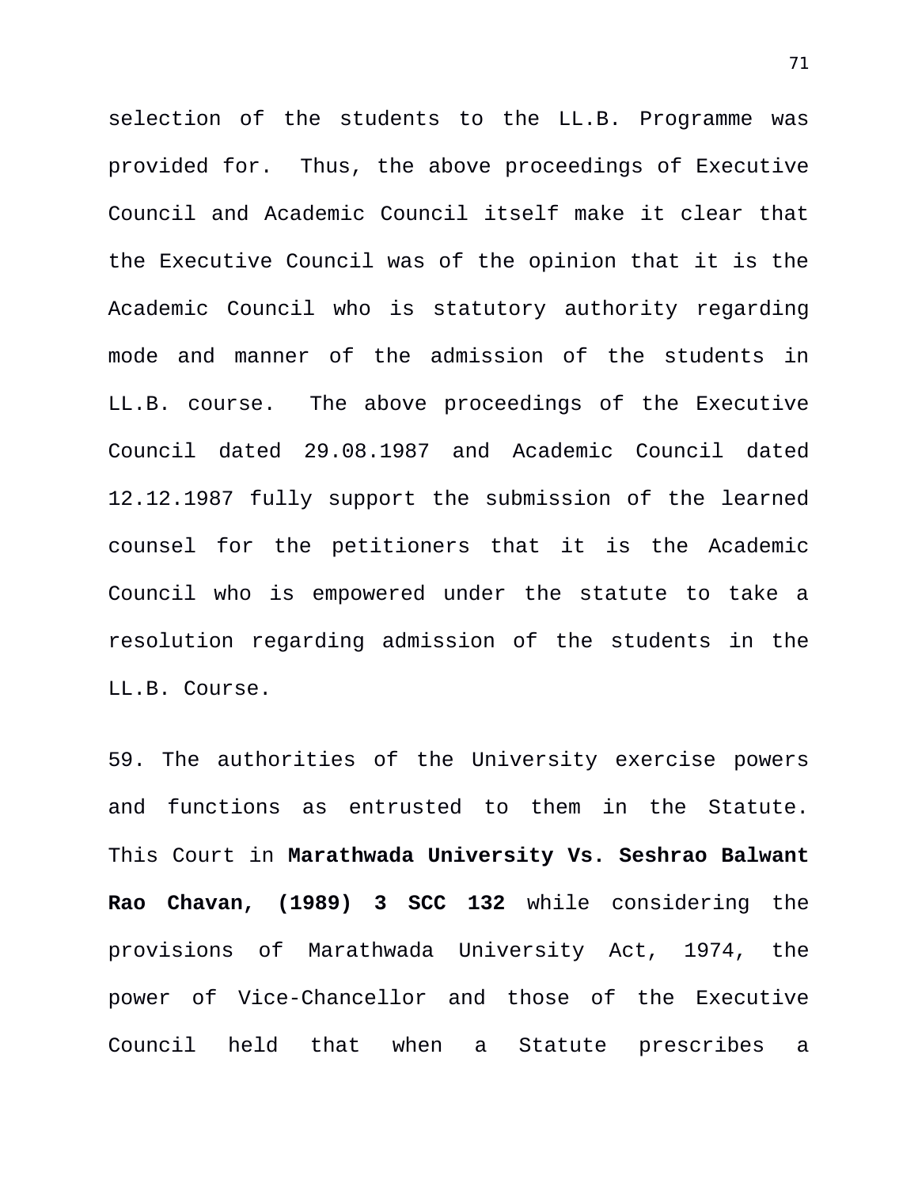selection of the students to the LL.B. Programme was provided for. Thus, the above proceedings of Executive Council and Academic Council itself make it clear that the Executive Council was of the opinion that it is the Academic Council who is statutory authority regarding mode and manner of the admission of the students in LL.B. course. The above proceedings of the Executive Council dated 29.08.1987 and Academic Council dated 12.12.1987 fully support the submission of the learned counsel for the petitioners that it is the Academic Council who is empowered under the statute to take a resolution regarding admission of the students in the LL.B. Course.

59. The authorities of the University exercise powers and functions as entrusted to them in the Statute. This Court in **Marathwada University Vs. Seshrao Balwant Rao Chavan, (1989) 3 SCC 132** while considering the provisions of Marathwada University Act, 1974, the power of Vice-Chancellor and those of the Executive Council held that when a Statute prescribes a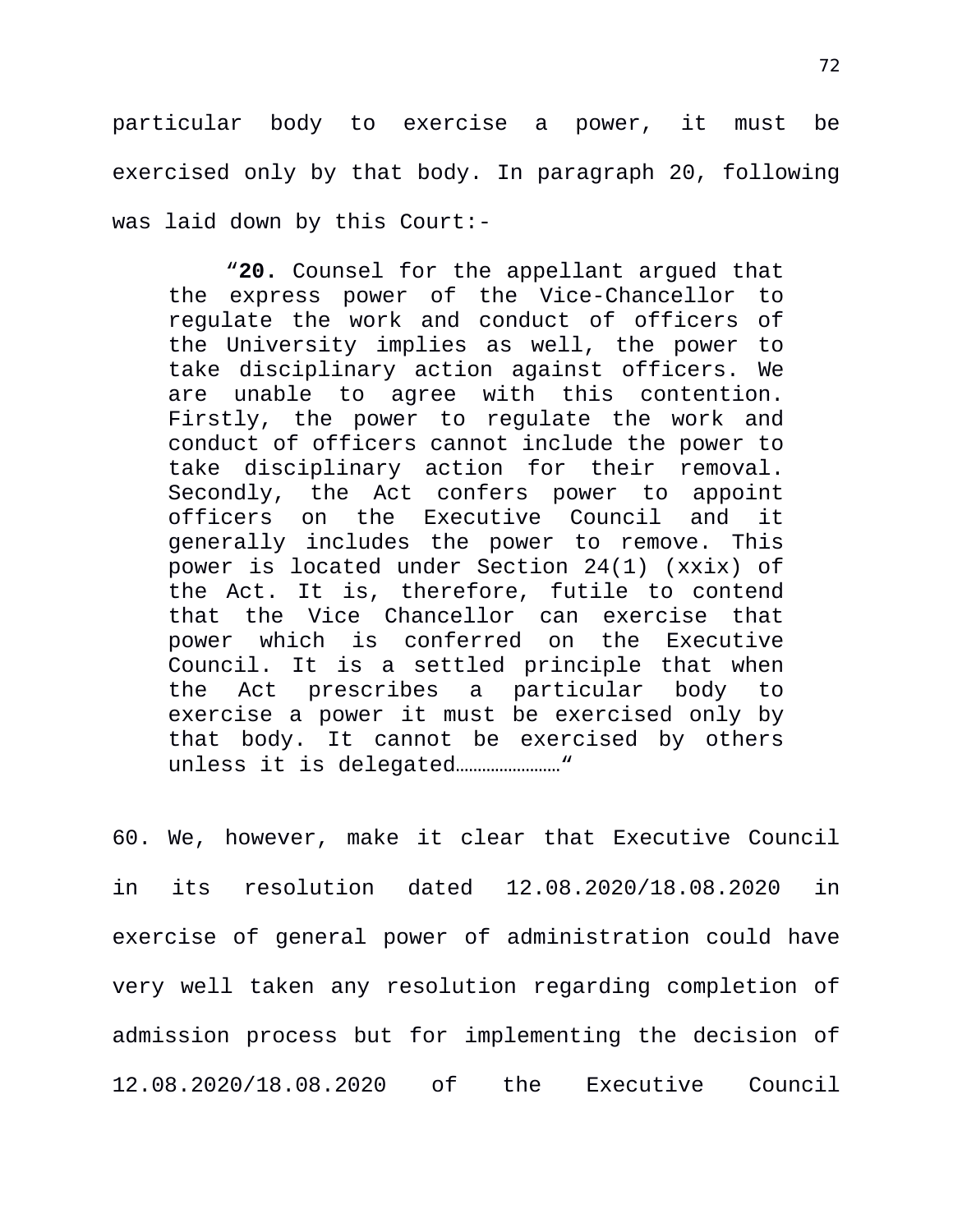particular body to exercise a power, it must be exercised only by that body. In paragraph 20, following was laid down by this Court:-

> "**20.** Counsel for the appellant argued that the express power of the Vice-Chancellor to regulate the work and conduct of officers of the University implies as well, the power to take disciplinary action against officers. We are unable to agree with this contention. Firstly, the power to regulate the work and conduct of officers cannot include the power to take disciplinary action for their removal. Secondly, the Act confers power to appoint officers on the Executive Council and it generally includes the power to remove. This power is located under Section 24(1) (xxix) of the Act. It is, therefore, futile to contend that the Vice Chancellor can exercise that power which is conferred on the Executive Council. It is a settled principle that when the Act prescribes a particular body to exercise a power it must be exercised only by that body. It cannot be exercised by others unless it is delegated……………………"

60. We, however, make it clear that Executive Council in its resolution dated 12.08.2020/18.08.2020 in exercise of general power of administration could have very well taken any resolution regarding completion of admission process but for implementing the decision of 12.08.2020/18.08.2020 of the Executive Council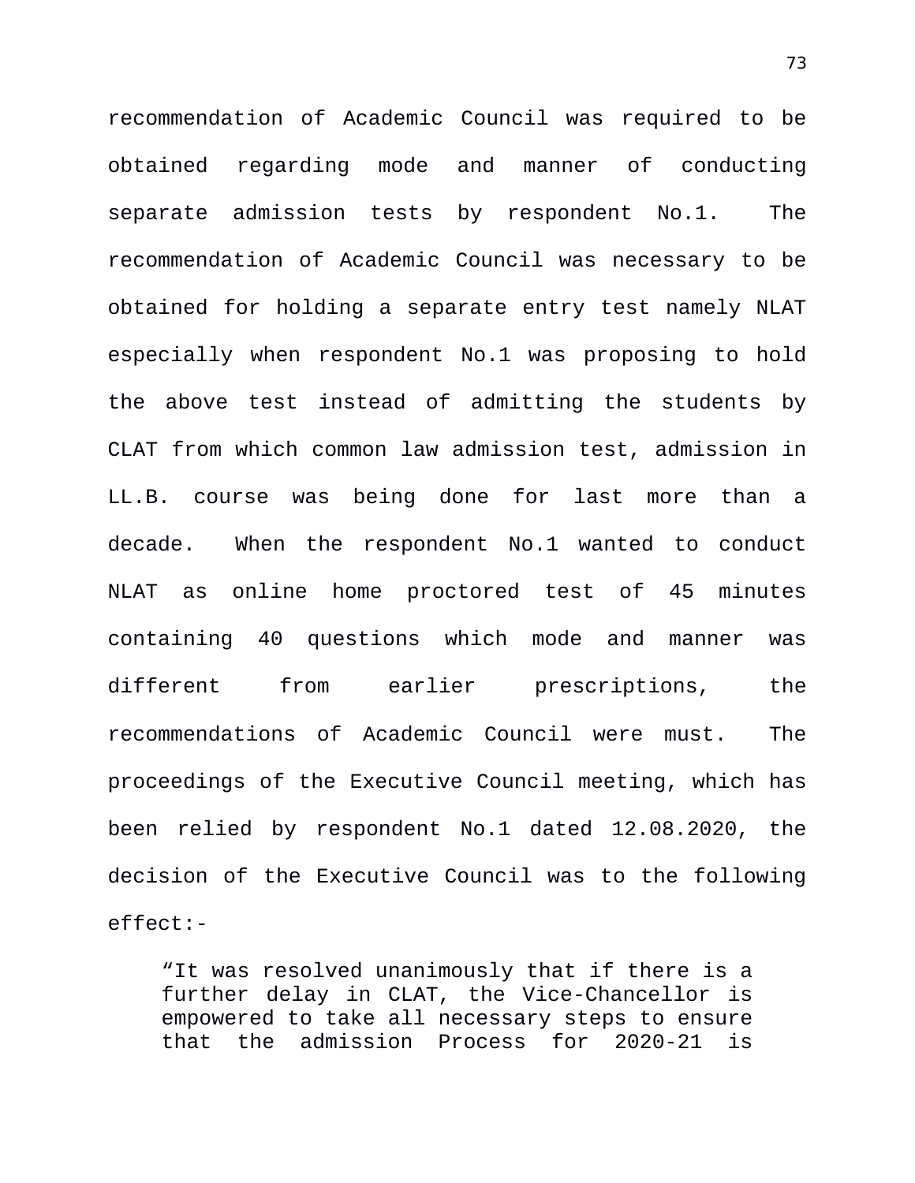recommendation of Academic Council was required to be obtained regarding mode and manner of conducting separate admission tests by respondent No.1. The recommendation of Academic Council was necessary to be obtained for holding a separate entry test namely NLAT especially when respondent No.1 was proposing to hold the above test instead of admitting the students by CLAT from which common law admission test, admission in LL.B. course was being done for last more than a decade. When the respondent No.1 wanted to conduct NLAT as online home proctored test of 45 minutes containing 40 questions which mode and manner was different from earlier prescriptions, the recommendations of Academic Council were must. The proceedings of the Executive Council meeting, which has been relied by respondent No.1 dated 12.08.2020, the decision of the Executive Council was to the following effect:-

> "It was resolved unanimously that if there is a further delay in CLAT, the Vice-Chancellor is empowered to take all necessary steps to ensure that the admission Process for 2020-21 is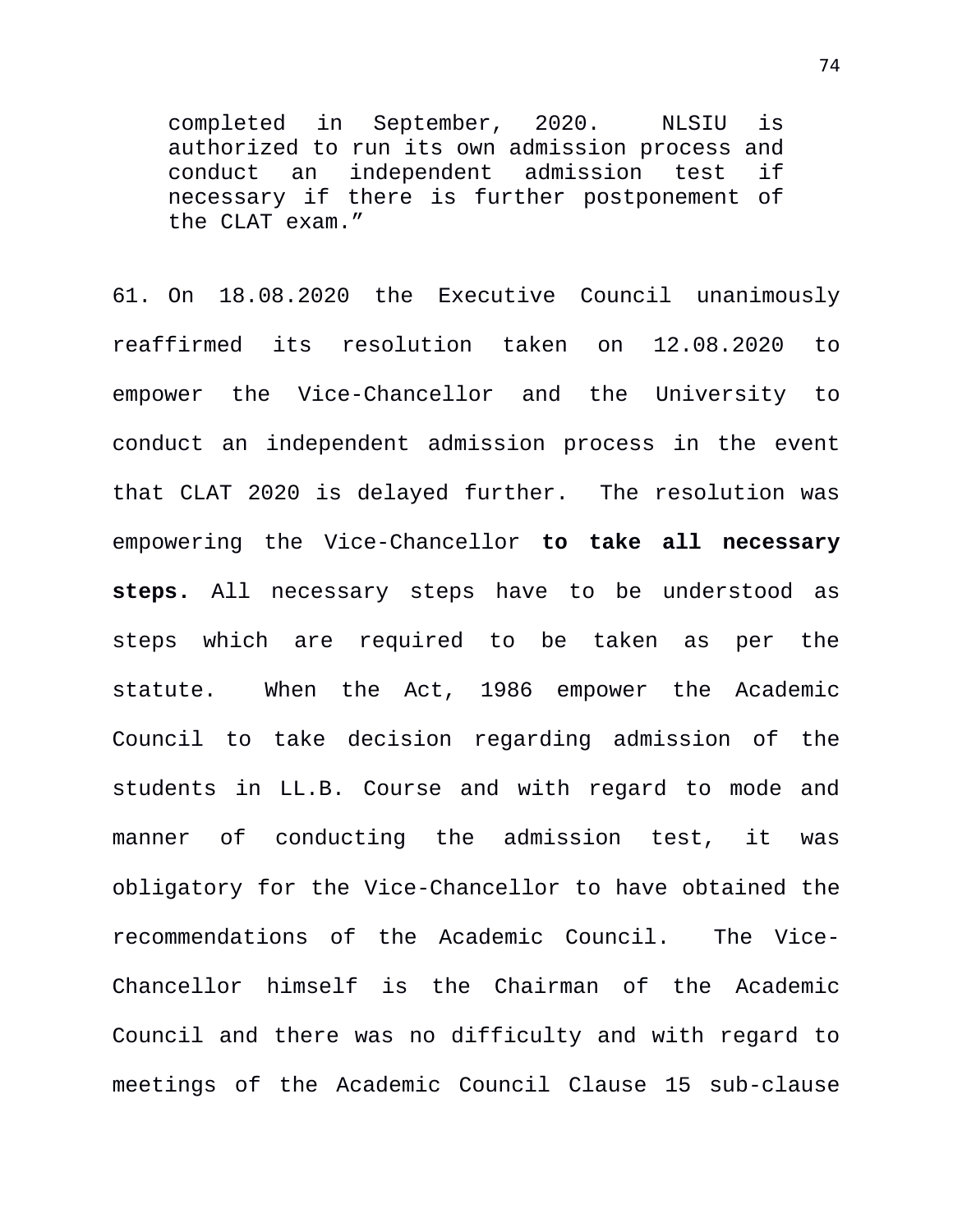> completed in September, 2020. NLSIU is authorized to run its own admission process and conduct an independent admission test if necessary if there is further postponement of the CLAT exam."

61. On 18.08.2020 the Executive Council unanimously reaffirmed its resolution taken on 12.08.2020 to empower the Vice-Chancellor and the University to conduct an independent admission process in the event that CLAT 2020 is delayed further. The resolution was empowering the Vice-Chancellor **to take all necessary steps.** All necessary steps have to be understood as steps which are required to be taken as per the statute. When the Act, 1986 empower the Academic Council to take decision regarding admission of the students in LL.B. Course and with regard to mode and manner of conducting the admission test, it was obligatory for the Vice-Chancellor to have obtained the recommendations of the Academic Council. The Vice-Chancellor himself is the Chairman of the Academic Council and there was no difficulty and with regard to meetings of the Academic Council Clause 15 sub-clause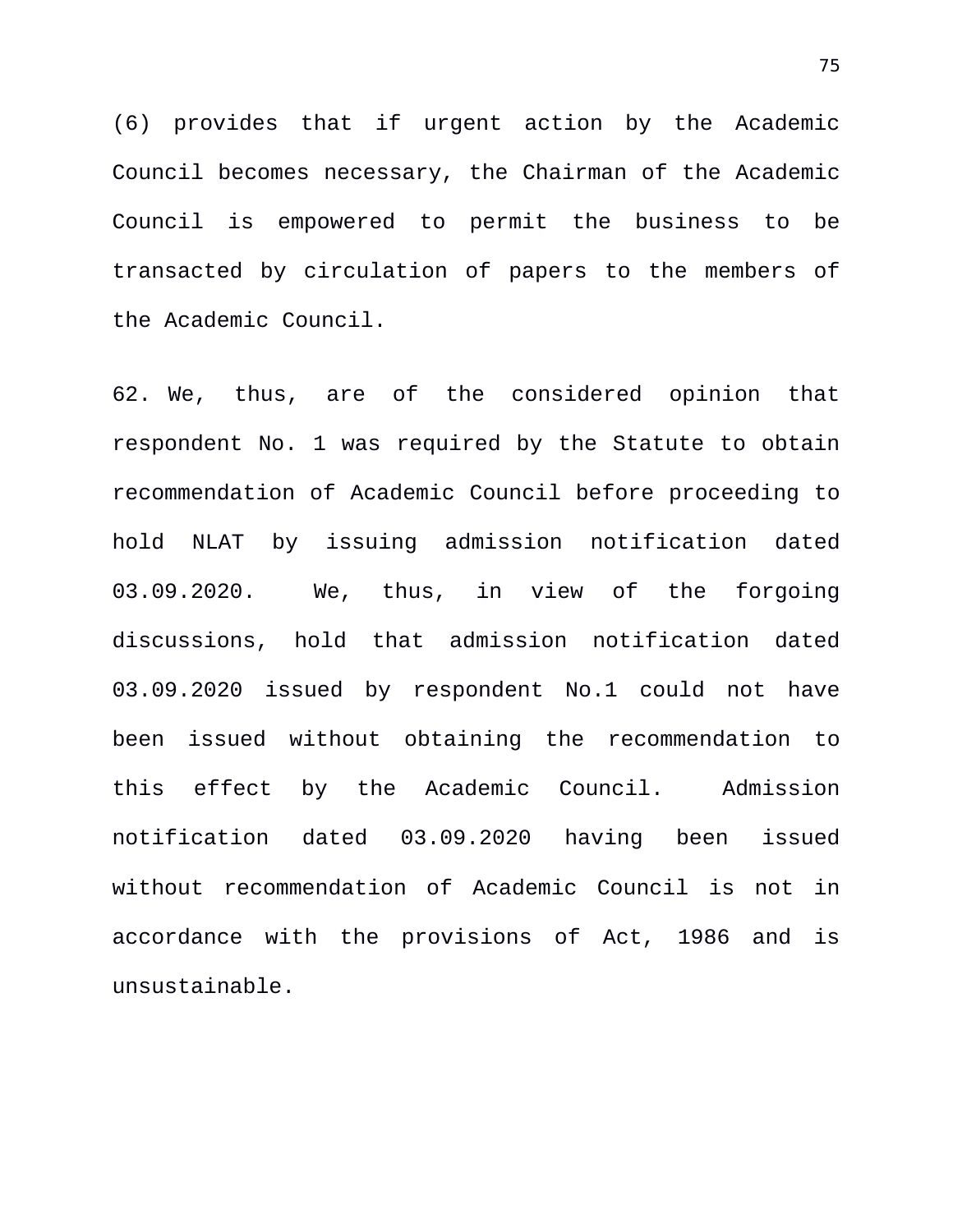(6) provides that if urgent action by the Academic Council becomes necessary, the Chairman of the Academic Council is empowered to permit the business to be transacted by circulation of papers to the members of the Academic Council.

62. We, thus, are of the considered opinion that respondent No. 1 was required by the Statute to obtain recommendation of Academic Council before proceeding to hold NLAT by issuing admission notification dated 03.09.2020. We, thus, in view of the forgoing discussions, hold that admission notification dated 03.09.2020 issued by respondent No.1 could not have been issued without obtaining the recommendation to this effect by the Academic Council. Admission notification dated 03.09.2020 having been issued without recommendation of Academic Council is not in accordance with the provisions of Act, 1986 and is unsustainable.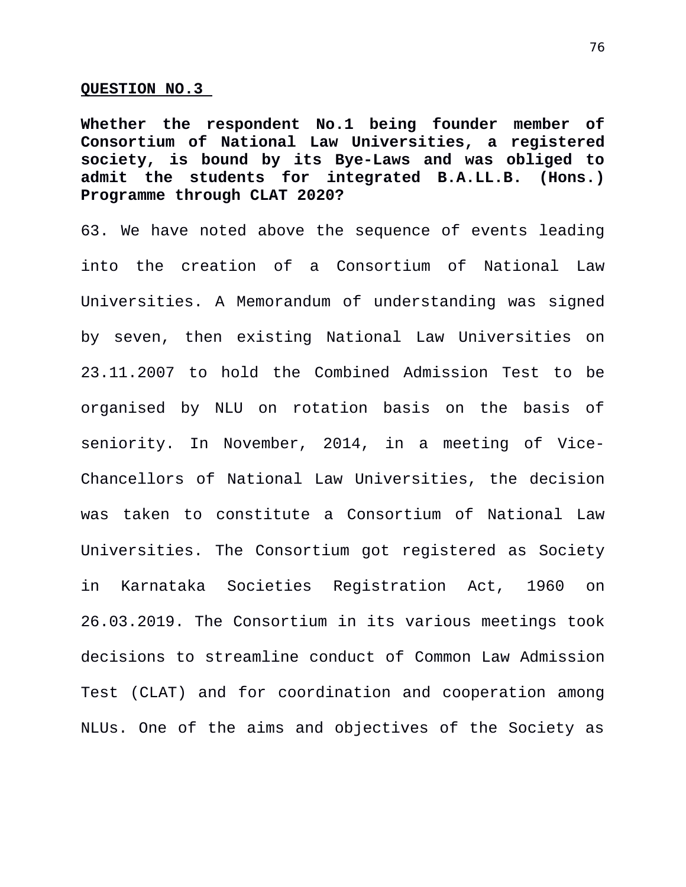**QUESTION NO.3**

**Whether the respondent No.1 being founder member of Consortium of National Law Universities, a registered society, is bound by its Bye-Laws and was obliged to admit the students for integrated B.A.LL.B. (Hons.) Programme through CLAT 2020?**

63. We have noted above the sequence of events leading into the creation of a Consortium of National Law Universities. A Memorandum of understanding was signed by seven, then existing National Law Universities on 23.11.2007 to hold the Combined Admission Test to be organised by NLU on rotation basis on the basis of seniority. In November, 2014, in a meeting of Vice-Chancellors of National Law Universities, the decision was taken to constitute a Consortium of National Law Universities. The Consortium got registered as Society in Karnataka Societies Registration Act, 1960 on 26.03.2019. The Consortium in its various meetings took decisions to streamline conduct of Common Law Admission Test (CLAT) and for coordination and cooperation among NLUs. One of the aims and objectives of the Society as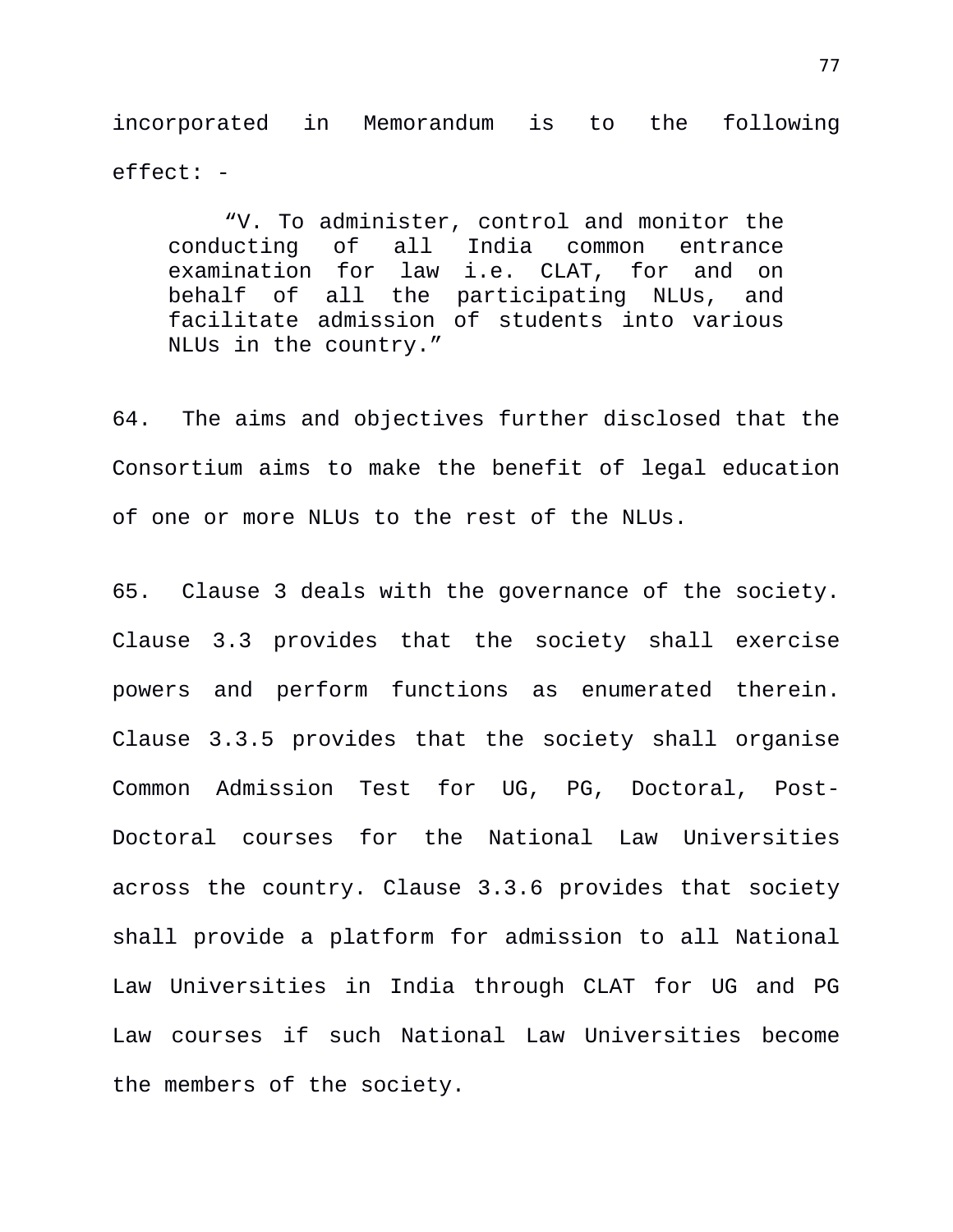incorporated in Memorandum is to the following effect: -

> "V. To administer, control and monitor the conducting of all India common entrance examination for law i.e. CLAT, for and on behalf of all the participating NLUs, and facilitate admission of students into various NLUs in the country."

64. The aims and objectives further disclosed that the Consortium aims to make the benefit of legal education of one or more NLUs to the rest of the NLUs.

65. Clause 3 deals with the governance of the society. Clause 3.3 provides that the society shall exercise powers and perform functions as enumerated therein. Clause 3.3.5 provides that the society shall organise Common Admission Test for UG, PG, Doctoral, Post-Doctoral courses for the National Law Universities across the country. Clause 3.3.6 provides that society shall provide a platform for admission to all National Law Universities in India through CLAT for UG and PG Law courses if such National Law Universities become the members of the society.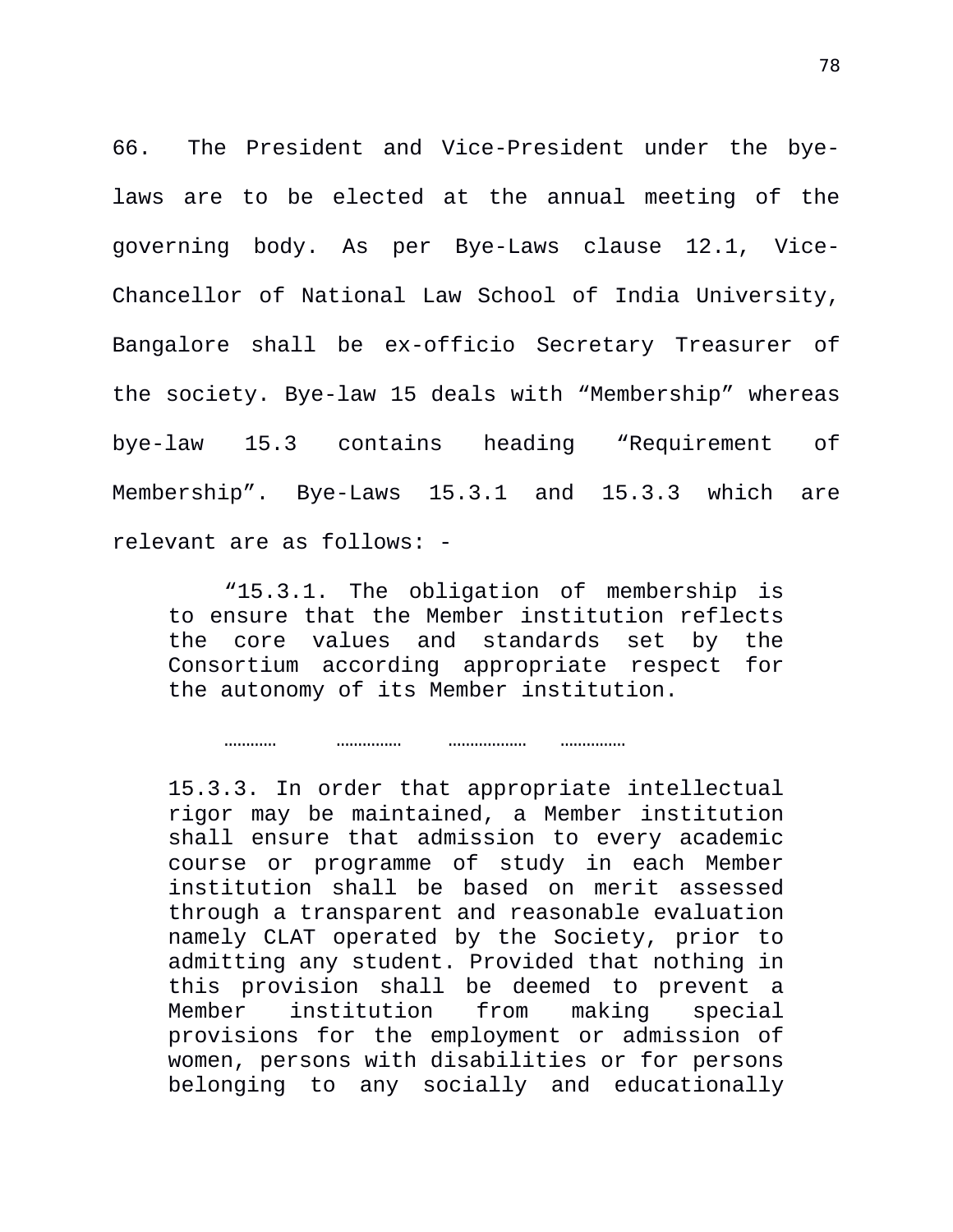66. The President and Vice-President under the bye-laws are to be elected at the annual meeting of the governing body. As per Bye-Laws clause 12.1, Vice-Chancellor of National Law School of India University, Bangalore shall be ex-officio Secretary Treasurer of the society. Bye-law 15 deals with "Membership" whereas bye-law 15.3 contains heading "Requirement of Membership". Bye-Laws 15.3.1 and 15.3.3 which are relevant are as follows: -

> "15.3.1. The obligation of membership is to ensure that the Member institution reflects the core values and standards set by the Consortium according appropriate respect for the autonomy of its Member institution.
>
> ………… …………… ……………… ……………
>
> 15.3.3. In order that appropriate intellectual rigor may be maintained, a Member institution shall ensure that admission to every academic course or programme of study in each Member institution shall be based on merit assessed through a transparent and reasonable evaluation namely CLAT operated by the Society, prior to admitting any student. Provided that nothing in this provision shall be deemed to prevent a Member institution from making special provisions for the employment or admission of women, persons with disabilities or for persons belonging to any socially and educationally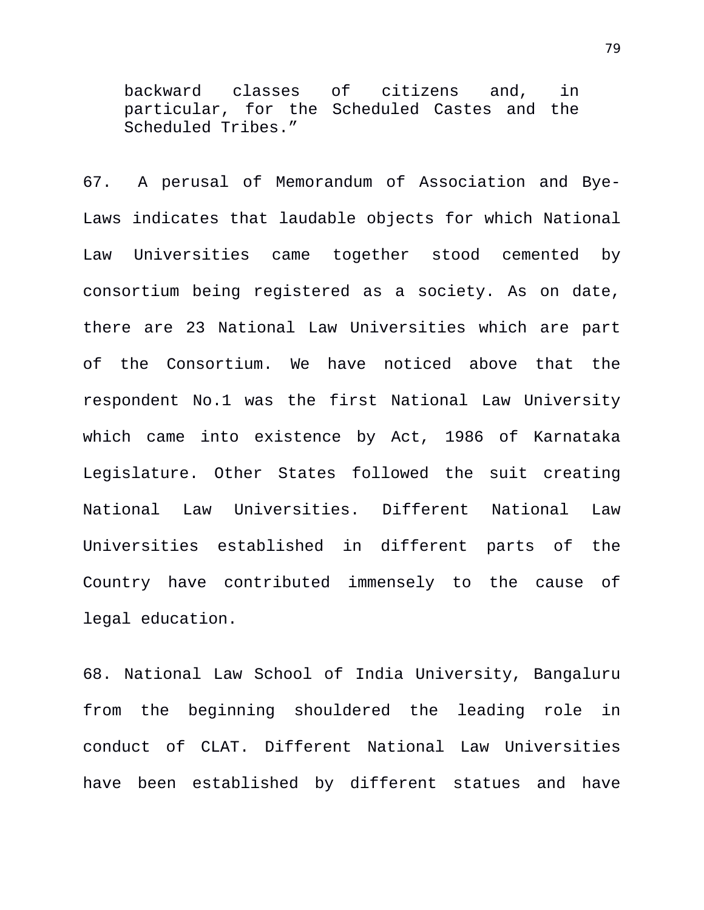> backward classes of citizens and, in particular, for the Scheduled Castes and the Scheduled Tribes."

67. A perusal of Memorandum of Association and Bye-Laws indicates that laudable objects for which National Law Universities came together stood cemented by consortium being registered as a society. As on date, there are 23 National Law Universities which are part of the Consortium. We have noticed above that the respondent No.1 was the first National Law University which came into existence by Act, 1986 of Karnataka Legislature. Other States followed the suit creating National Law Universities. Different National Law Universities established in different parts of the Country have contributed immensely to the cause of legal education.

68. National Law School of India University, Bangaluru from the beginning shouldered the leading role in conduct of CLAT. Different National Law Universities have been established by different statues and have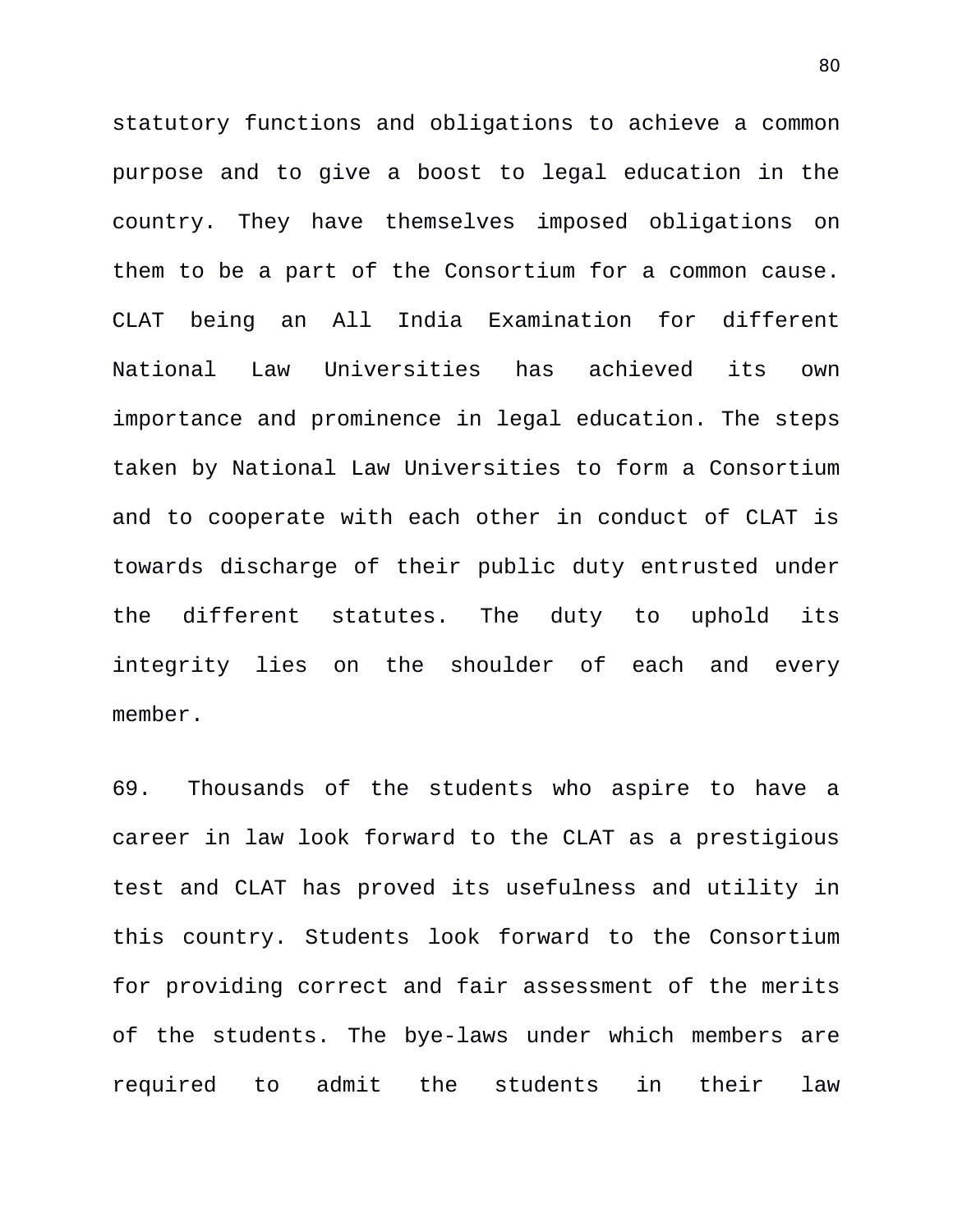statutory functions and obligations to achieve a common purpose and to give a boost to legal education in the country. They have themselves imposed obligations on them to be a part of the Consortium for a common cause. CLAT being an All India Examination for different National Law Universities has achieved its own importance and prominence in legal education. The steps taken by National Law Universities to form a Consortium and to cooperate with each other in conduct of CLAT is towards discharge of their public duty entrusted under the different statutes. The duty to uphold its integrity lies on the shoulder of each and every member.

69. Thousands of the students who aspire to have a career in law look forward to the CLAT as a prestigious test and CLAT has proved its usefulness and utility in this country. Students look forward to the Consortium for providing correct and fair assessment of the merits of the students. The bye-laws under which members are required to admit the students in their law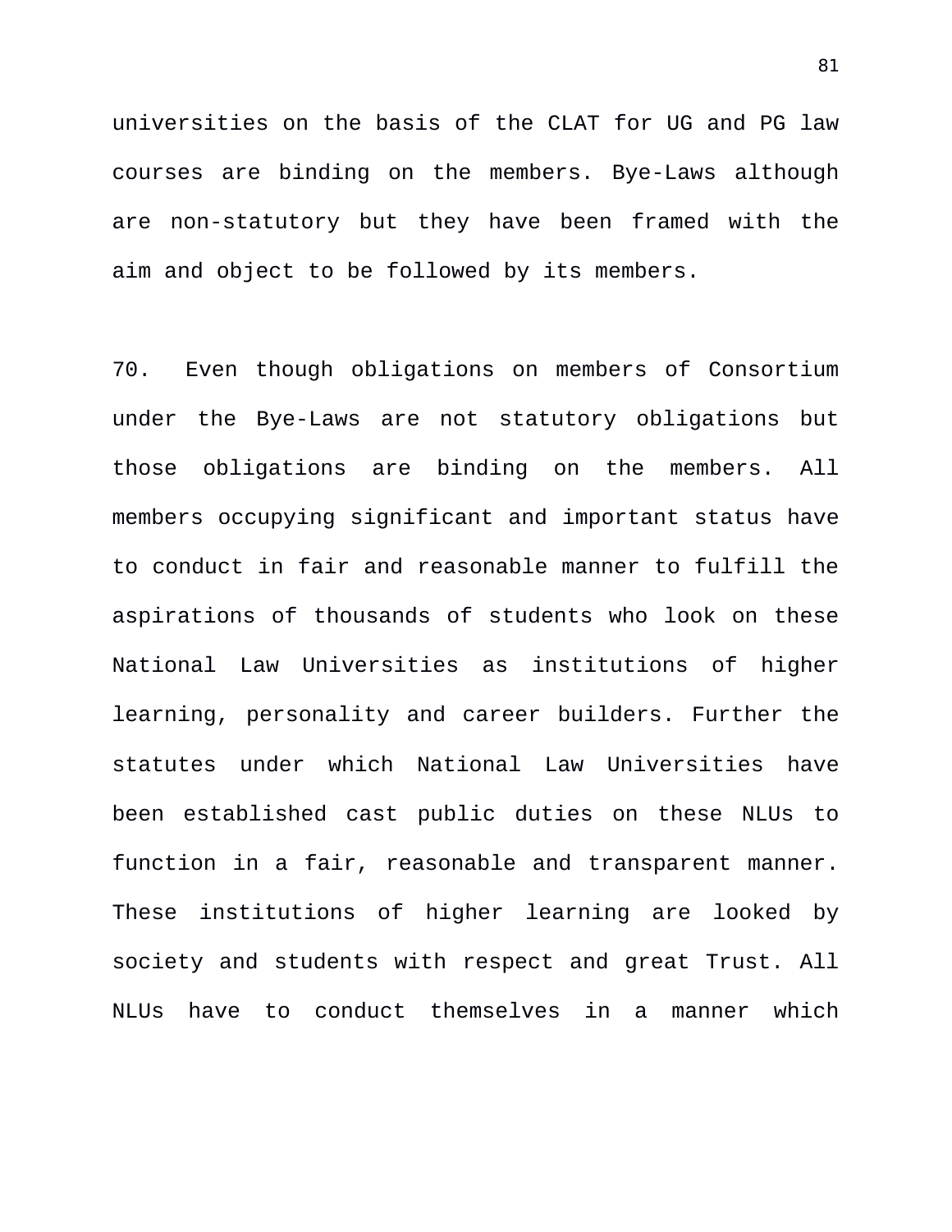universities on the basis of the CLAT for UG and PG law courses are binding on the members. Bye-Laws although are non-statutory but they have been framed with the aim and object to be followed by its members.

70. Even though obligations on members of Consortium under the Bye-Laws are not statutory obligations but those obligations are binding on the members. All members occupying significant and important status have to conduct in fair and reasonable manner to fulfill the aspirations of thousands of students who look on these National Law Universities as institutions of higher learning, personality and career builders. Further the statutes under which National Law Universities have been established cast public duties on these NLUs to function in a fair, reasonable and transparent manner. These institutions of higher learning are looked by society and students with respect and great Trust. All NLUs have to conduct themselves in a manner which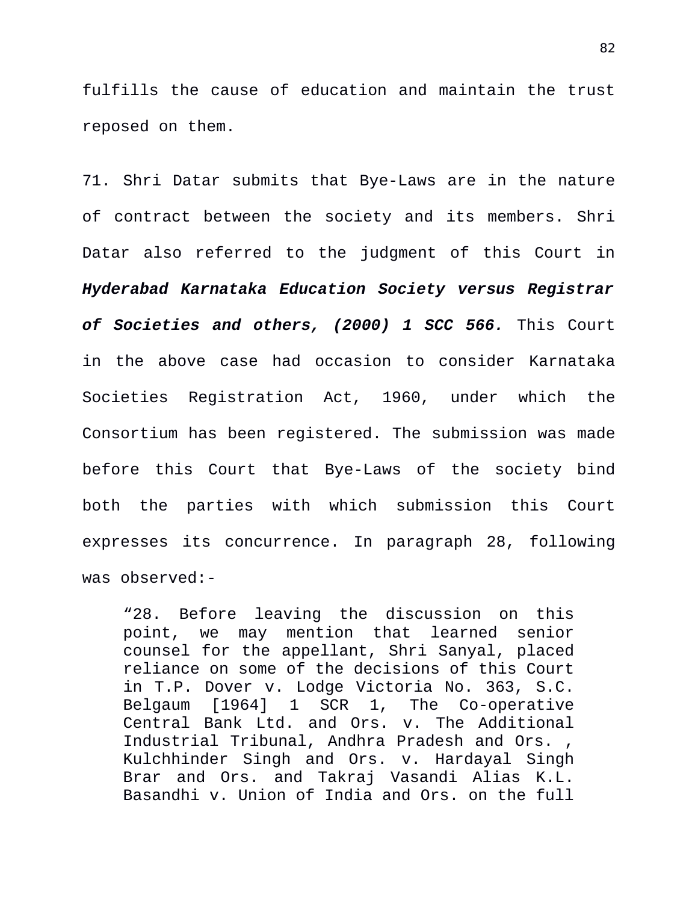fulfills the cause of education and maintain the trust reposed on them.

71. Shri Datar submits that Bye-Laws are in the nature of contract between the society and its members. Shri Datar also referred to the judgment of this Court in ***Hyderabad Karnataka Education Society versus Registrar of Societies and others, (2000) 1 SCC 566.*** This Court in the above case had occasion to consider Karnataka Societies Registration Act, 1960, under which the Consortium has been registered. The submission was made before this Court that Bye-Laws of the society bind both the parties with which submission this Court expresses its concurrence. In paragraph 28, following was observed:-

> “28. Before leaving the discussion on this point, we may mention that learned senior counsel for the appellant, Shri Sanyal, placed reliance on some of the decisions of this Court in T.P. Dover v. Lodge Victoria No. 363, S.C. Belgaum [1964] 1 SCR 1, The Co-operative Central Bank Ltd. and Ors. v. The Additional Industrial Tribunal, Andhra Pradesh and Ors. , Kulchhinder Singh and Ors. v. Hardayal Singh Brar and Ors. and Takraj Vasandi Alias K.L. Basandhi v. Union of India and Ors. on the full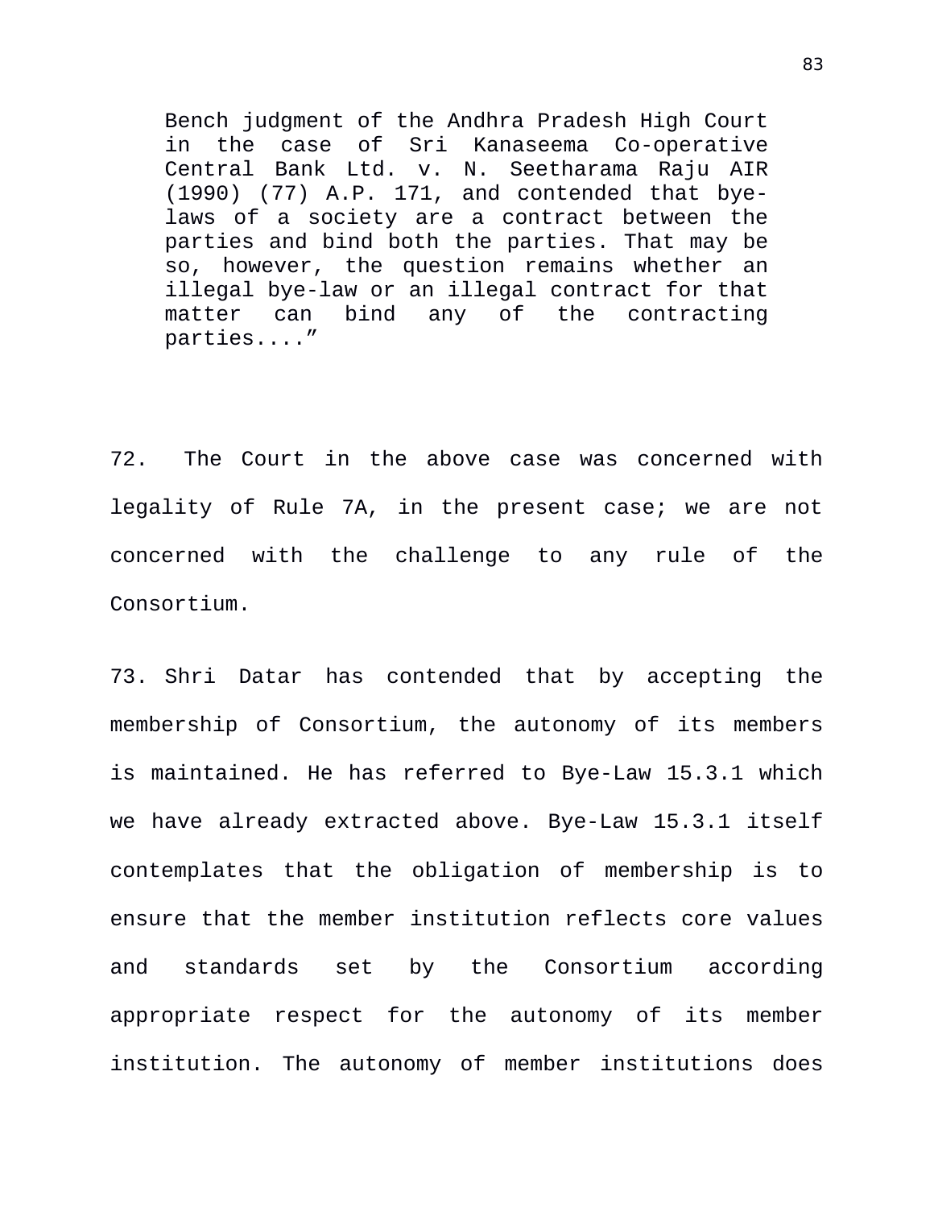> Bench judgment of the Andhra Pradesh High Court in the case of Sri Kanaseema Co-operative Central Bank Ltd. v. N. Seetharama Raju AIR (1990) (77) A.P. 171, and contended that bye-laws of a society are a contract between the parties and bind both the parties. That may be so, however, the question remains whether an illegal bye-law or an illegal contract for that matter can bind any of the contracting parties....”

72. The Court in the above case was concerned with legality of Rule 7A, in the present case; we are not concerned with the challenge to any rule of the Consortium.

73. Shri Datar has contended that by accepting the membership of Consortium, the autonomy of its members is maintained. He has referred to Bye-Law 15.3.1 which we have already extracted above. Bye-Law 15.3.1 itself contemplates that the obligation of membership is to ensure that the member institution reflects core values and standards set by the Consortium according appropriate respect for the autonomy of its member institution. The autonomy of member institutions does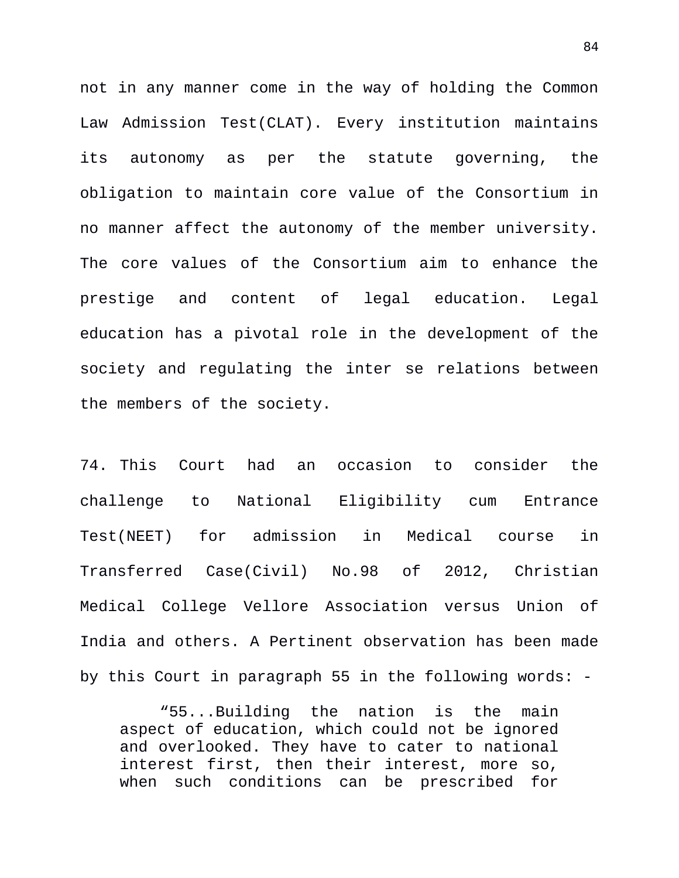not in any manner come in the way of holding the Common Law Admission Test(CLAT). Every institution maintains its autonomy as per the statute governing, the obligation to maintain core value of the Consortium in no manner affect the autonomy of the member university. The core values of the Consortium aim to enhance the prestige and content of legal education. Legal education has a pivotal role in the development of the society and regulating the inter se relations between the members of the society.

74. This Court had an occasion to consider the challenge to National Eligibility cum Entrance Test(NEET) for admission in Medical course in Transferred Case(Civil) No.98 of 2012, Christian Medical College Vellore Association versus Union of India and others. A Pertinent observation has been made by this Court in paragraph 55 in the following words: -

> “55...Building the nation is the main aspect of education, which could not be ignored and overlooked. They have to cater to national interest first, then their interest, more so, when such conditions can be prescribed for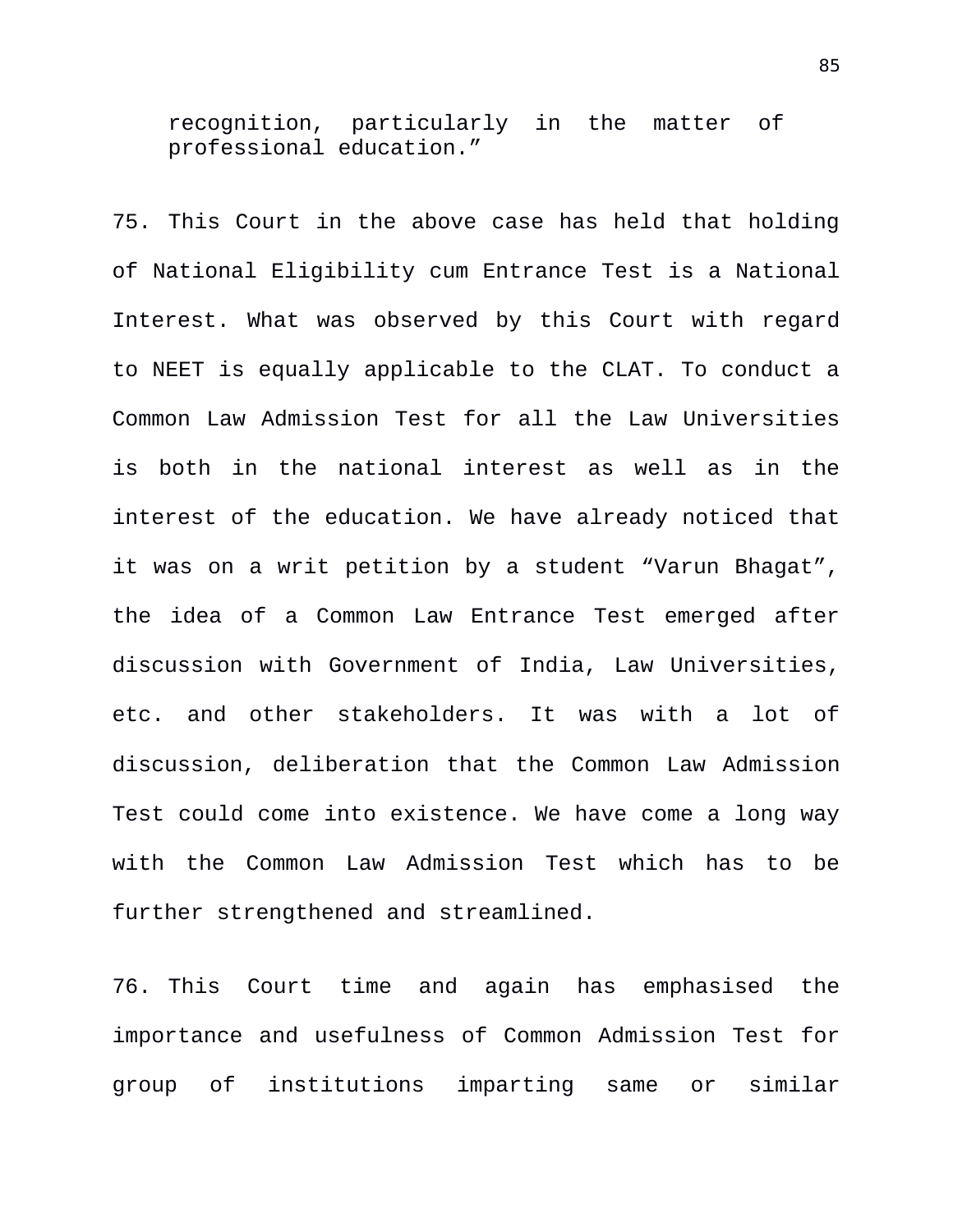> recognition, particularly in the matter of professional education.”

75. This Court in the above case has held that holding of National Eligibility cum Entrance Test is a National Interest. What was observed by this Court with regard to NEET is equally applicable to the CLAT. To conduct a Common Law Admission Test for all the Law Universities is both in the national interest as well as in the interest of the education. We have already noticed that it was on a writ petition by a student “Varun Bhagat”, the idea of a Common Law Entrance Test emerged after discussion with Government of India, Law Universities, etc. and other stakeholders. It was with a lot of discussion, deliberation that the Common Law Admission Test could come into existence. We have come a long way with the Common Law Admission Test which has to be further strengthened and streamlined.

76. This Court time and again has emphasised the importance and usefulness of Common Admission Test for group of institutions imparting same or similar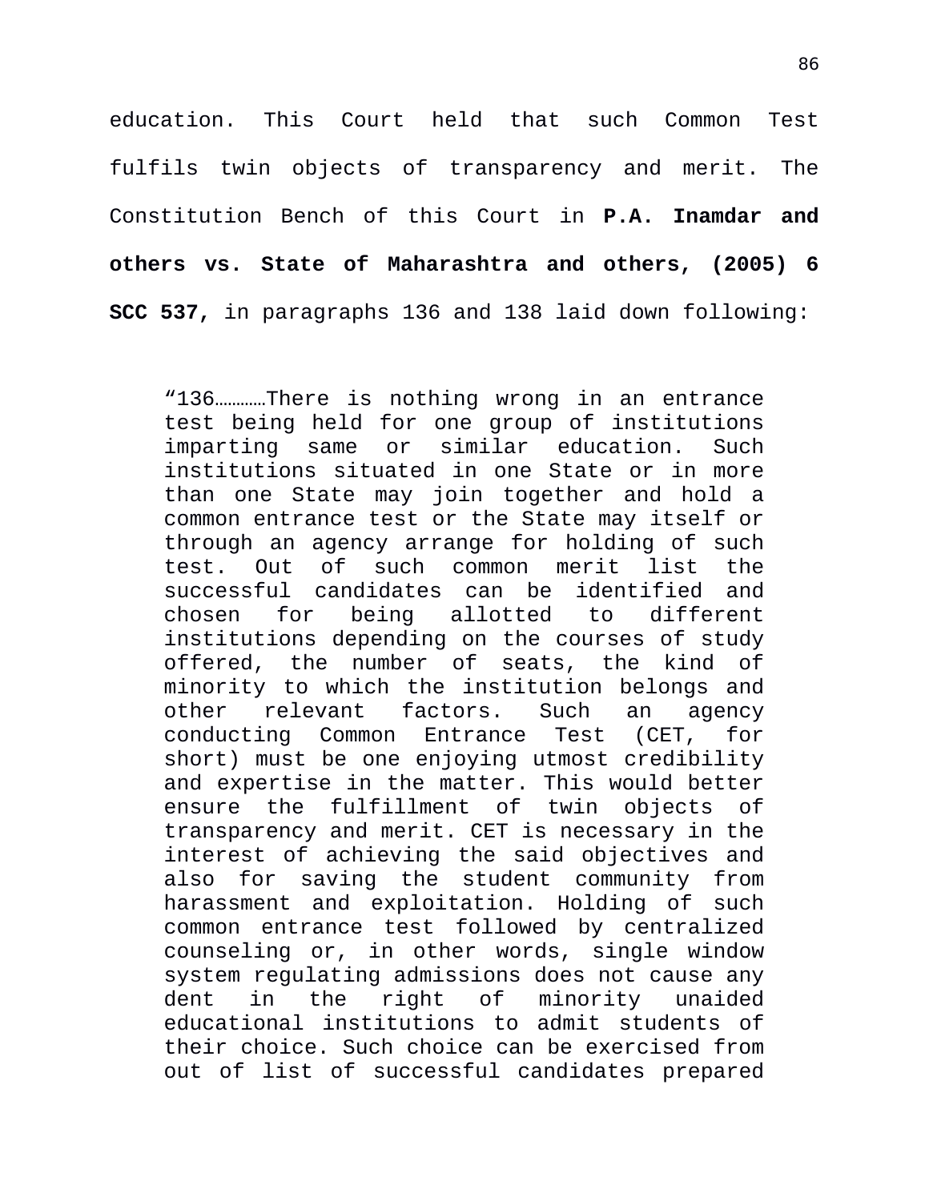education. This Court held that such Common Test fulfils twin objects of transparency and merit. The Constitution Bench of this Court in **P.A. Inamdar and others vs. State of Maharashtra and others, (2005) 6 SCC 537,** in paragraphs 136 and 138 laid down following:

> "136…………There is nothing wrong in an entrance test being held for one group of institutions imparting same or similar education. Such institutions situated in one State or in more than one State may join together and hold a common entrance test or the State may itself or through an agency arrange for holding of such test. Out of such common merit list the successful candidates can be identified and chosen for being allotted to different institutions depending on the courses of study offered, the number of seats, the kind of minority to which the institution belongs and other relevant factors. Such an agency conducting Common Entrance Test (CET, for short) must be one enjoying utmost credibility and expertise in the matter. This would better ensure the fulfillment of twin objects of transparency and merit. CET is necessary in the interest of achieving the said objectives and also for saving the student community from harassment and exploitation. Holding of such common entrance test followed by centralized counseling or, in other words, single window system regulating admissions does not cause any dent in the right of minority unaided educational institutions to admit students of their choice. Such choice can be exercised from out of list of successful candidates prepared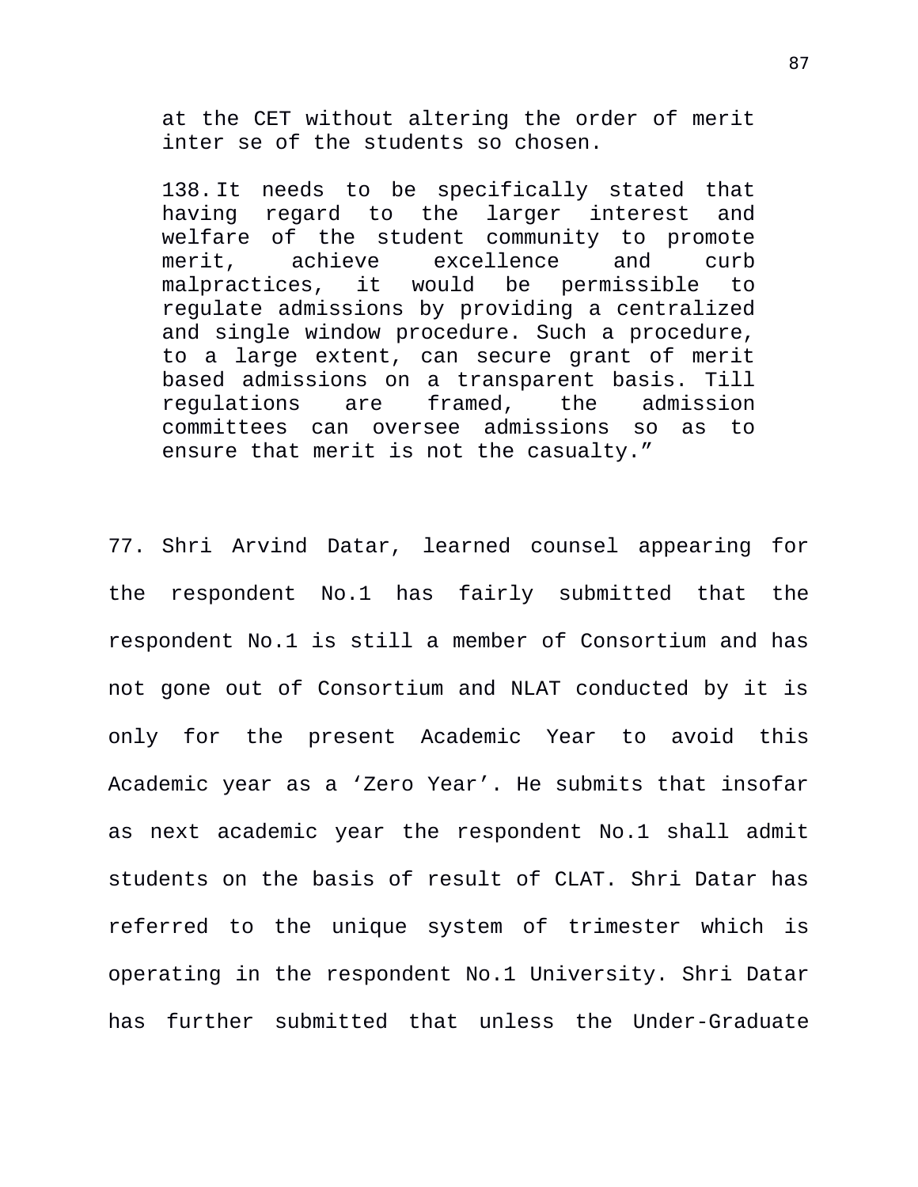> at the CET without altering the order of merit inter se of the students so chosen.
>
> 138. It needs to be specifically stated that having regard to the larger interest and welfare of the student community to promote merit, achieve excellence and curb malpractices, it would be permissible to regulate admissions by providing a centralized and single window procedure. Such a procedure, to a large extent, can secure grant of merit based admissions on a transparent basis. Till regulations are framed, the admission committees can oversee admissions so as to ensure that merit is not the casualty."

77. Shri Arvind Datar, learned counsel appearing for the respondent No.1 has fairly submitted that the respondent No.1 is still a member of Consortium and has not gone out of Consortium and NLAT conducted by it is only for the present Academic Year to avoid this Academic year as a 'Zero Year'. He submits that insofar as next academic year the respondent No.1 shall admit students on the basis of result of CLAT. Shri Datar has referred to the unique system of trimester which is operating in the respondent No.1 University. Shri Datar has further submitted that unless the Under-Graduate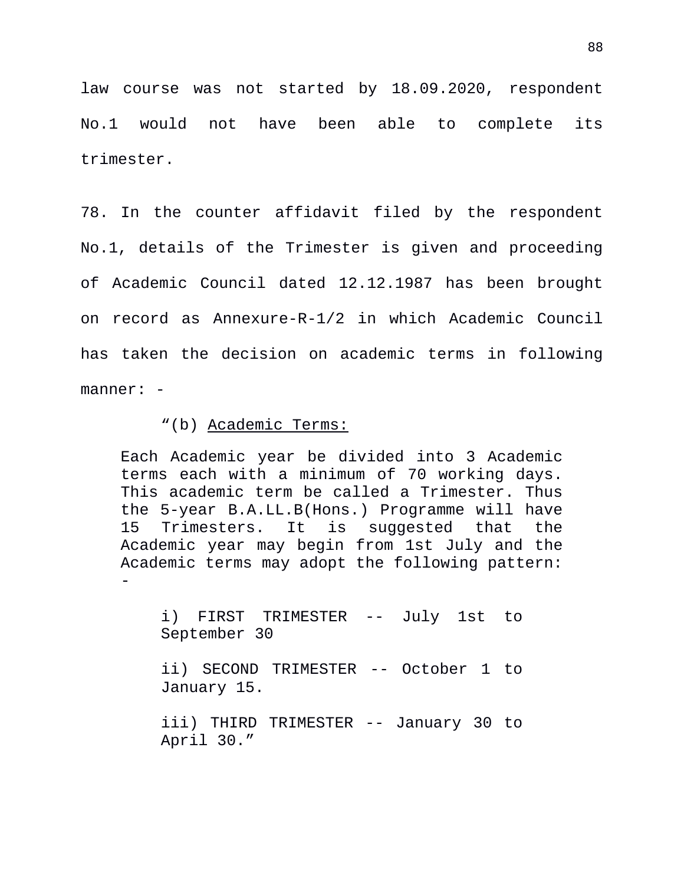law course was not started by 18.09.2020, respondent No.1 would not have been able to complete its trimester.

78. In the counter affidavit filed by the respondent No.1, details of the Trimester is given and proceeding of Academic Council dated 12.12.1987 has been brought on record as Annexure-R-1/2 in which Academic Council has taken the decision on academic terms in following manner: -

> “(b) Academic Terms:
>
> Each Academic year be divided into 3 Academic terms each with a minimum of 70 working days. This academic term be called a Trimester. Thus the 5-year B.A.LL.B(Hons.) Programme will have 15 Trimesters. It is suggested that the Academic year may begin from 1st July and the Academic terms may adopt the following pattern: -
>
> i) FIRST TRIMESTER -- July 1st to September 30
>
> ii) SECOND TRIMESTER -- October 1 to January 15.
>
> iii) THIRD TRIMESTER -- January 30 to April 30.”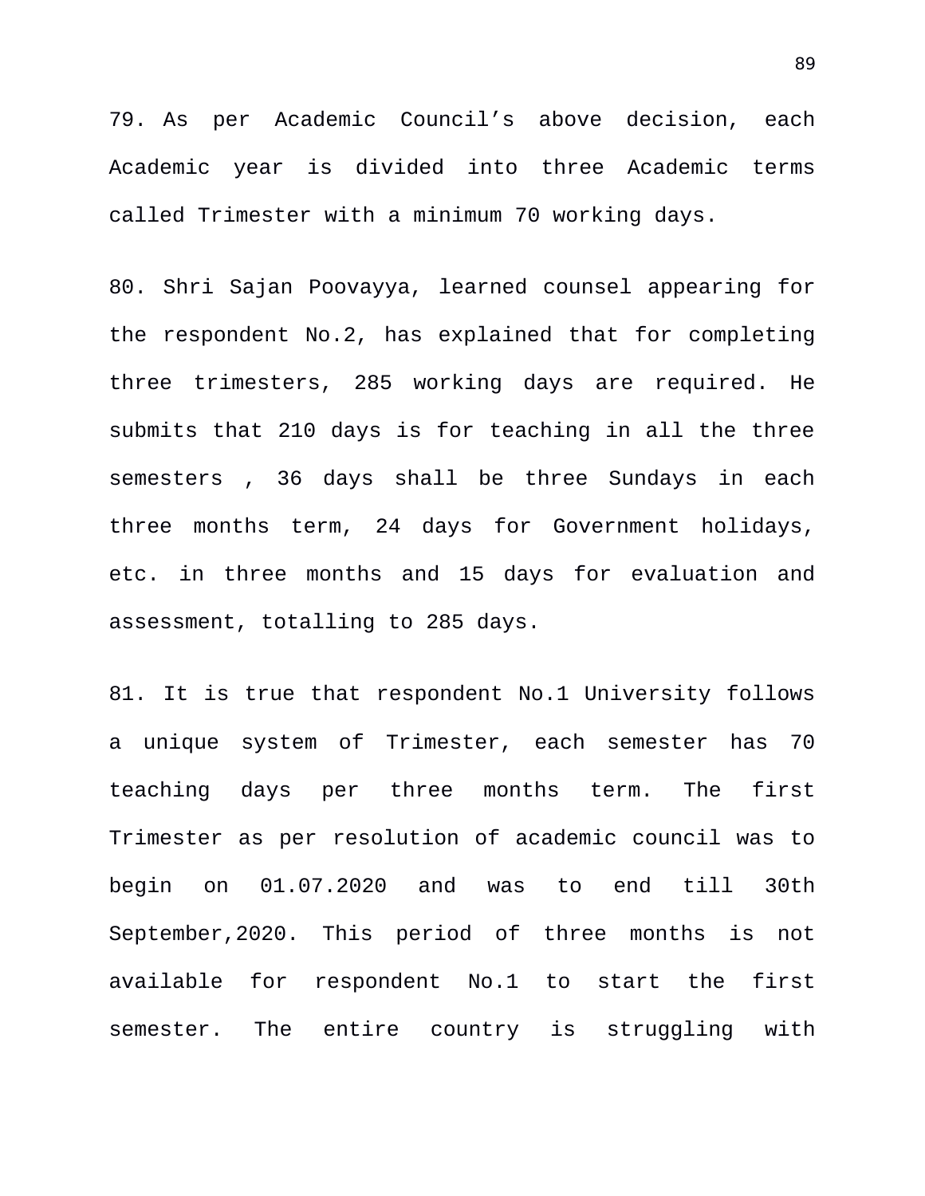79. As per Academic Council's above decision, each Academic year is divided into three Academic terms called Trimester with a minimum 70 working days.

80. Shri Sajan Poovayya, learned counsel appearing for the respondent No.2, has explained that for completing three trimesters, 285 working days are required. He submits that 210 days is for teaching in all the three semesters , 36 days shall be three Sundays in each three months term, 24 days for Government holidays, etc. in three months and 15 days for evaluation and assessment, totalling to 285 days.

81. It is true that respondent No.1 University follows a unique system of Trimester, each semester has 70 teaching days per three months term. The first Trimester as per resolution of academic council was to begin on 01.07.2020 and was to end till 30th September,2020. This period of three months is not available for respondent No.1 to start the first semester. The entire country is struggling with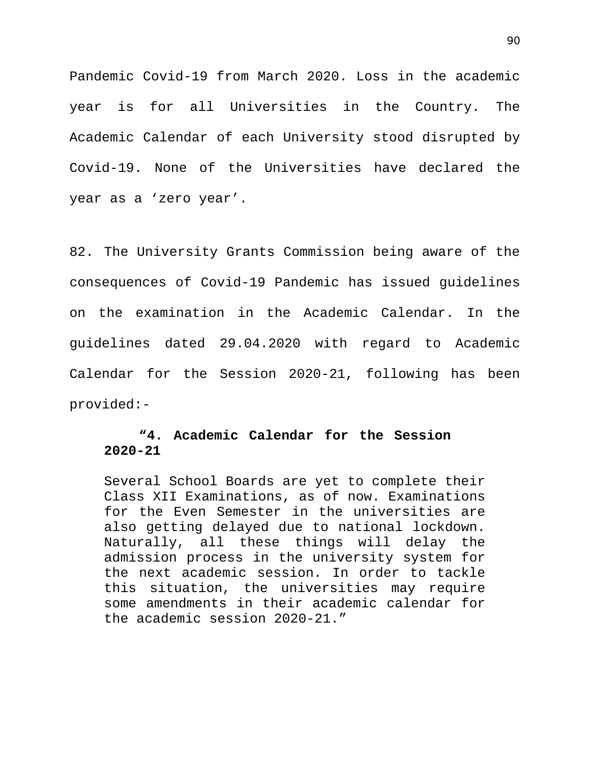Pandemic Covid-19 from March 2020. Loss in the academic year is for all Universities in the Country. The Academic Calendar of each University stood disrupted by Covid-19. None of the Universities have declared the year as a 'zero year'.

82. The University Grants Commission being aware of the consequences of Covid-19 Pandemic has issued guidelines on the examination in the Academic Calendar. In the guidelines dated 29.04.2020 with regard to Academic Calendar for the Session 2020-21, following has been provided:-

> **"4. Academic Calendar for the Session 2020-21**
>
> Several School Boards are yet to complete their Class XII Examinations, as of now. Examinations for the Even Semester in the universities are also getting delayed due to national lockdown. Naturally, all these things will delay the admission process in the university system for the next academic session. In order to tackle this situation, the universities may require some amendments in their academic calendar for the academic session 2020-21."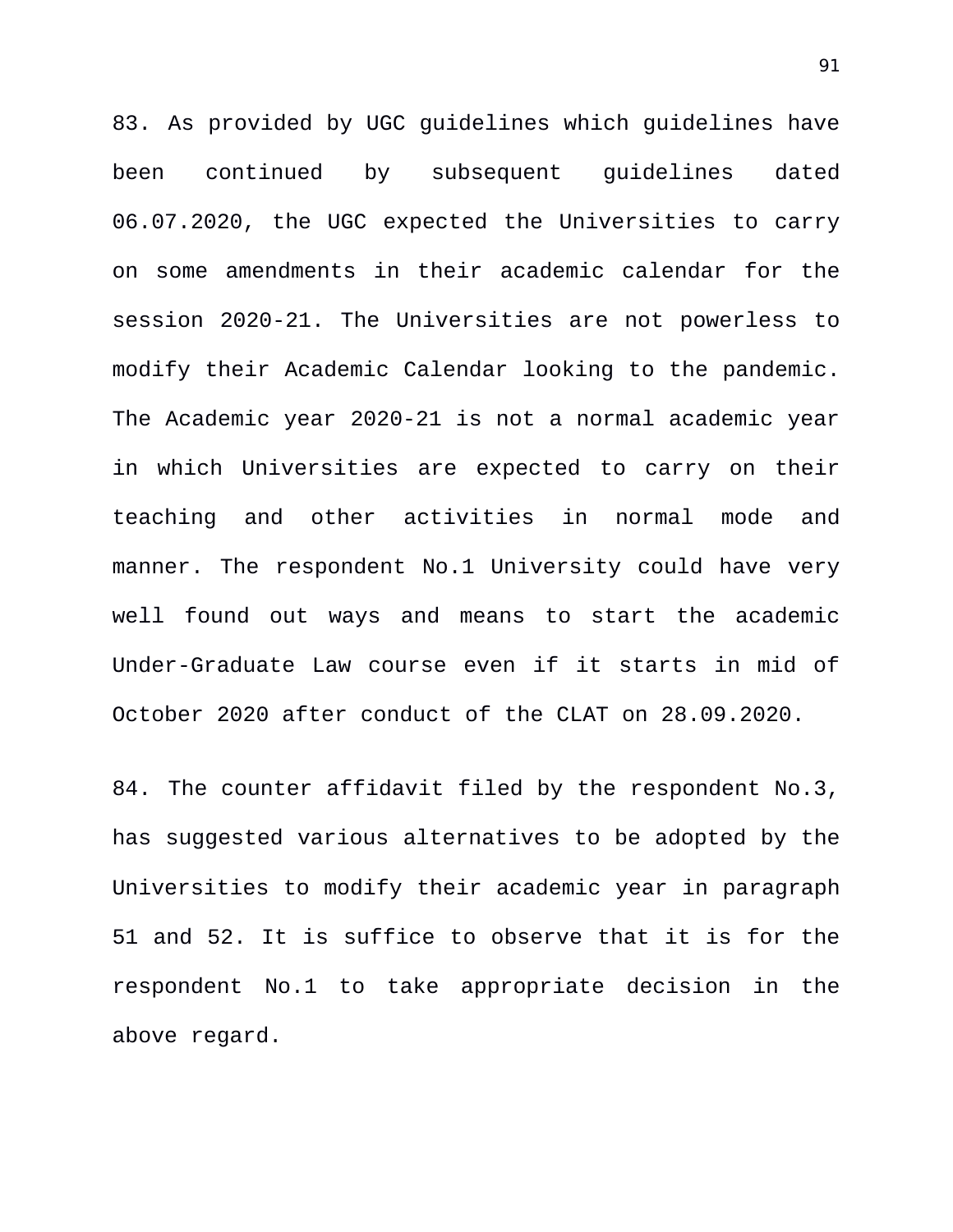83. As provided by UGC guidelines which guidelines have been continued by subsequent guidelines dated 06.07.2020, the UGC expected the Universities to carry on some amendments in their academic calendar for the session 2020-21. The Universities are not powerless to modify their Academic Calendar looking to the pandemic. The Academic year 2020-21 is not a normal academic year in which Universities are expected to carry on their teaching and other activities in normal mode and manner. The respondent No.1 University could have very well found out ways and means to start the academic Under-Graduate Law course even if it starts in mid of October 2020 after conduct of the CLAT on 28.09.2020.

84. The counter affidavit filed by the respondent No.3, has suggested various alternatives to be adopted by the Universities to modify their academic year in paragraph 51 and 52. It is suffice to observe that it is for the respondent No.1 to take appropriate decision in the above regard.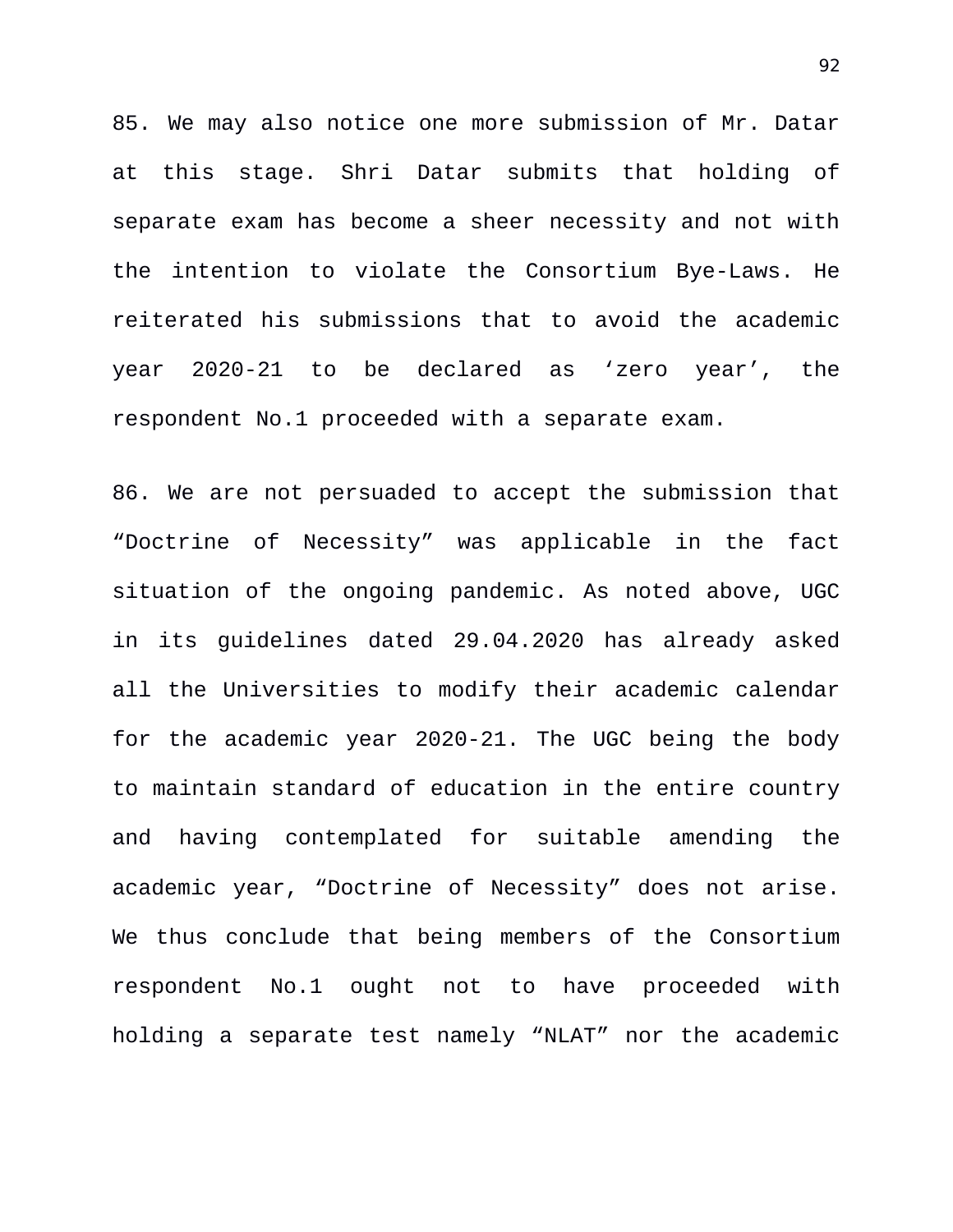85. We may also notice one more submission of Mr. Datar at this stage. Shri Datar submits that holding of separate exam has become a sheer necessity and not with the intention to violate the Consortium Bye-Laws. He reiterated his submissions that to avoid the academic year 2020-21 to be declared as ‘zero year’, the respondent No.1 proceeded with a separate exam.

86. We are not persuaded to accept the submission that “Doctrine of Necessity” was applicable in the fact situation of the ongoing pandemic. As noted above, UGC in its guidelines dated 29.04.2020 has already asked all the Universities to modify their academic calendar for the academic year 2020-21. The UGC being the body to maintain standard of education in the entire country and having contemplated for suitable amending the academic year, “Doctrine of Necessity” does not arise. We thus conclude that being members of the Consortium respondent No.1 ought not to have proceeded with holding a separate test namely “NLAT” nor the academic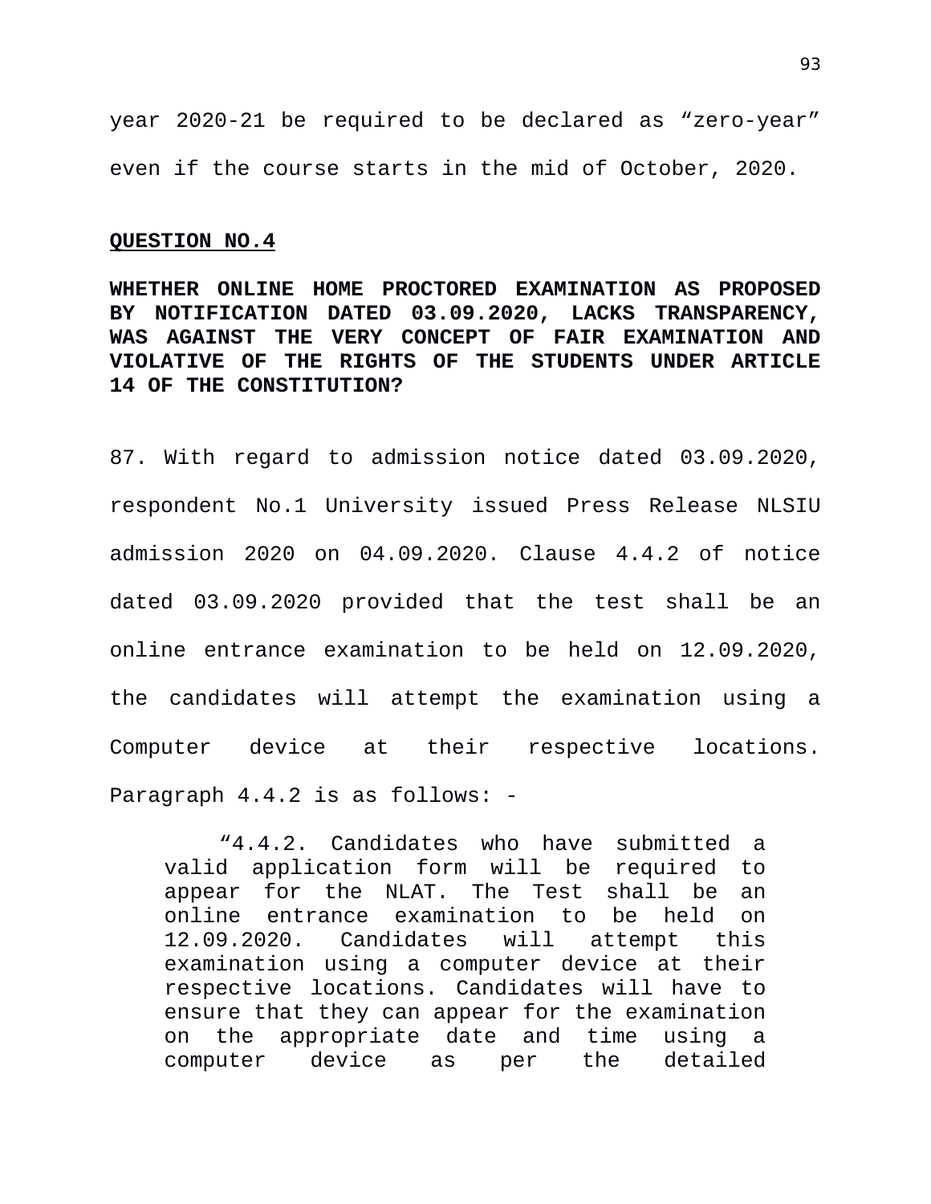year 2020-21 be required to be declared as “zero-year” even if the course starts in the mid of October, 2020.

**QUESTION NO.4**

**WHETHER ONLINE HOME PROCTORED EXAMINATION AS PROPOSED BY NOTIFICATION DATED 03.09.2020, LACKS TRANSPARENCY, WAS AGAINST THE VERY CONCEPT OF FAIR EXAMINATION AND VIOLATIVE OF THE RIGHTS OF THE STUDENTS UNDER ARTICLE 14 OF THE CONSTITUTION?**

87. With regard to admission notice dated 03.09.2020, respondent No.1 University issued Press Release NLSIU admission 2020 on 04.09.2020. Clause 4.4.2 of notice dated 03.09.2020 provided that the test shall be an online entrance examination to be held on 12.09.2020, the candidates will attempt the examination using a Computer device at their respective locations. Paragraph 4.4.2 is as follows: -

> “4.4.2. Candidates who have submitted a valid application form will be required to appear for the NLAT. The Test shall be an online entrance examination to be held on 12.09.2020. Candidates will attempt this examination using a computer device at their respective locations. Candidates will have to ensure that they can appear for the examination on the appropriate date and time using a computer device as per the detailed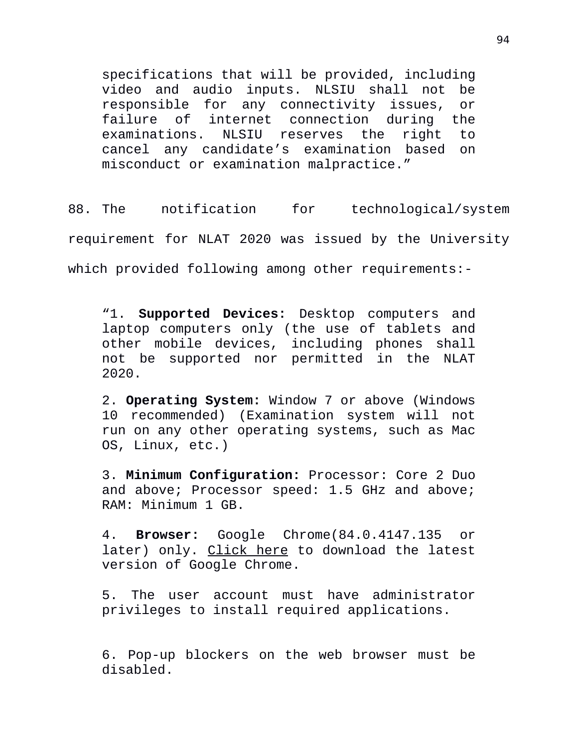> specifications that will be provided, including video and audio inputs. NLSIU shall not be responsible for any connectivity issues, or failure of internet connection during the examinations. NLSIU reserves the right to cancel any candidate's examination based on misconduct or examination malpractice."

88. The notification for technological/system requirement for NLAT 2020 was issued by the University which provided following among other requirements:-

> "1. **Supported Devices:** Desktop computers and laptop computers only (the use of tablets and other mobile devices, including phones shall not be supported nor permitted in the NLAT 2020.
>
> 2. **Operating System:** Window 7 or above (Windows 10 recommended) (Examination system will not run on any other operating systems, such as Mac OS, Linux, etc.)
>
> 3. **Minimum Configuration:** Processor: Core 2 Duo and above; Processor speed: 1.5 GHz and above; RAM: Minimum 1 GB.
>
> 4. **Browser:** Google Chrome(84.0.4147.135 or later) only. Click here to download the latest version of Google Chrome.
>
> 5. The user account must have administrator privileges to install required applications.
>
> 6. Pop-up blockers on the web browser must be disabled.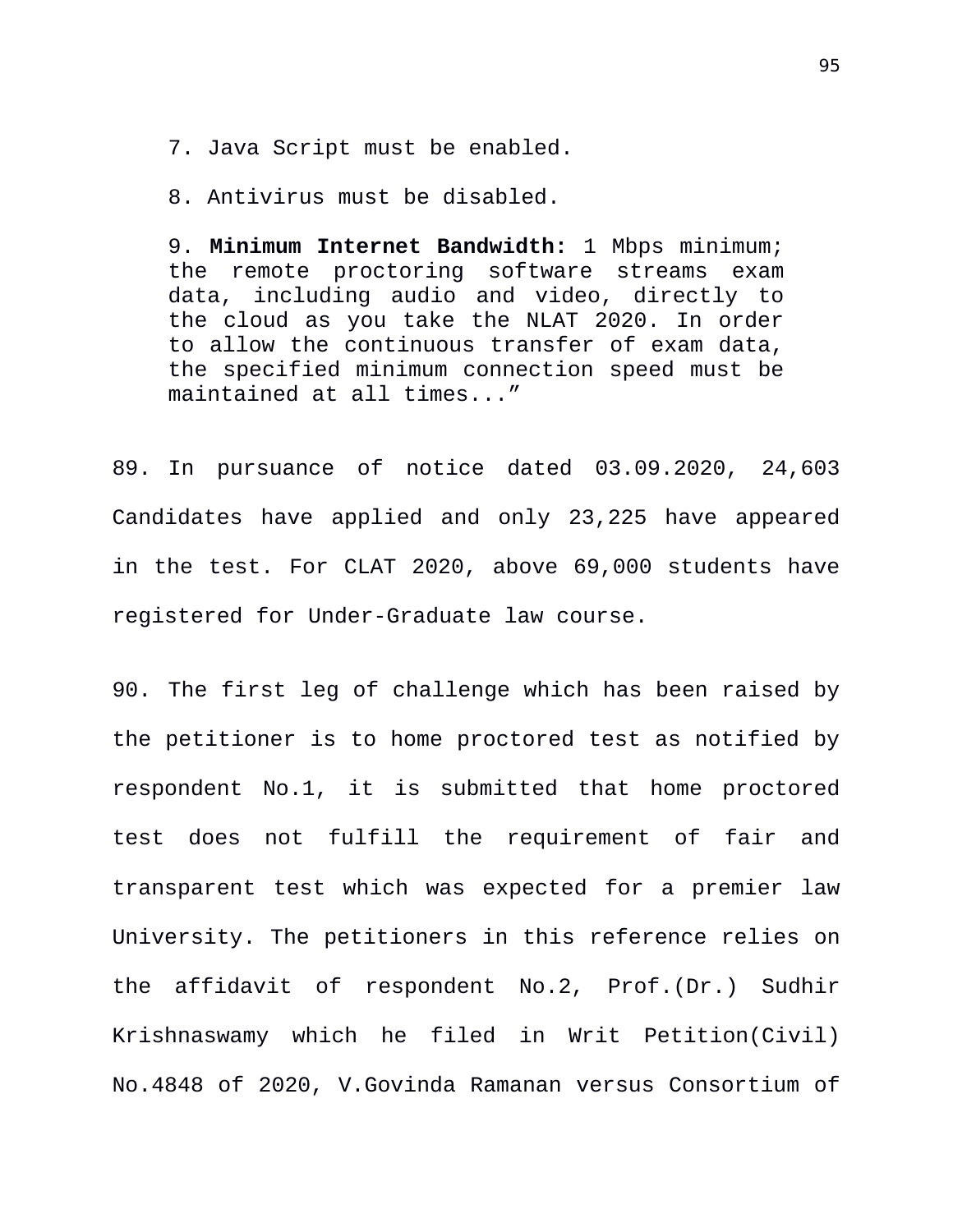> 7. Java Script must be enabled.
>
> 8. Antivirus must be disabled.
>
> 9. **Minimum Internet Bandwidth:** 1 Mbps minimum; the remote proctoring software streams exam data, including audio and video, directly to the cloud as you take the NLAT 2020. In order to allow the continuous transfer of exam data, the specified minimum connection speed must be maintained at all times...”

89. In pursuance of notice dated 03.09.2020, 24,603 Candidates have applied and only 23,225 have appeared in the test. For CLAT 2020, above 69,000 students have registered for Under-Graduate law course.

90. The first leg of challenge which has been raised by the petitioner is to home proctored test as notified by respondent No.1, it is submitted that home proctored test does not fulfill the requirement of fair and transparent test which was expected for a premier law University. The petitioners in this reference relies on the affidavit of respondent No.2, Prof.(Dr.) Sudhir Krishnaswamy which he filed in Writ Petition(Civil) No.4848 of 2020, V.Govinda Ramanan versus Consortium of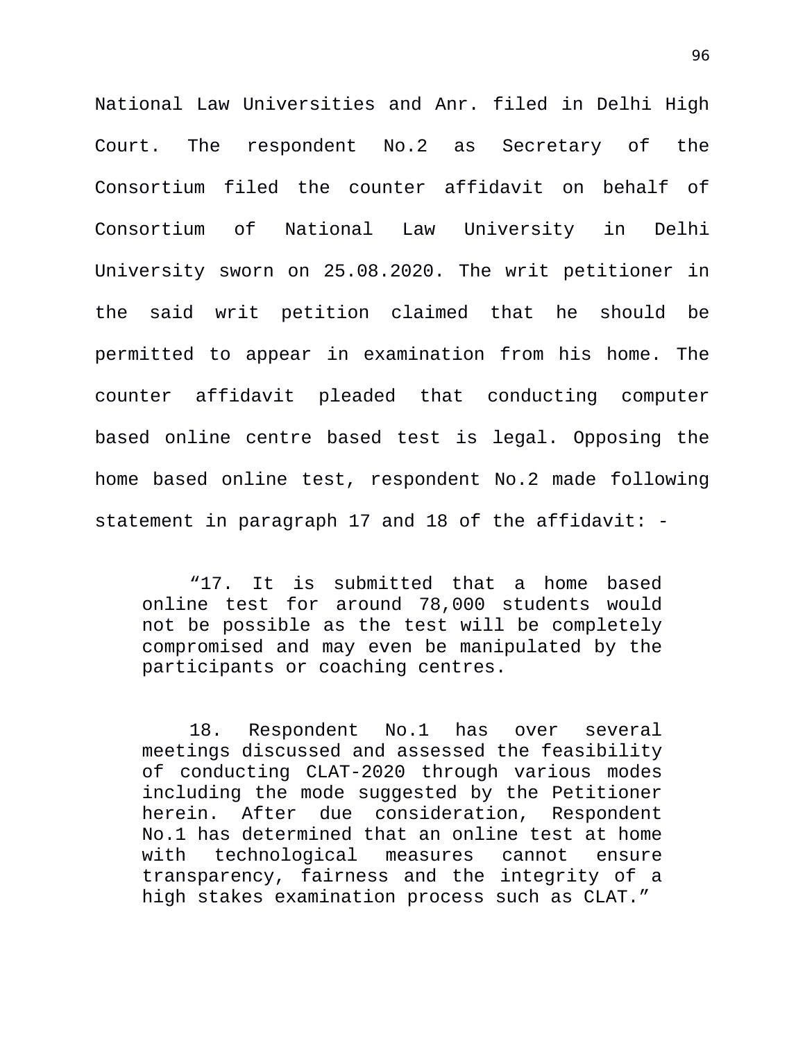National Law Universities and Anr. filed in Delhi High Court. The respondent No.2 as Secretary of the Consortium filed the counter affidavit on behalf of Consortium of National Law University in Delhi University sworn on 25.08.2020. The writ petitioner in the said writ petition claimed that he should be permitted to appear in examination from his home. The counter affidavit pleaded that conducting computer based online centre based test is legal. Opposing the home based online test, respondent No.2 made following statement in paragraph 17 and 18 of the affidavit: -

> "17. It is submitted that a home based online test for around 78,000 students would not be possible as the test will be completely compromised and may even be manipulated by the participants or coaching centres.
>
> 18. Respondent No.1 has over several meetings discussed and assessed the feasibility of conducting CLAT-2020 through various modes including the mode suggested by the Petitioner herein. After due consideration, Respondent No.1 has determined that an online test at home with technological measures cannot ensure transparency, fairness and the integrity of a high stakes examination process such as CLAT."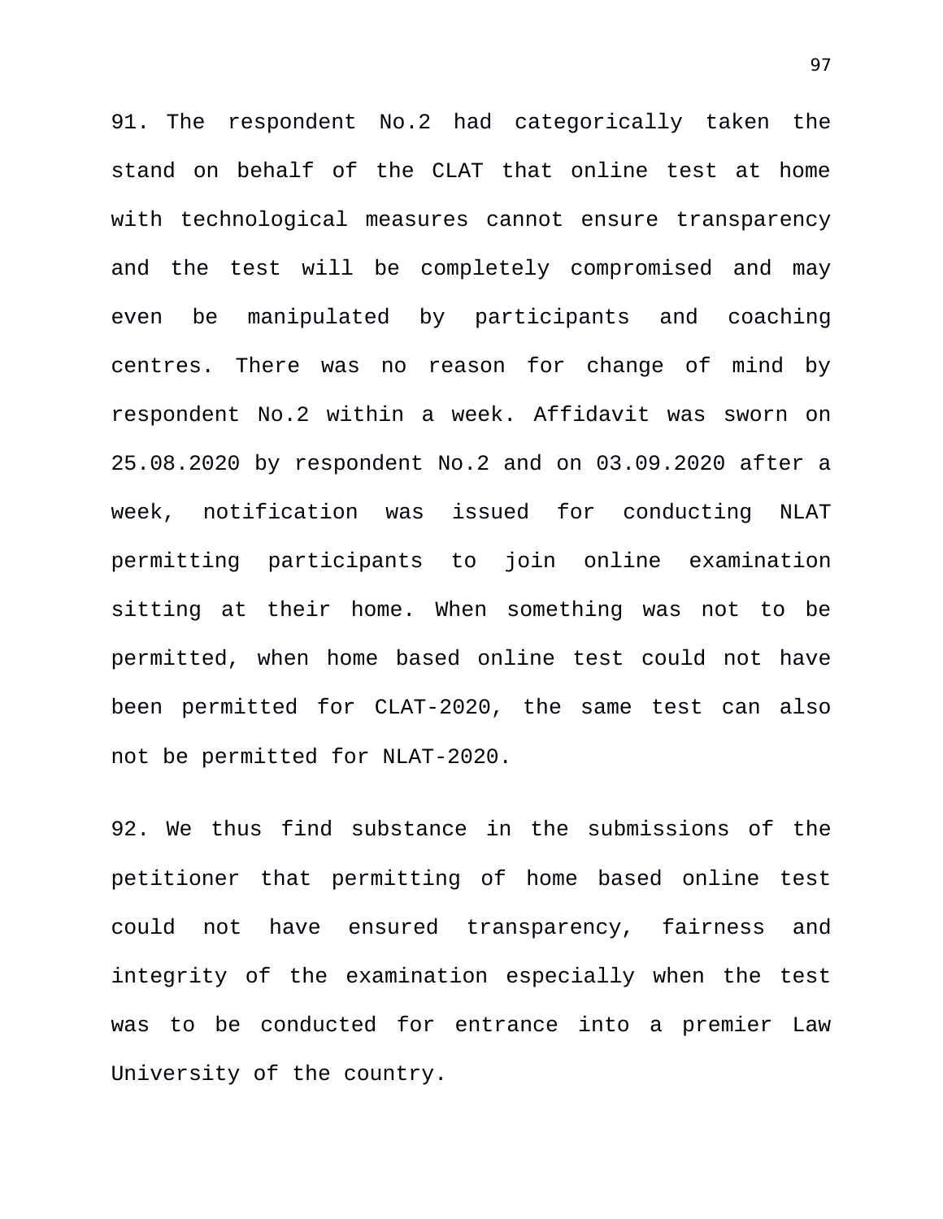91. The respondent No.2 had categorically taken the stand on behalf of the CLAT that online test at home with technological measures cannot ensure transparency and the test will be completely compromised and may even be manipulated by participants and coaching centres. There was no reason for change of mind by respondent No.2 within a week. Affidavit was sworn on 25.08.2020 by respondent No.2 and on 03.09.2020 after a week, notification was issued for conducting NLAT permitting participants to join online examination sitting at their home. When something was not to be permitted, when home based online test could not have been permitted for CLAT-2020, the same test can also not be permitted for NLAT-2020.

92. We thus find substance in the submissions of the petitioner that permitting of home based online test could not have ensured transparency, fairness and integrity of the examination especially when the test was to be conducted for entrance into a premier Law University of the country.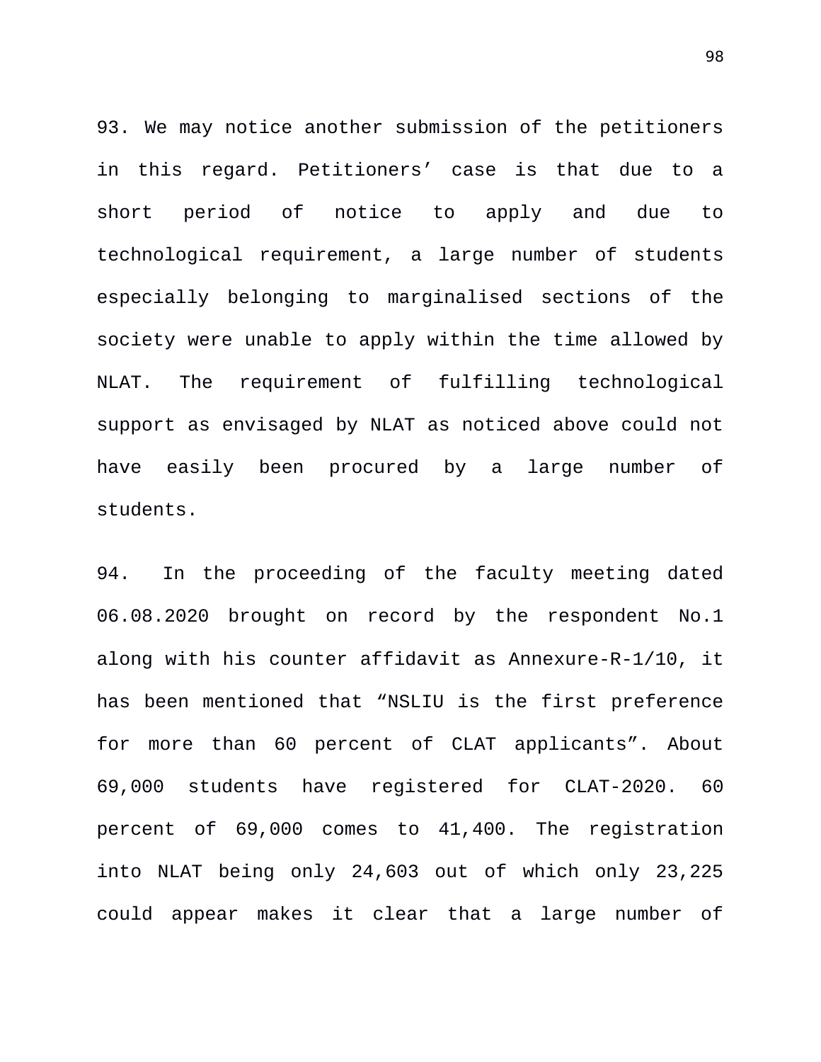93. We may notice another submission of the petitioners in this regard. Petitioners' case is that due to a short period of notice to apply and due to technological requirement, a large number of students especially belonging to marginalised sections of the society were unable to apply within the time allowed by NLAT. The requirement of fulfilling technological support as envisaged by NLAT as noticed above could not have easily been procured by a large number of students.

94. In the proceeding of the faculty meeting dated 06.08.2020 brought on record by the respondent No.1 along with his counter affidavit as Annexure-R-1/10, it has been mentioned that "NSLIU is the first preference for more than 60 percent of CLAT applicants". About 69,000 students have registered for CLAT-2020. 60 percent of 69,000 comes to 41,400. The registration into NLAT being only 24,603 out of which only 23,225 could appear makes it clear that a large number of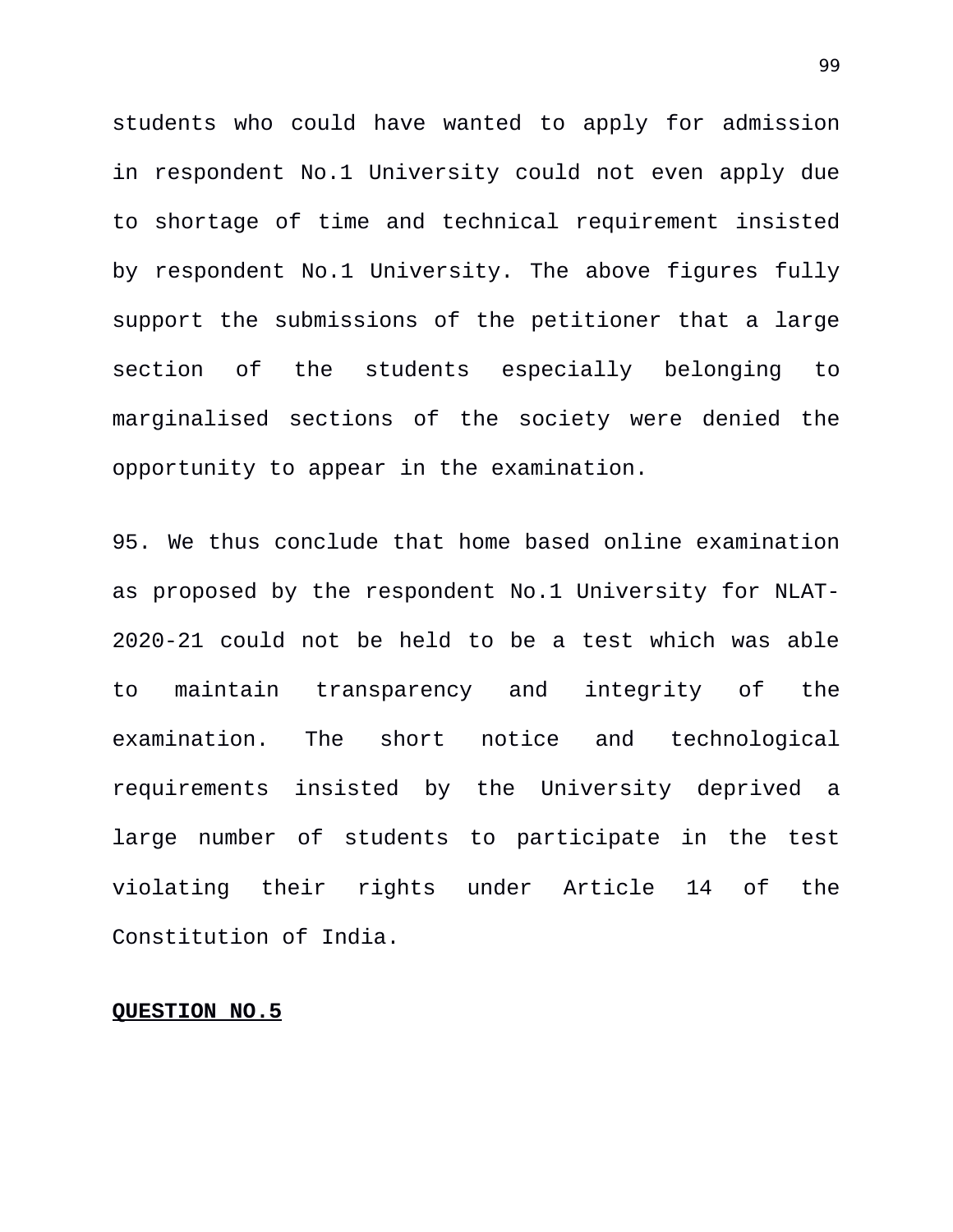students who could have wanted to apply for admission in respondent No.1 University could not even apply due to shortage of time and technical requirement insisted by respondent No.1 University. The above figures fully support the submissions of the petitioner that a large section of the students especially belonging to marginalised sections of the society were denied the opportunity to appear in the examination.

95. We thus conclude that home based online examination as proposed by the respondent No.1 University for NLAT-2020-21 could not be held to be a test which was able to maintain transparency and integrity of the examination. The short notice and technological requirements insisted by the University deprived a large number of students to participate in the test violating their rights under Article 14 of the Constitution of India.

**QUESTION NO.5**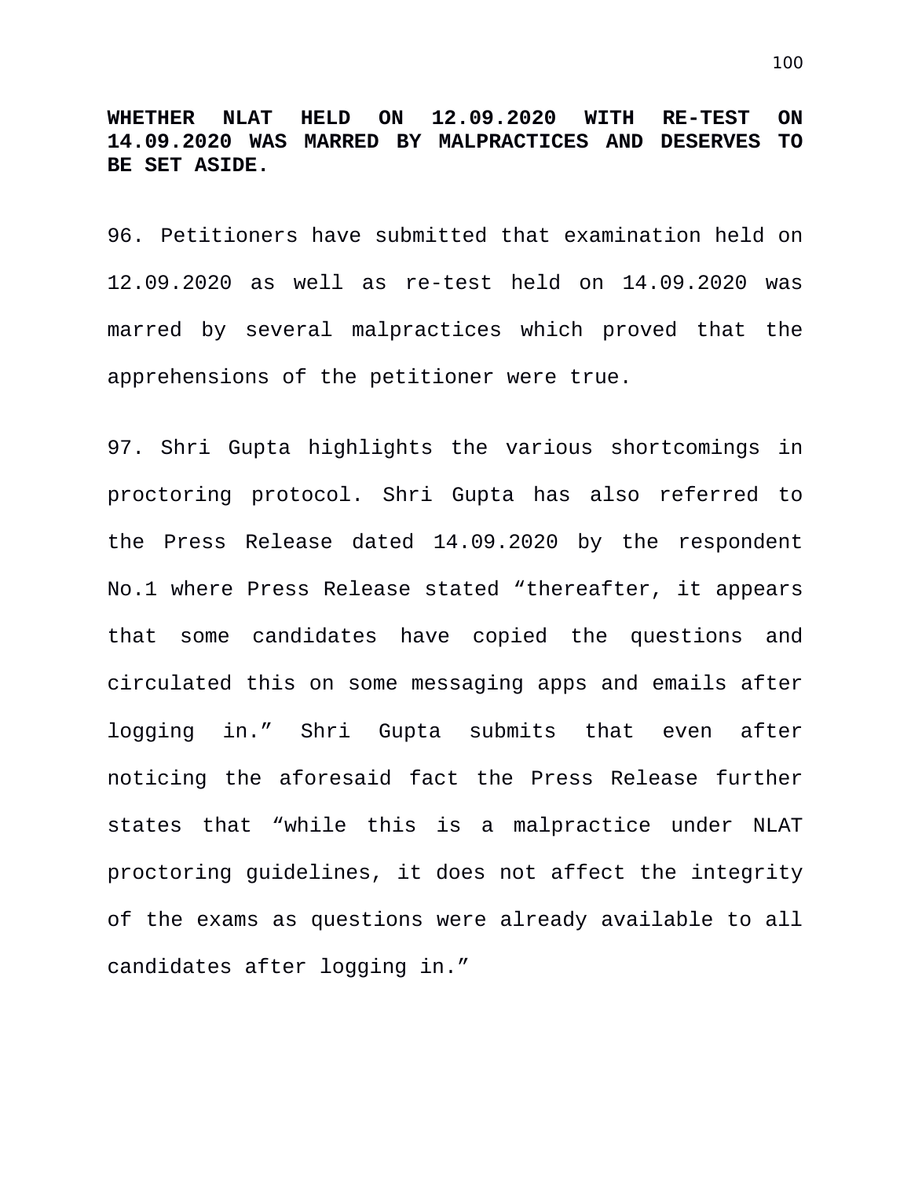**WHETHER NLAT HELD ON 12.09.2020 WITH RE-TEST ON 14.09.2020 WAS MARRED BY MALPRACTICES AND DESERVES TO BE SET ASIDE.**

96. Petitioners have submitted that examination held on 12.09.2020 as well as re-test held on 14.09.2020 was marred by several malpractices which proved that the apprehensions of the petitioner were true.

97. Shri Gupta highlights the various shortcomings in proctoring protocol. Shri Gupta has also referred to the Press Release dated 14.09.2020 by the respondent No.1 where Press Release stated “thereafter, it appears that some candidates have copied the questions and circulated this on some messaging apps and emails after logging in.” Shri Gupta submits that even after noticing the aforesaid fact the Press Release further states that “while this is a malpractice under NLAT proctoring guidelines, it does not affect the integrity of the exams as questions were already available to all candidates after logging in.”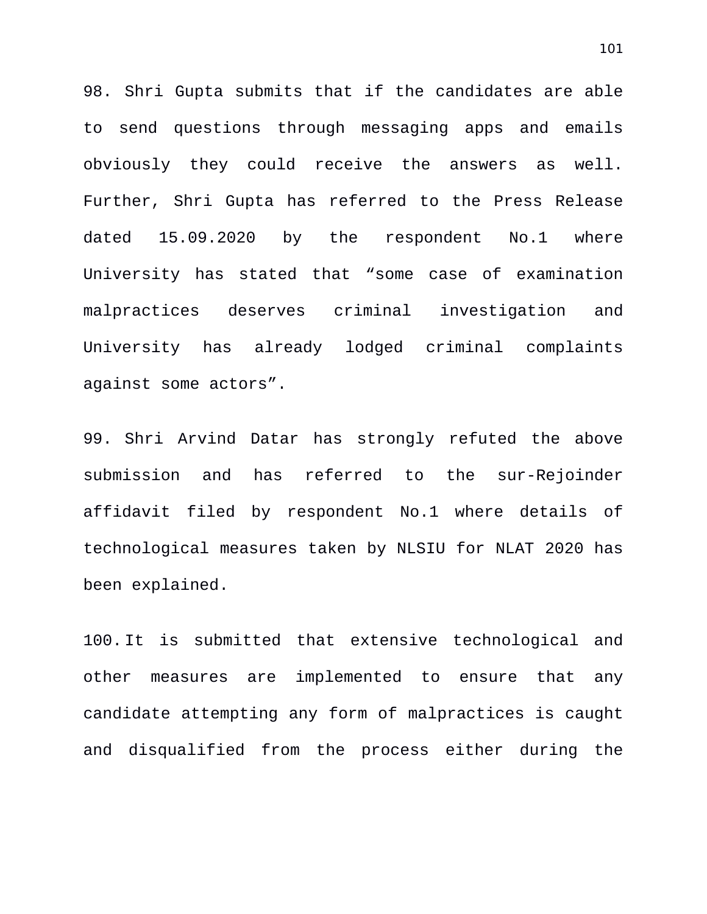98. Shri Gupta submits that if the candidates are able to send questions through messaging apps and emails obviously they could receive the answers as well. Further, Shri Gupta has referred to the Press Release dated 15.09.2020 by the respondent No.1 where University has stated that "some case of examination malpractices deserves criminal investigation and University has already lodged criminal complaints against some actors".

99. Shri Arvind Datar has strongly refuted the above submission and has referred to the sur-Rejoinder affidavit filed by respondent No.1 where details of technological measures taken by NLSIU for NLAT 2020 has been explained.

100. It is submitted that extensive technological and other measures are implemented to ensure that any candidate attempting any form of malpractices is caught and disqualified from the process either during the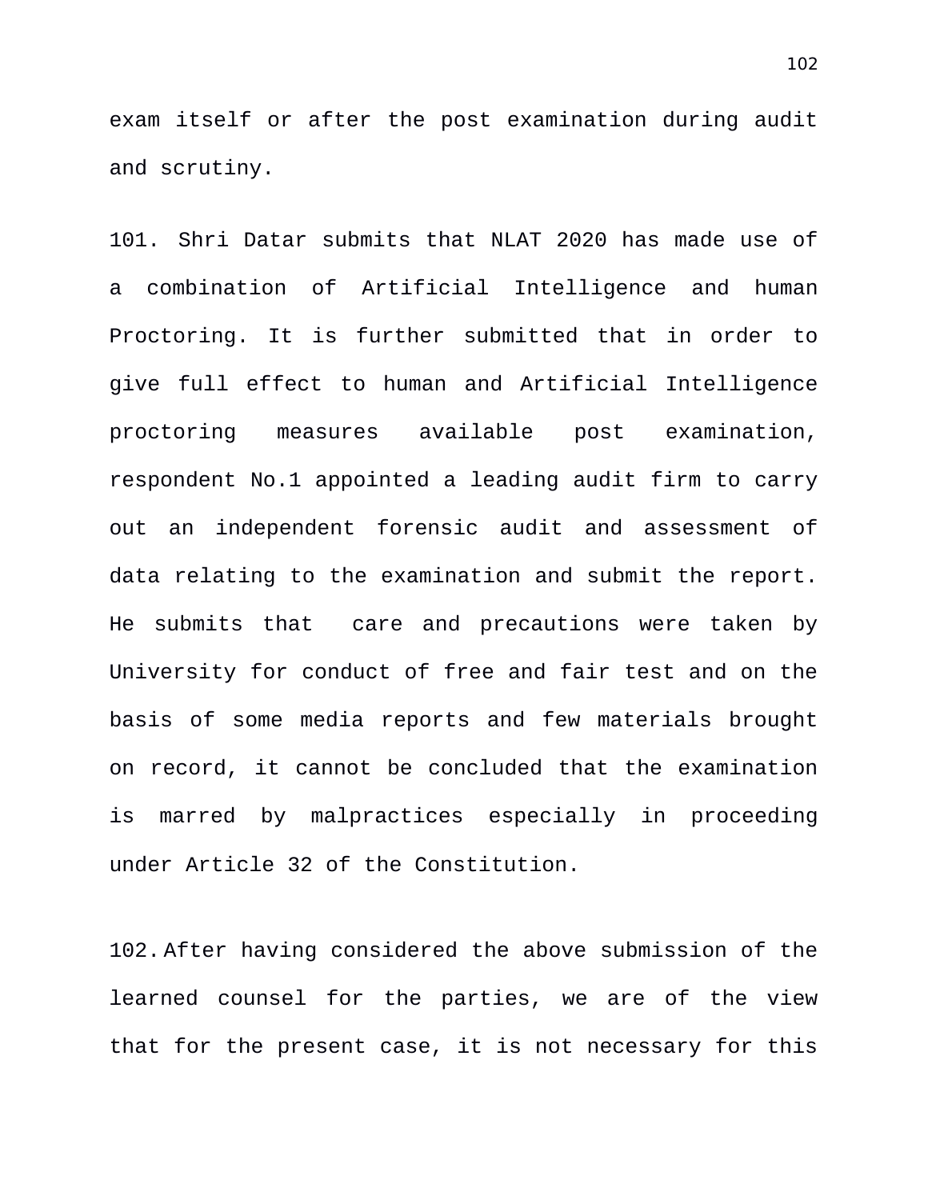exam itself or after the post examination during audit and scrutiny.

101. Shri Datar submits that NLAT 2020 has made use of a combination of Artificial Intelligence and human Proctoring. It is further submitted that in order to give full effect to human and Artificial Intelligence proctoring measures available post examination, respondent No.1 appointed a leading audit firm to carry out an independent forensic audit and assessment of data relating to the examination and submit the report. He submits that care and precautions were taken by University for conduct of free and fair test and on the basis of some media reports and few materials brought on record, it cannot be concluded that the examination is marred by malpractices especially in proceeding under Article 32 of the Constitution.

102. After having considered the above submission of the learned counsel for the parties, we are of the view that for the present case, it is not necessary for this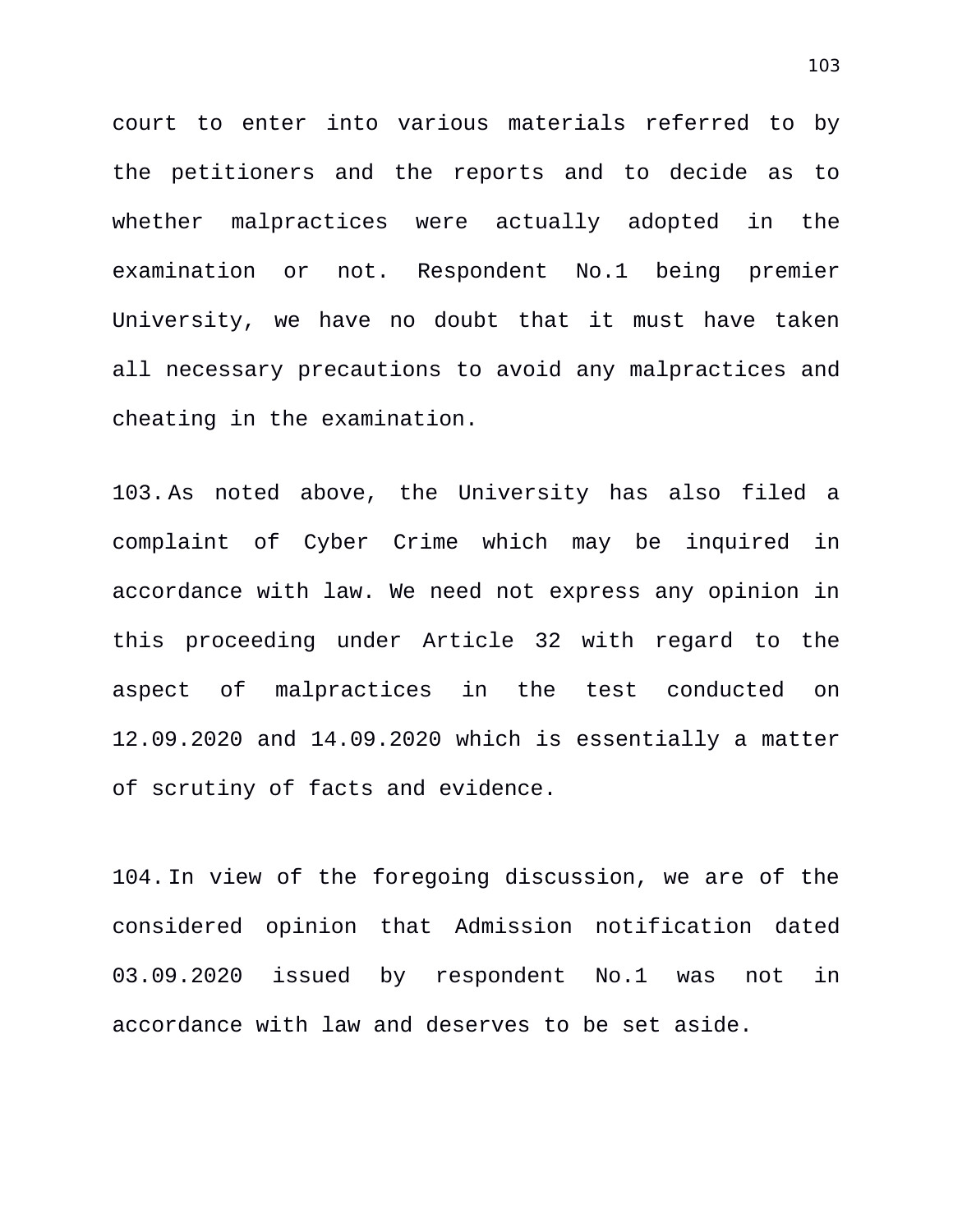court to enter into various materials referred to by the petitioners and the reports and to decide as to whether malpractices were actually adopted in the examination or not. Respondent No.1 being premier University, we have no doubt that it must have taken all necessary precautions to avoid any malpractices and cheating in the examination.

103. As noted above, the University has also filed a complaint of Cyber Crime which may be inquired in accordance with law. We need not express any opinion in this proceeding under Article 32 with regard to the aspect of malpractices in the test conducted on 12.09.2020 and 14.09.2020 which is essentially a matter of scrutiny of facts and evidence.

104. In view of the foregoing discussion, we are of the considered opinion that Admission notification dated 03.09.2020 issued by respondent No.1 was not in accordance with law and deserves to be set aside.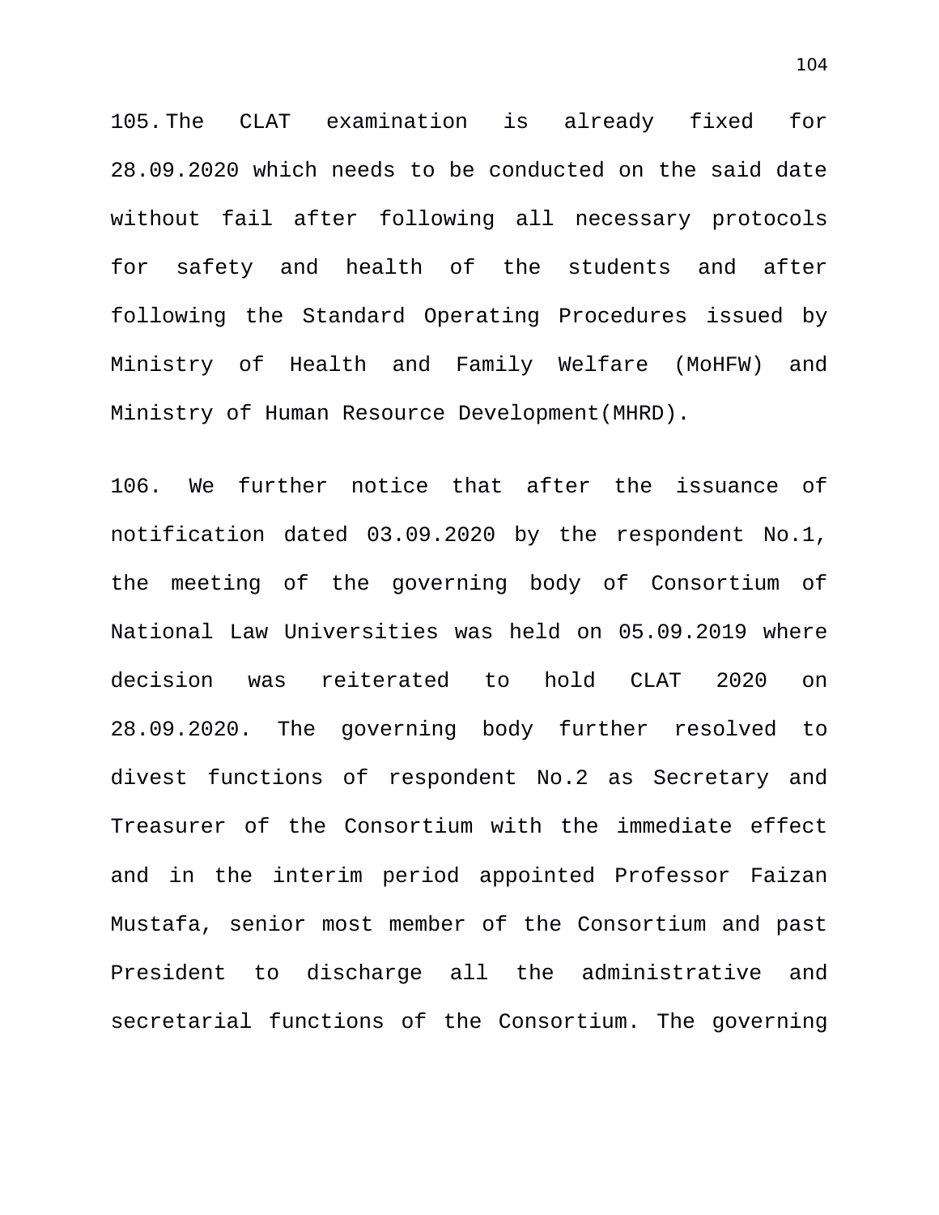105. The CLAT examination is already fixed for 28.09.2020 which needs to be conducted on the said date without fail after following all necessary protocols for safety and health of the students and after following the Standard Operating Procedures issued by Ministry of Health and Family Welfare (MoHFW) and Ministry of Human Resource Development(MHRD).

106. We further notice that after the issuance of notification dated 03.09.2020 by the respondent No.1, the meeting of the governing body of Consortium of National Law Universities was held on 05.09.2019 where decision was reiterated to hold CLAT 2020 on 28.09.2020. The governing body further resolved to divest functions of respondent No.2 as Secretary and Treasurer of the Consortium with the immediate effect and in the interim period appointed Professor Faizan Mustafa, senior most member of the Consortium and past President to discharge all the administrative and secretarial functions of the Consortium. The governing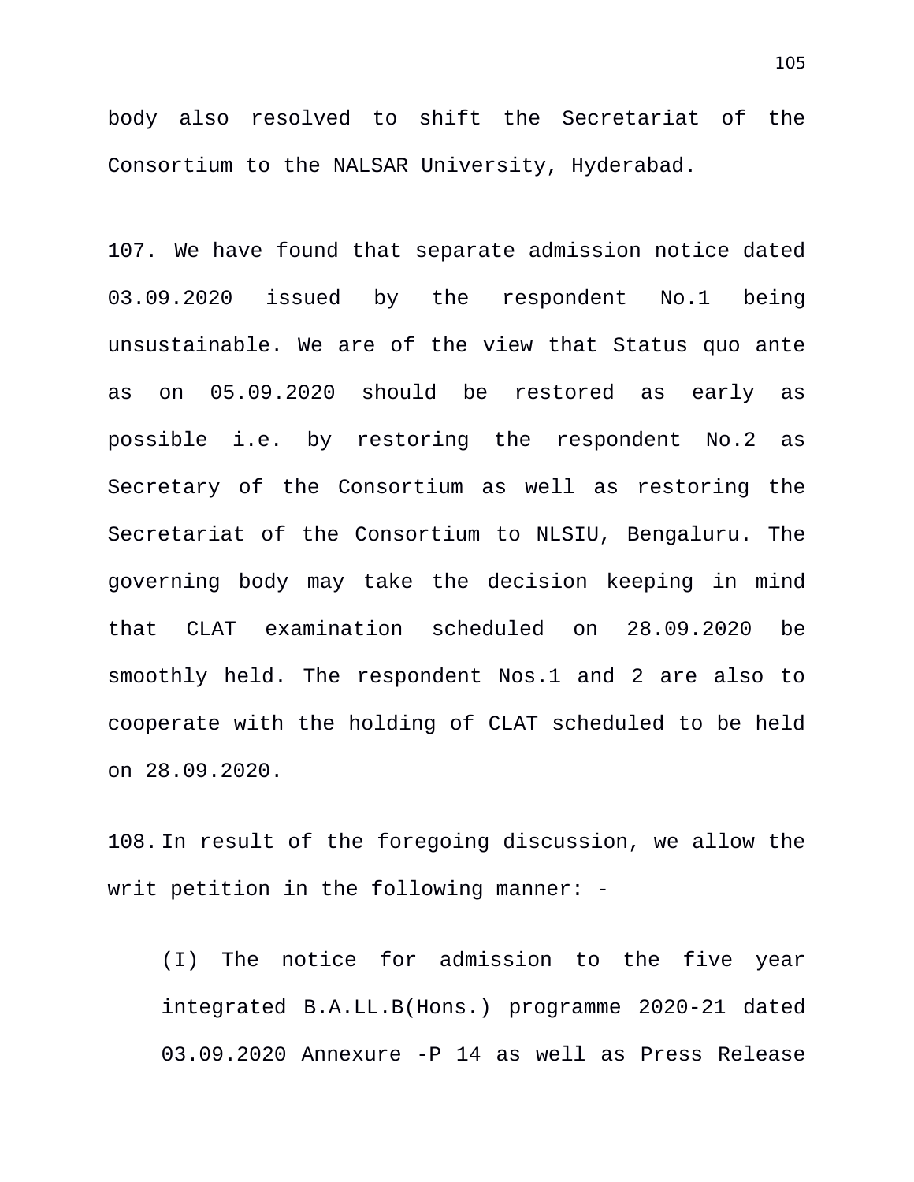body also resolved to shift the Secretariat of the Consortium to the NALSAR University, Hyderabad.

107. We have found that separate admission notice dated 03.09.2020 issued by the respondent No.1 being unsustainable. We are of the view that Status quo ante as on 05.09.2020 should be restored as early as possible i.e. by restoring the respondent No.2 as Secretary of the Consortium as well as restoring the Secretariat of the Consortium to NLSIU, Bengaluru. The governing body may take the decision keeping in mind that CLAT examination scheduled on 28.09.2020 be smoothly held. The respondent Nos.1 and 2 are also to cooperate with the holding of CLAT scheduled to be held on 28.09.2020.

108. In result of the foregoing discussion, we allow the writ petition in the following manner: -

(I) The notice for admission to the five year integrated B.A.LL.B(Hons.) programme 2020-21 dated 03.09.2020 Annexure -P 14 as well as Press Release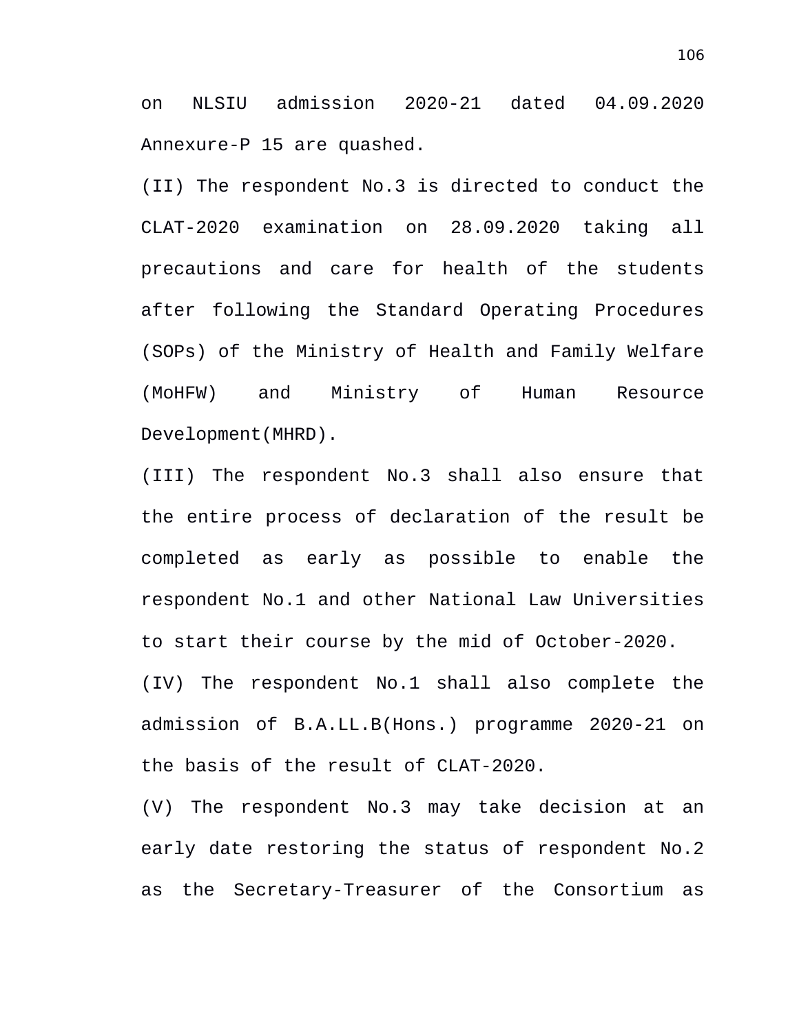on NLSIU admission 2020-21 dated 04.09.2020 Annexure-P 15 are quashed.

(II) The respondent No.3 is directed to conduct the CLAT-2020 examination on 28.09.2020 taking all precautions and care for health of the students after following the Standard Operating Procedures (SOPs) of the Ministry of Health and Family Welfare (MoHFW) and Ministry of Human Resource Development(MHRD).

(III) The respondent No.3 shall also ensure that the entire process of declaration of the result be completed as early as possible to enable the respondent No.1 and other National Law Universities to start their course by the mid of October-2020.

(IV) The respondent No.1 shall also complete the admission of B.A.LL.B(Hons.) programme 2020-21 on the basis of the result of CLAT-2020.

(V) The respondent No.3 may take decision at an early date restoring the status of respondent No.2 as the Secretary-Treasurer of the Consortium as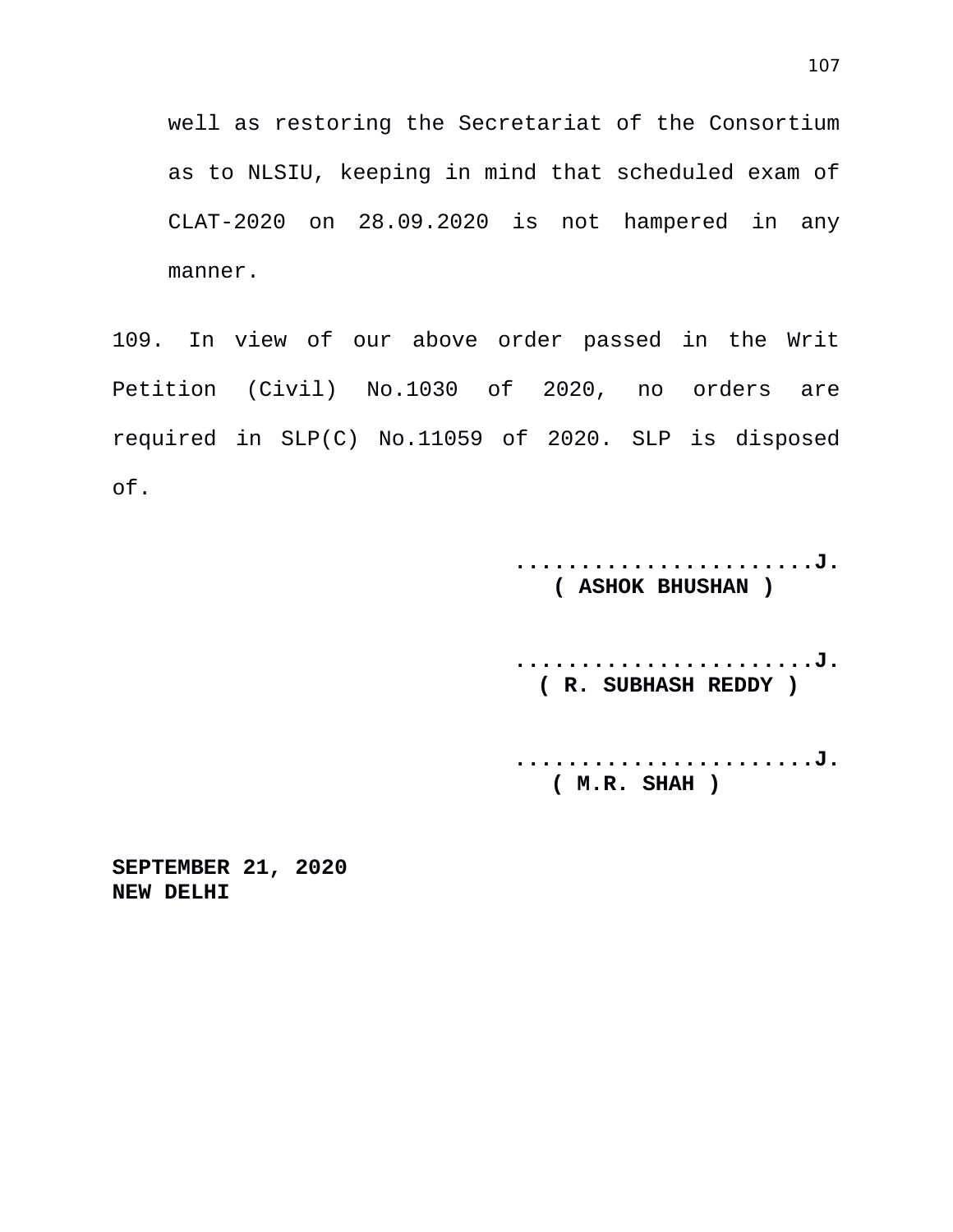well as restoring the Secretariat of the Consortium as to NLSIU, keeping in mind that scheduled exam of CLAT-2020 on 28.09.2020 is not hampered in any manner.

109. In view of our above order passed in the Writ Petition (Civil) No.1030 of 2020, no orders are required in SLP(C) No.11059 of 2020. SLP is disposed of.

**......................J.**
**( ASHOK BHUSHAN )**

**......................J.**
**( R. SUBHASH REDDY )**

**......................J.**
**( M.R. SHAH )**

**SEPTEMBER 21, 2020**
**NEW DELHI**